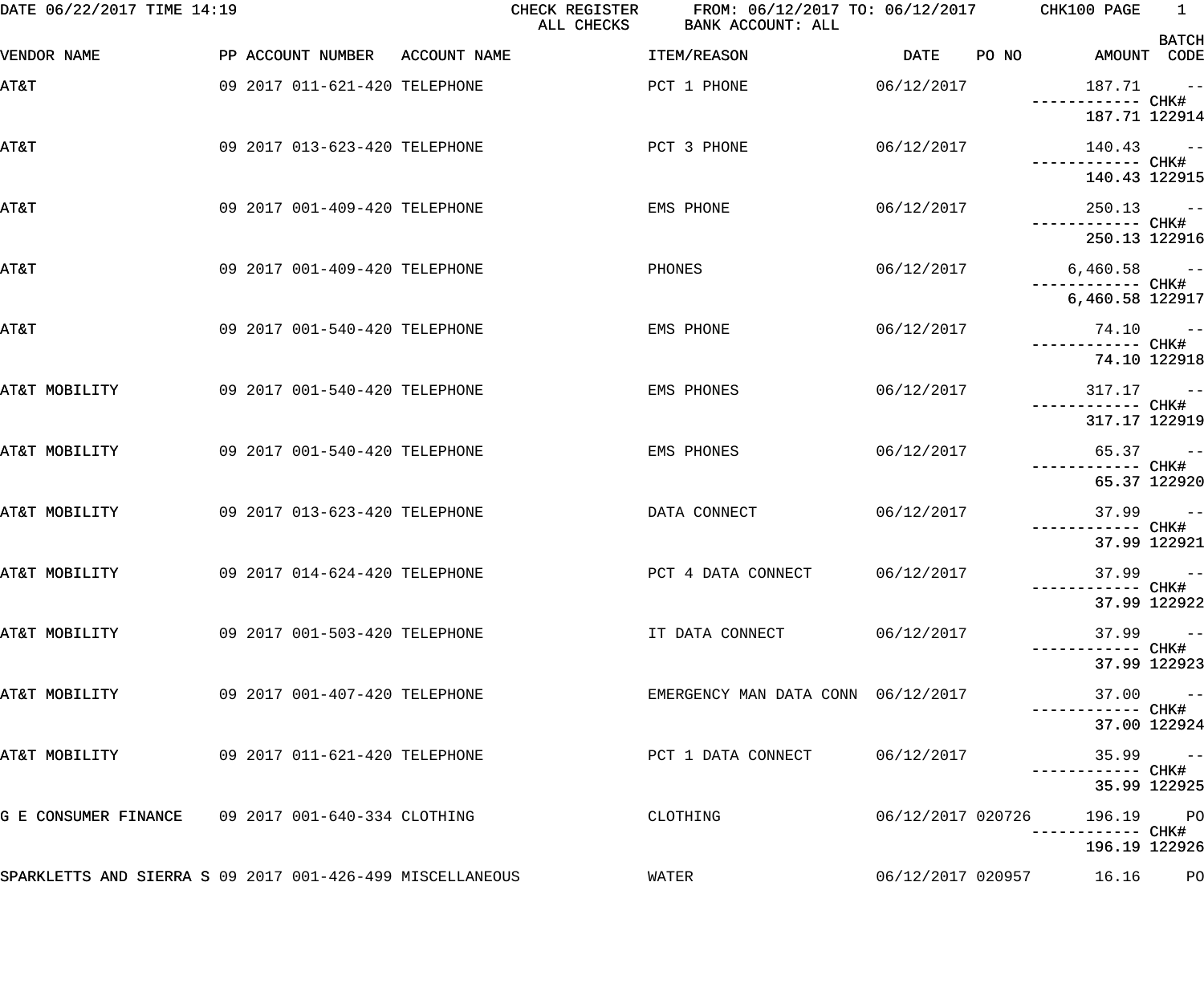DATE 06/22/2017 TIME 14:19 CHECK REGISTER FROM: 06/12/2017 TO: 06/12/2017 CHK100 PAGE 1

ALL CHECKS BANK ACCOUNT: ALL

| VENDOR NAME | PP | ACCOUNT NUMBER | ACCOUNT NAME | ITEM/REASON | DATE | PO NO | AMOUNT | BATCH CODE |
|---|---|---|---|---|---|---|---|---|
| AT&T | 09 | 2017 011-621-420 | TELEPHONE | PCT 1 PHONE | 06/12/2017 | | 187.71 | -- |
| | | | | | | | ------------ | CHK# |
| | | | | | | | 187.71 | 122914 |
| AT&T | 09 | 2017 013-623-420 | TELEPHONE | PCT 3 PHONE | 06/12/2017 | | 140.43 | -- |
| | | | | | | | ------------ | CHK# |
| | | | | | | | 140.43 | 122915 |
| AT&T | 09 | 2017 001-409-420 | TELEPHONE | EMS PHONE | 06/12/2017 | | 250.13 | -- |
| | | | | | | | ------------ | CHK# |
| | | | | | | | 250.13 | 122916 |
| AT&T | 09 | 2017 001-409-420 | TELEPHONE | PHONES | 06/12/2017 | | 6,460.58 | -- |
| | | | | | | | ------------ | CHK# |
| | | | | | | | 6,460.58 | 122917 |
| AT&T | 09 | 2017 001-540-420 | TELEPHONE | EMS PHONE | 06/12/2017 | | 74.10 | -- |
| | | | | | | | ------------ | CHK# |
| | | | | | | | 74.10 | 122918 |
| AT&T MOBILITY | 09 | 2017 001-540-420 | TELEPHONE | EMS PHONES | 06/12/2017 | | 317.17 | -- |
| | | | | | | | ------------ | CHK# |
| | | | | | | | 317.17 | 122919 |
| AT&T MOBILITY | 09 | 2017 001-540-420 | TELEPHONE | EMS PHONES | 06/12/2017 | | 65.37 | -- |
| | | | | | | | ------------ | CHK# |
| | | | | | | | 65.37 | 122920 |
| AT&T MOBILITY | 09 | 2017 013-623-420 | TELEPHONE | DATA CONNECT | 06/12/2017 | | 37.99 | -- |
| | | | | | | | ------------ | CHK# |
| | | | | | | | 37.99 | 122921 |
| AT&T MOBILITY | 09 | 2017 014-624-420 | TELEPHONE | PCT 4 DATA CONNECT | 06/12/2017 | | 37.99 | -- |
| | | | | | | | ------------ | CHK# |
| | | | | | | | 37.99 | 122922 |
| AT&T MOBILITY | 09 | 2017 001-503-420 | TELEPHONE | IT DATA CONNECT | 06/12/2017 | | 37.99 | -- |
| | | | | | | | ------------ | CHK# |
| | | | | | | | 37.99 | 122923 |
| AT&T MOBILITY | 09 | 2017 001-407-420 | TELEPHONE | EMERGENCY MAN DATA CONN | 06/12/2017 | | 37.00 | -- |
| | | | | | | | ------------ | CHK# |
| | | | | | | | 37.00 | 122924 |
| AT&T MOBILITY | 09 | 2017 011-621-420 | TELEPHONE | PCT 1 DATA CONNECT | 06/12/2017 | | 35.99 | -- |
| | | | | | | | ------------ | CHK# |
| | | | | | | | 35.99 | 122925 |
| G E CONSUMER FINANCE | 09 | 2017 001-640-334 | CLOTHING | CLOTHING | 06/12/2017 | 020726 | 196.19 | PO |
| | | | | | | | ------------ | CHK# |
| | | | | | | | 196.19 | 122926 |
| SPARKLETTS AND SIERRA S | 09 | 2017 001-426-499 | MISCELLANEOUS | WATER | 06/12/2017 | 020957 | 16.16 | PO |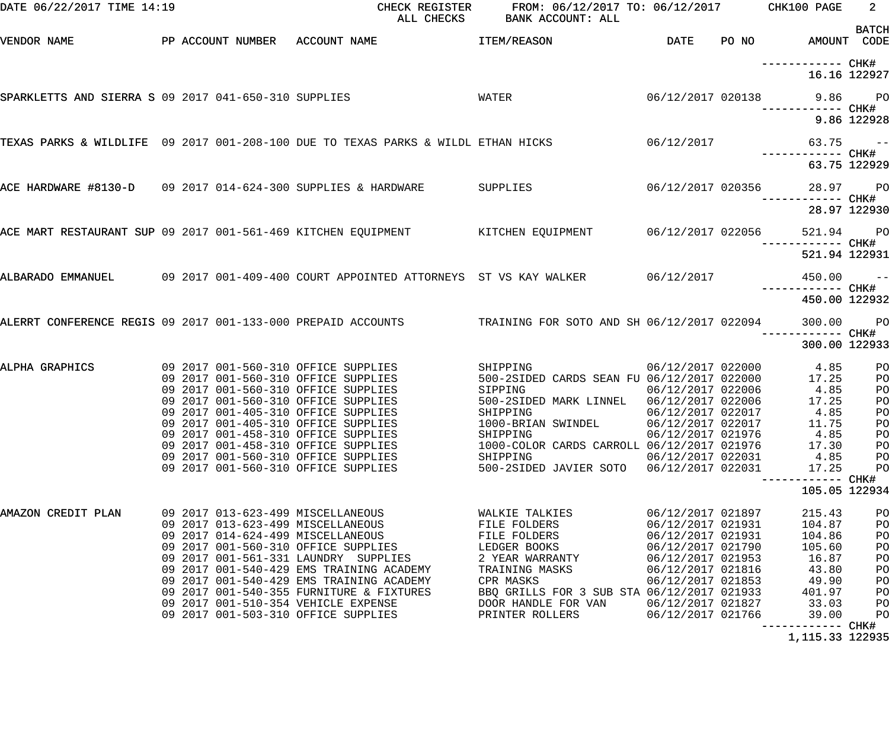DATE 06/22/2017 TIME 14:19 CHECK REGISTER FROM: 06/12/2017 TO: 06/12/2017 CHK100 PAGE 2

ALL CHECKS BANK ACCOUNT: ALL

| VENDOR NAME | PP ACCOUNT NUMBER | ACCOUNT NAME | ITEM/REASON | DATE | PO NO | AMOUNT | BATCH CODE |
|---|---|---|---|---|---|---|---|
| | | | | | | ------------ | CHK# |
| | | | | | | 16.16 | 122927 |
| SPARKLETTS AND SIERRA S | 09 2017 041-650-310 | SUPPLIES | WATER | 06/12/2017 | 020138 | 9.86 | PO |
| | | | | | | ------------ | CHK# |
| | | | | | | 9.86 | 122928 |
| TEXAS PARKS & WILDLIFE | 09 2017 001-208-100 | DUE TO TEXAS PARKS & WILDL | ETHAN HICKS | 06/12/2017 | | 63.75 | -- |
| | | | | | | ------------ | CHK# |
| | | | | | | 63.75 | 122929 |
| ACE HARDWARE #8130-D | 09 2017 014-624-300 | SUPPLIES & HARDWARE | SUPPLIES | 06/12/2017 | 020356 | 28.97 | PO |
| | | | | | | ------------ | CHK# |
| | | | | | | 28.97 | 122930 |
| ACE MART RESTAURANT SUP | 09 2017 001-561-469 | KITCHEN EQUIPMENT | KITCHEN EQUIPMENT | 06/12/2017 | 022056 | 521.94 | PO |
| | | | | | | ------------ | CHK# |
| | | | | | | 521.94 | 122931 |
| ALBARADO EMMANUEL | 09 2017 001-409-400 | COURT APPOINTED ATTORNEYS | ST VS KAY WALKER | 06/12/2017 | | 450.00 | -- |
| | | | | | | ------------ | CHK# |
| | | | | | | 450.00 | 122932 |
| ALERRT CONFERENCE REGIS | 09 2017 001-133-000 | PREPAID ACCOUNTS | TRAINING FOR SOTO AND SH | 06/12/2017 | 022094 | 300.00 | PO |
| | | | | | | ------------ | CHK# |
| | | | | | | 300.00 | 122933 |
| ALPHA GRAPHICS | 09 2017 001-560-310 | OFFICE SUPPLIES | SHIPPING | 06/12/2017 | 022000 | 4.85 | PO |
| | 09 2017 001-560-310 | OFFICE SUPPLIES | 500-2SIDED CARDS SEAN FU | 06/12/2017 | 022000 | 17.25 | PO |
| | 09 2017 001-560-310 | OFFICE SUPPLIES | SIPPING | 06/12/2017 | 022006 | 4.85 | PO |
| | 09 2017 001-560-310 | OFFICE SUPPLIES | 500-2SIDED MARK LINNEL | 06/12/2017 | 022006 | 17.25 | PO |
| | 09 2017 001-405-310 | OFFICE SUPPLIES | SHIPPING | 06/12/2017 | 022017 | 4.85 | PO |
| | 09 2017 001-405-310 | OFFICE SUPPLIES | 1000-BRIAN SWINDEL | 06/12/2017 | 022017 | 11.75 | PO |
| | 09 2017 001-458-310 | OFFICE SUPPLIES | SHIPPING | 06/12/2017 | 021976 | 4.85 | PO |
| | 09 2017 001-458-310 | OFFICE SUPPLIES | 1000-COLOR CARDS CARROLL | 06/12/2017 | 021976 | 17.30 | PO |
| | 09 2017 001-560-310 | OFFICE SUPPLIES | SHIPPING | 06/12/2017 | 022031 | 4.85 | PO |
| | 09 2017 001-560-310 | OFFICE SUPPLIES | 500-2SIDED JAVIER SOTO | 06/12/2017 | 022031 | 17.25 | PO |
| | | | | | | ------------ | CHK# |
| | | | | | | 105.05 | 122934 |
| AMAZON CREDIT PLAN | 09 2017 013-623-499 | MISCELLANEOUS | WALKIE TALKIES | 06/12/2017 | 021897 | 215.43 | PO |
| | 09 2017 013-623-499 | MISCELLANEOUS | FILE FOLDERS | 06/12/2017 | 021931 | 104.87 | PO |
| | 09 2017 014-624-499 | MISCELLANEOUS | FILE FOLDERS | 06/12/2017 | 021931 | 104.86 | PO |
| | 09 2017 001-560-310 | OFFICE SUPPLIES | LEDGER BOOKS | 06/12/2017 | 021790 | 105.60 | PO |
| | 09 2017 001-561-331 | LAUNDRY SUPPLIES | 2 YEAR WARRANTY | 06/12/2017 | 021953 | 16.87 | PO |
| | 09 2017 001-540-429 | EMS TRAINING ACADEMY | TRAINING MASKS | 06/12/2017 | 021816 | 43.80 | PO |
| | 09 2017 001-540-429 | EMS TRAINING ACADEMY | CPR MASKS | 06/12/2017 | 021853 | 49.90 | PO |
| | 09 2017 001-540-355 | FURNITURE & FIXTURES | BBQ GRILLS FOR 3 SUB STA | 06/12/2017 | 021933 | 401.97 | PO |
| | 09 2017 001-510-354 | VEHICLE EXPENSE | DOOR HANDLE FOR VAN | 06/12/2017 | 021827 | 33.03 | PO |
| | 09 2017 001-503-310 | OFFICE SUPPLIES | PRINTER ROLLERS | 06/12/2017 | 021766 | 39.00 | PO |
| | | | | | | ------------ | CHK# |
| | | | | | | 1,115.33 | 122935 |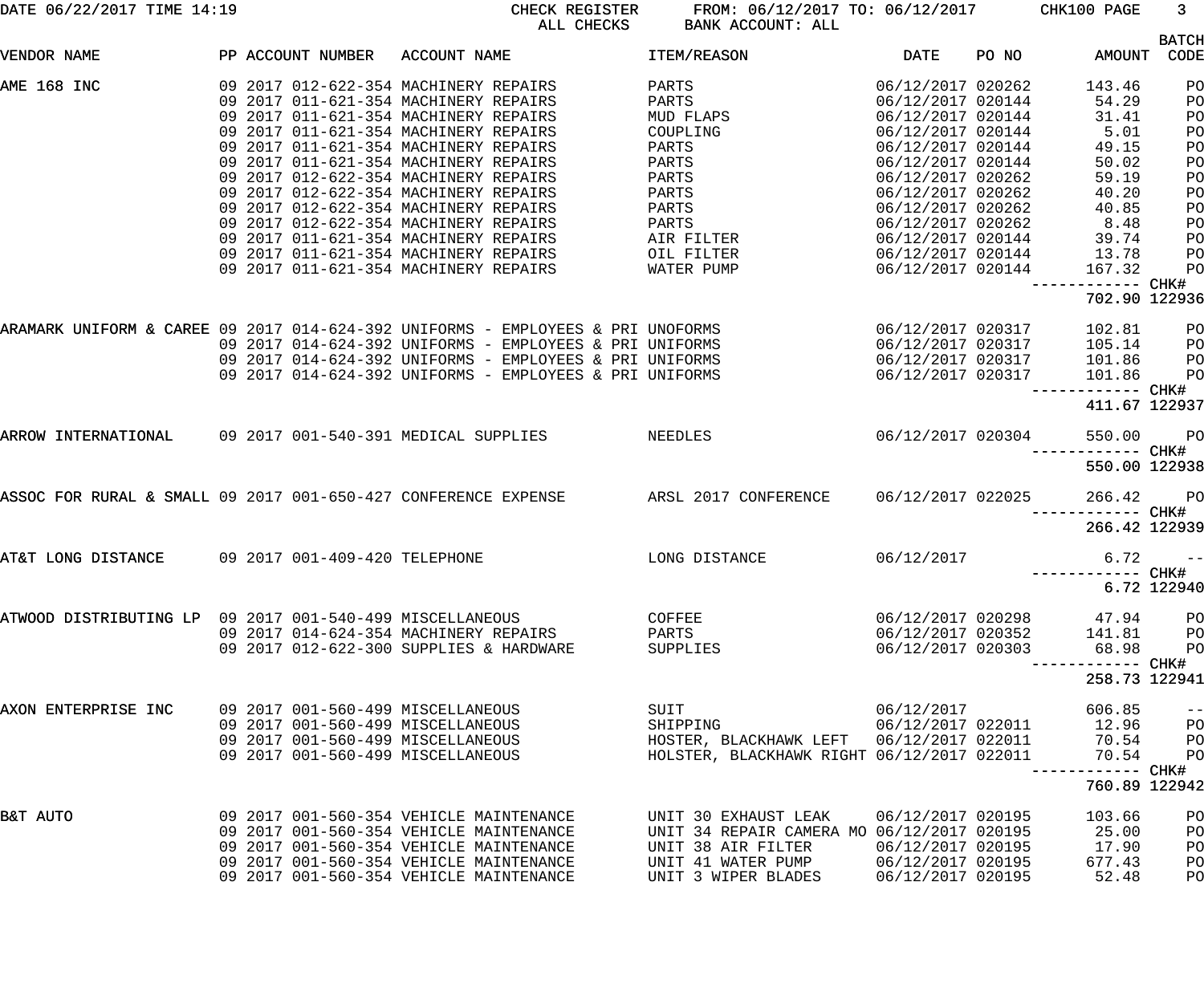CHECK REGISTER — ALL CHECKS — FROM: 06/12/2017 TO: 06/12/2017 — BANK ACCOUNT: ALL

| VENDOR NAME | PP | ACCOUNT NUMBER | ACCOUNT NAME | ITEM/REASON | DATE | PO NO | AMOUNT | BATCH CODE |
|---|---|---|---|---|---|---|---|---|
| AME 168 INC | 09 2017 | 012-622-354 | MACHINERY REPAIRS | PARTS | 06/12/2017 | 020262 | 143.46 | PO |
| | 09 2017 | 011-621-354 | MACHINERY REPAIRS | PARTS | 06/12/2017 | 020144 | 54.29 | PO |
| | 09 2017 | 011-621-354 | MACHINERY REPAIRS | MUD FLAPS | 06/12/2017 | 020144 | 31.41 | PO |
| | 09 2017 | 011-621-354 | MACHINERY REPAIRS | COUPLING | 06/12/2017 | 020144 | 5.01 | PO |
| | 09 2017 | 011-621-354 | MACHINERY REPAIRS | PARTS | 06/12/2017 | 020144 | 49.15 | PO |
| | 09 2017 | 011-621-354 | MACHINERY REPAIRS | PARTS | 06/12/2017 | 020144 | 50.02 | PO |
| | 09 2017 | 012-622-354 | MACHINERY REPAIRS | PARTS | 06/12/2017 | 020262 | 59.19 | PO |
| | 09 2017 | 012-622-354 | MACHINERY REPAIRS | PARTS | 06/12/2017 | 020262 | 40.20 | PO |
| | 09 2017 | 012-622-354 | MACHINERY REPAIRS | PARTS | 06/12/2017 | 020262 | 40.85 | PO |
| | 09 2017 | 012-622-354 | MACHINERY REPAIRS | PARTS | 06/12/2017 | 020262 | 8.48 | PO |
| | 09 2017 | 011-621-354 | MACHINERY REPAIRS | AIR FILTER | 06/12/2017 | 020144 | 39.74 | PO |
| | 09 2017 | 011-621-354 | MACHINERY REPAIRS | OIL FILTER | 06/12/2017 | 020144 | 13.78 | PO |
| | 09 2017 | 011-621-354 | MACHINERY REPAIRS | WATER PUMP | 06/12/2017 | 020144 | 167.32 | PO |
| | | | | | | | 702.90 | CHK# 122936 |
| ARAMARK UNIFORM & CAREE | 09 2017 | 014-624-392 | UNIFORMS - EMPLOYEES & PRI | UNOFORMS | 06/12/2017 | 020317 | 102.81 | PO |
| | 09 2017 | 014-624-392 | UNIFORMS - EMPLOYEES & PRI | UNIFORMS | 06/12/2017 | 020317 | 105.14 | PO |
| | 09 2017 | 014-624-392 | UNIFORMS - EMPLOYEES & PRI | UNIFORMS | 06/12/2017 | 020317 | 101.86 | PO |
| | 09 2017 | 014-624-392 | UNIFORMS - EMPLOYEES & PRI | UNIFORMS | 06/12/2017 | 020317 | 101.86 | PO |
| | | | | | | | 411.67 | CHK# 122937 |
| ARROW INTERNATIONAL | 09 2017 | 001-540-391 | MEDICAL SUPPLIES | NEEDLES | 06/12/2017 | 020304 | 550.00 | PO |
| | | | | | | | 550.00 | CHK# 122938 |
| ASSOC FOR RURAL & SMALL | 09 2017 | 001-650-427 | CONFERENCE EXPENSE | ARSL 2017 CONFERENCE | 06/12/2017 | 022025 | 266.42 | PO |
| | | | | | | | 266.42 | CHK# 122939 |
| AT&T LONG DISTANCE | 09 2017 | 001-409-420 | TELEPHONE | LONG DISTANCE | 06/12/2017 | | 6.72 | -- |
| | | | | | | | 6.72 | CHK# 122940 |
| ATWOOD DISTRIBUTING LP | 09 2017 | 001-540-499 | MISCELLANEOUS | COFFEE | 06/12/2017 | 020298 | 47.94 | PO |
| | 09 2017 | 014-624-354 | MACHINERY REPAIRS | PARTS | 06/12/2017 | 020352 | 141.81 | PO |
| | 09 2017 | 012-622-300 | SUPPLIES & HARDWARE | SUPPLIES | 06/12/2017 | 020303 | 68.98 | PO |
| | | | | | | | 258.73 | CHK# 122941 |
| AXON ENTERPRISE INC | 09 2017 | 001-560-499 | MISCELLANEOUS | SUIT | 06/12/2017 | | 606.85 | -- |
| | 09 2017 | 001-560-499 | MISCELLANEOUS | SHIPPING | 06/12/2017 | 022011 | 12.96 | PO |
| | 09 2017 | 001-560-499 | MISCELLANEOUS | HOSTER, BLACKHAWK LEFT | 06/12/2017 | 022011 | 70.54 | PO |
| | 09 2017 | 001-560-499 | MISCELLANEOUS | HOLSTER, BLACKHAWK RIGHT | 06/12/2017 | 022011 | 70.54 | PO |
| | | | | | | | 760.89 | CHK# 122942 |
| B&T AUTO | 09 2017 | 001-560-354 | VEHICLE MAINTENANCE | UNIT 30 EXHAUST LEAK | 06/12/2017 | 020195 | 103.66 | PO |
| | 09 2017 | 001-560-354 | VEHICLE MAINTENANCE | UNIT 34 REPAIR CAMERA MO | 06/12/2017 | 020195 | 25.00 | PO |
| | 09 2017 | 001-560-354 | VEHICLE MAINTENANCE | UNIT 38 AIR FILTER | 06/12/2017 | 020195 | 17.90 | PO |
| | 09 2017 | 001-560-354 | VEHICLE MAINTENANCE | UNIT 41 WATER PUMP | 06/12/2017 | 020195 | 677.43 | PO |
| | 09 2017 | 001-560-354 | VEHICLE MAINTENANCE | UNIT 3 WIPER BLADES | 06/12/2017 | 020195 | 52.48 | PO |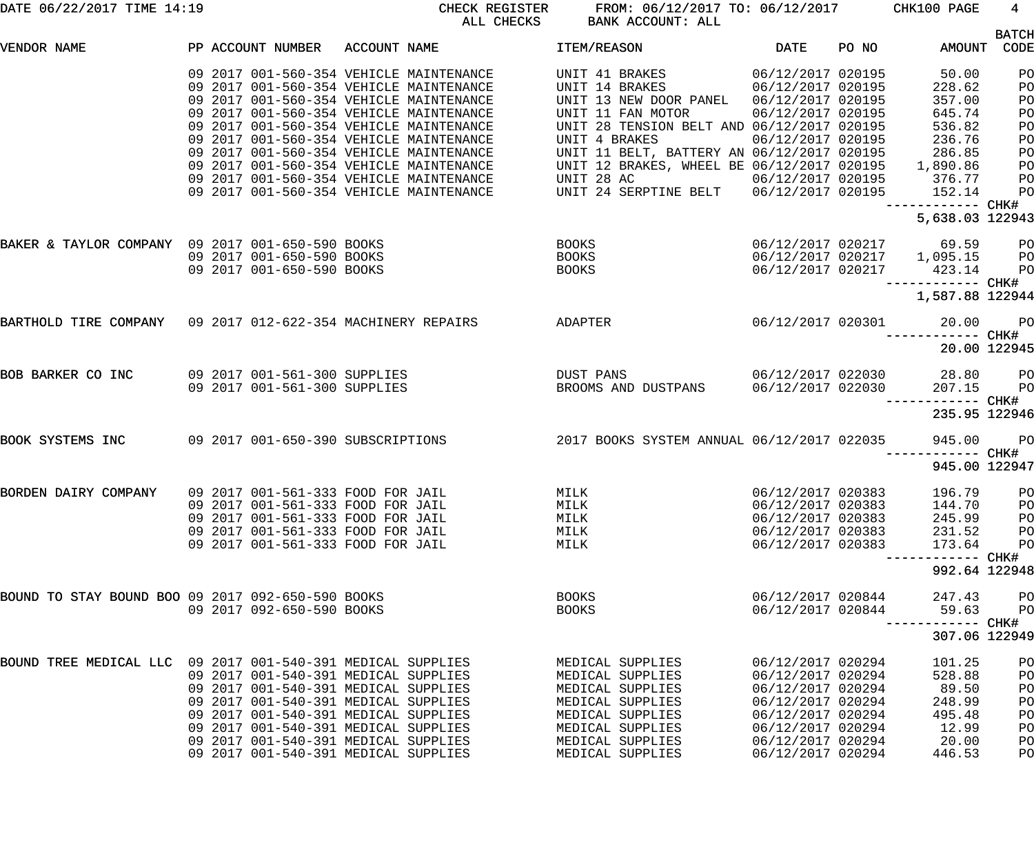CHECK REGISTER FROM: 06/12/2017 TO: 06/12/2017
ALL CHECKS BANK ACCOUNT: ALL

| VENDOR NAME | PP | ACCOUNT NUMBER | ACCOUNT NAME | ITEM/REASON | DATE | PO NO | AMOUNT | BATCH CODE |
|---|---|---|---|---|---|---|---|---|
| | 09 2017 | 001-560-354 | VEHICLE MAINTENANCE | UNIT 41 BRAKES | 06/12/2017 | 020195 | 50.00 | PO |
| | 09 2017 | 001-560-354 | VEHICLE MAINTENANCE | UNIT 14 BRAKES | 06/12/2017 | 020195 | 228.62 | PO |
| | 09 2017 | 001-560-354 | VEHICLE MAINTENANCE | UNIT 13 NEW DOOR PANEL | 06/12/2017 | 020195 | 357.00 | PO |
| | 09 2017 | 001-560-354 | VEHICLE MAINTENANCE | UNIT 11 FAN MOTOR | 06/12/2017 | 020195 | 645.74 | PO |
| | 09 2017 | 001-560-354 | VEHICLE MAINTENANCE | UNIT 28 TENSION BELT AND | 06/12/2017 | 020195 | 536.82 | PO |
| | 09 2017 | 001-560-354 | VEHICLE MAINTENANCE | UNIT 4 BRAKES | 06/12/2017 | 020195 | 236.76 | PO |
| | 09 2017 | 001-560-354 | VEHICLE MAINTENANCE | UNIT 11 BELT, BATTERY AN | 06/12/2017 | 020195 | 286.85 | PO |
| | 09 2017 | 001-560-354 | VEHICLE MAINTENANCE | UNIT 12 BRAKES, WHEEL BE | 06/12/2017 | 020195 | 1,890.86 | PO |
| | 09 2017 | 001-560-354 | VEHICLE MAINTENANCE | UNIT 28 AC | 06/12/2017 | 020195 | 376.77 | PO |
| | 09 2017 | 001-560-354 | VEHICLE MAINTENANCE | UNIT 24 SERPTINE BELT | 06/12/2017 | 020195 | 152.14 | PO |
| | | | | | | | 5,638.03 | CHK# 122943 |
| BAKER & TAYLOR COMPANY | 09 2017 | 001-650-590 | BOOKS | BOOKS | 06/12/2017 | 020217 | 69.59 | PO |
| | 09 2017 | 001-650-590 | BOOKS | BOOKS | 06/12/2017 | 020217 | 1,095.15 | PO |
| | 09 2017 | 001-650-590 | BOOKS | BOOKS | 06/12/2017 | 020217 | 423.14 | PO |
| | | | | | | | 1,587.88 | CHK# 122944 |
| BARTHOLD TIRE COMPANY | 09 2017 | 012-622-354 | MACHINERY REPAIRS | ADAPTER | 06/12/2017 | 020301 | 20.00 | PO |
| | | | | | | | 20.00 | CHK# 122945 |
| BOB BARKER CO INC | 09 2017 | 001-561-300 | SUPPLIES | DUST PANS | 06/12/2017 | 022030 | 28.80 | PO |
| | 09 2017 | 001-561-300 | SUPPLIES | BROOMS AND DUSTPANS | 06/12/2017 | 022030 | 207.15 | PO |
| | | | | | | | 235.95 | CHK# 122946 |
| BOOK SYSTEMS INC | 09 2017 | 001-650-390 | SUBSCRIPTIONS | 2017 BOOKS SYSTEM ANNUAL | 06/12/2017 | 022035 | 945.00 | PO |
| | | | | | | | 945.00 | CHK# 122947 |
| BORDEN DAIRY COMPANY | 09 2017 | 001-561-333 | FOOD FOR JAIL | MILK | 06/12/2017 | 020383 | 196.79 | PO |
| | 09 2017 | 001-561-333 | FOOD FOR JAIL | MILK | 06/12/2017 | 020383 | 144.70 | PO |
| | 09 2017 | 001-561-333 | FOOD FOR JAIL | MILK | 06/12/2017 | 020383 | 245.99 | PO |
| | 09 2017 | 001-561-333 | FOOD FOR JAIL | MILK | 06/12/2017 | 020383 | 231.52 | PO |
| | 09 2017 | 001-561-333 | FOOD FOR JAIL | MILK | 06/12/2017 | 020383 | 173.64 | PO |
| | | | | | | | 992.64 | CHK# 122948 |
| BOUND TO STAY BOUND BOO | 09 2017 | 092-650-590 | BOOKS | BOOKS | 06/12/2017 | 020844 | 247.43 | PO |
| | 09 2017 | 092-650-590 | BOOKS | BOOKS | 06/12/2017 | 020844 | 59.63 | PO |
| | | | | | | | 307.06 | CHK# 122949 |
| BOUND TREE MEDICAL LLC | 09 2017 | 001-540-391 | MEDICAL SUPPLIES | MEDICAL SUPPLIES | 06/12/2017 | 020294 | 101.25 | PO |
| | 09 2017 | 001-540-391 | MEDICAL SUPPLIES | MEDICAL SUPPLIES | 06/12/2017 | 020294 | 528.88 | PO |
| | 09 2017 | 001-540-391 | MEDICAL SUPPLIES | MEDICAL SUPPLIES | 06/12/2017 | 020294 | 89.50 | PO |
| | 09 2017 | 001-540-391 | MEDICAL SUPPLIES | MEDICAL SUPPLIES | 06/12/2017 | 020294 | 248.99 | PO |
| | 09 2017 | 001-540-391 | MEDICAL SUPPLIES | MEDICAL SUPPLIES | 06/12/2017 | 020294 | 495.48 | PO |
| | 09 2017 | 001-540-391 | MEDICAL SUPPLIES | MEDICAL SUPPLIES | 06/12/2017 | 020294 | 12.99 | PO |
| | 09 2017 | 001-540-391 | MEDICAL SUPPLIES | MEDICAL SUPPLIES | 06/12/2017 | 020294 | 20.00 | PO |
| | 09 2017 | 001-540-391 | MEDICAL SUPPLIES | MEDICAL SUPPLIES | 06/12/2017 | 020294 | 446.53 | PO |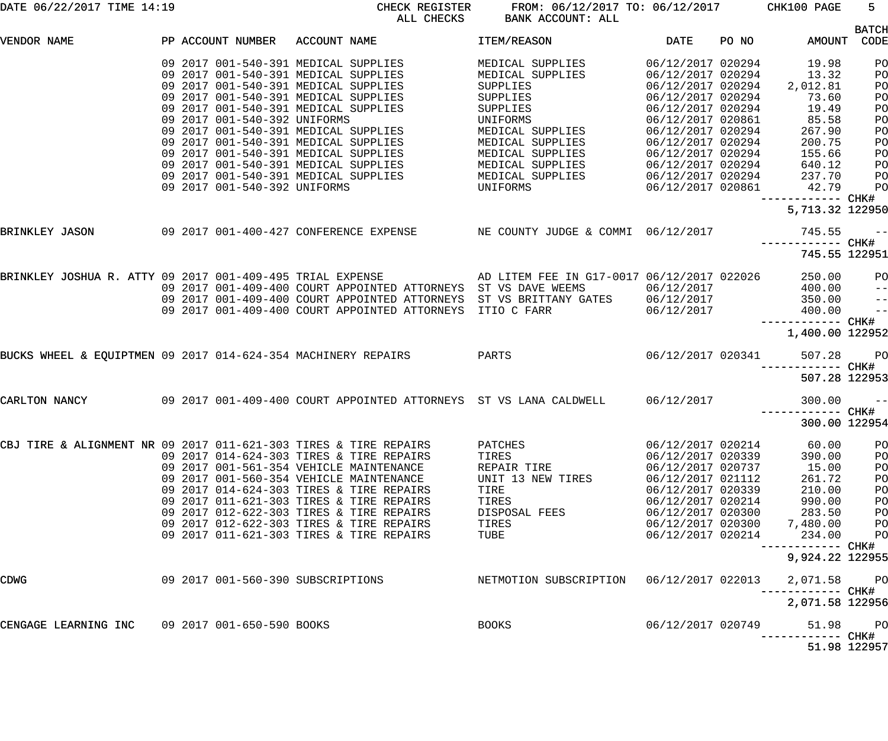DATE 06/22/2017 TIME 14:19 CHECK REGISTER FROM: 06/12/2017 TO: 06/12/2017 CHK100 PAGE 5

ALL CHECKS BANK ACCOUNT: ALL

| VENDOR NAME | PP ACCOUNT NUMBER | ACCOUNT NAME | ITEM/REASON | DATE | PO NO | AMOUNT | BATCH CODE |
|---|---|---|---|---|---|---|---|
| | 09 2017 001-540-391 | MEDICAL SUPPLIES | MEDICAL SUPPLIES | 06/12/2017 | 020294 | 19.98 | PO |
| | 09 2017 001-540-391 | MEDICAL SUPPLIES | MEDICAL SUPPLIES | 06/12/2017 | 020294 | 13.32 | PO |
| | 09 2017 001-540-391 | MEDICAL SUPPLIES | SUPPLIES | 06/12/2017 | 020294 | 2,012.81 | PO |
| | 09 2017 001-540-391 | MEDICAL SUPPLIES | SUPPLIES | 06/12/2017 | 020294 | 73.60 | PO |
| | 09 2017 001-540-391 | MEDICAL SUPPLIES | SUPPLIES | 06/12/2017 | 020294 | 19.49 | PO |
| | 09 2017 001-540-392 | UNIFORMS | UNIFORMS | 06/12/2017 | 020861 | 85.58 | PO |
| | 09 2017 001-540-391 | MEDICAL SUPPLIES | MEDICAL SUPPLIES | 06/12/2017 | 020294 | 267.90 | PO |
| | 09 2017 001-540-391 | MEDICAL SUPPLIES | MEDICAL SUPPLIES | 06/12/2017 | 020294 | 200.75 | PO |
| | 09 2017 001-540-391 | MEDICAL SUPPLIES | MEDICAL SUPPLIES | 06/12/2017 | 020294 | 155.66 | PO |
| | 09 2017 001-540-391 | MEDICAL SUPPLIES | MEDICAL SUPPLIES | 06/12/2017 | 020294 | 640.12 | PO |
| | 09 2017 001-540-391 | MEDICAL SUPPLIES | MEDICAL SUPPLIES | 06/12/2017 | 020294 | 237.70 | PO |
| | 09 2017 001-540-392 | UNIFORMS | UNIFORMS | 06/12/2017 | 020861 | 42.79 | PO |
| | | | | | | 5,713.32 | CHK# 122950 |
| BRINKLEY JASON | 09 2017 001-400-427 | CONFERENCE EXPENSE | NE COUNTY JUDGE & COMMI | 06/12/2017 | | 745.55 | -- |
| | | | | | | 745.55 | CHK# 122951 |
| BRINKLEY JOSHUA R. ATTY | 09 2017 001-409-495 | TRIAL EXPENSE | AD LITEM FEE IN G17-0017 | 06/12/2017 | 022026 | 250.00 | PO |
| | 09 2017 001-409-400 | COURT APPOINTED ATTORNEYS | ST VS DAVE WEEMS | 06/12/2017 | | 400.00 | -- |
| | 09 2017 001-409-400 | COURT APPOINTED ATTORNEYS | ST VS BRITTANY GATES | 06/12/2017 | | 350.00 | -- |
| | 09 2017 001-409-400 | COURT APPOINTED ATTORNEYS | ITIO C FARR | 06/12/2017 | | 400.00 | -- |
| | | | | | | 1,400.00 | CHK# 122952 |
| BUCKS WHEEL & EQUIPTMEN | 09 2017 014-624-354 | MACHINERY REPAIRS | PARTS | 06/12/2017 | 020341 | 507.28 | PO |
| | | | | | | 507.28 | CHK# 122953 |
| CARLTON NANCY | 09 2017 001-409-400 | COURT APPOINTED ATTORNEYS | ST VS LANA CALDWELL | 06/12/2017 | | 300.00 | -- |
| | | | | | | 300.00 | CHK# 122954 |
| CBJ TIRE & ALIGNMENT NR | 09 2017 011-621-303 | TIRES & TIRE REPAIRS | PATCHES | 06/12/2017 | 020214 | 60.00 | PO |
| | 09 2017 014-624-303 | TIRES & TIRE REPAIRS | TIRES | 06/12/2017 | 020339 | 390.00 | PO |
| | 09 2017 001-561-354 | VEHICLE MAINTENANCE | REPAIR TIRE | 06/12/2017 | 020737 | 15.00 | PO |
| | 09 2017 001-560-354 | VEHICLE MAINTENANCE | UNIT 13 NEW TIRES | 06/12/2017 | 021112 | 261.72 | PO |
| | 09 2017 014-624-303 | TIRES & TIRE REPAIRS | TIRE | 06/12/2017 | 020339 | 210.00 | PO |
| | 09 2017 011-621-303 | TIRES & TIRE REPAIRS | TIRES | 06/12/2017 | 020214 | 990.00 | PO |
| | 09 2017 012-622-303 | TIRES & TIRE REPAIRS | DISPOSAL FEES | 06/12/2017 | 020300 | 283.50 | PO |
| | 09 2017 012-622-303 | TIRES & TIRE REPAIRS | TIRES | 06/12/2017 | 020300 | 7,480.00 | PO |
| | 09 2017 011-621-303 | TIRES & TIRE REPAIRS | TUBE | 06/12/2017 | 020214 | 234.00 | PO |
| | | | | | | 9,924.22 | CHK# 122955 |
| CDWG | 09 2017 001-560-390 | SUBSCRIPTIONS | NETMOTION SUBSCRIPTION | 06/12/2017 | 022013 | 2,071.58 | PO |
| | | | | | | 2,071.58 | CHK# 122956 |
| CENGAGE LEARNING INC | 09 2017 001-650-590 | BOOKS | BOOKS | 06/12/2017 | 020749 | 51.98 | PO |
| | | | | | | 51.98 | CHK# 122957 |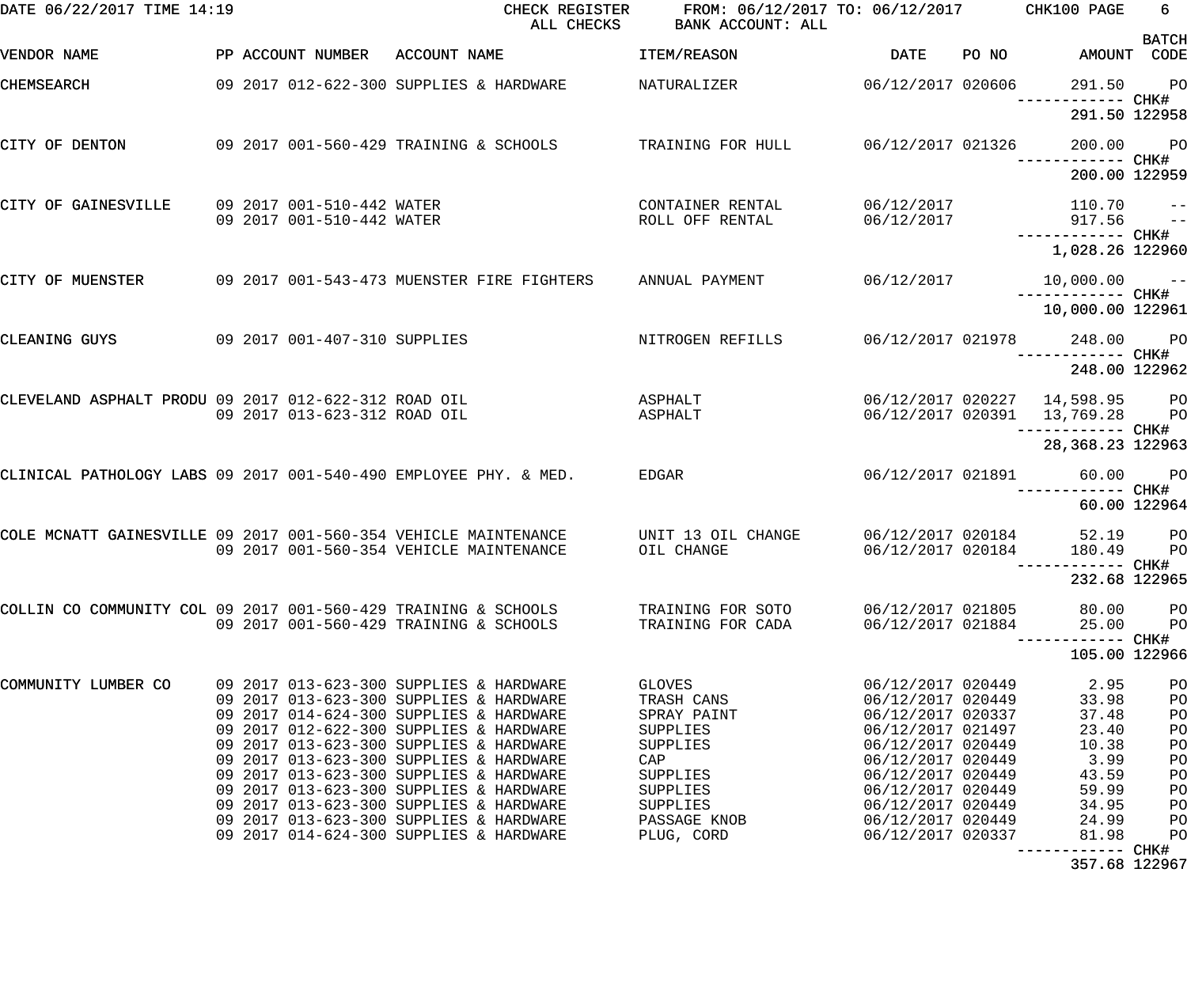DATE 06/22/2017 TIME 14:19 CHECK REGISTER FROM: 06/12/2017 TO: 06/12/2017 CHK100 PAGE 6

ALL CHECKS BANK ACCOUNT: ALL

| VENDOR NAME | PP ACCOUNT NUMBER | ACCOUNT NAME | ITEM/REASON | DATE | PO NO | AMOUNT | BATCH CODE |
|---|---|---|---|---|---|---|---|
| CHEMSEARCH | 09 2017 012-622-300 | SUPPLIES & HARDWARE | NATURALIZER | 06/12/2017 | 020606 | 291.50 | PO |
| | | | | | | ------------ | CHK# |
| | | | | | | 291.50 | 122958 |
| CITY OF DENTON | 09 2017 001-560-429 | TRAINING & SCHOOLS | TRAINING FOR HULL | 06/12/2017 | 021326 | 200.00 | PO |
| | | | | | | ------------ | CHK# |
| | | | | | | 200.00 | 122959 |
| CITY OF GAINESVILLE | 09 2017 001-510-442 | WATER | CONTAINER RENTAL | 06/12/2017 | | 110.70 | -- |
| | 09 2017 001-510-442 | WATER | ROLL OFF RENTAL | 06/12/2017 | | 917.56 | -- |
| | | | | | | ------------ | CHK# |
| | | | | | | 1,028.26 | 122960 |
| CITY OF MUENSTER | 09 2017 001-543-473 | MUENSTER FIRE FIGHTERS | ANNUAL PAYMENT | 06/12/2017 | | 10,000.00 | -- |
| | | | | | | ------------ | CHK# |
| | | | | | | 10,000.00 | 122961 |
| CLEANING GUYS | 09 2017 001-407-310 | SUPPLIES | NITROGEN REFILLS | 06/12/2017 | 021978 | 248.00 | PO |
| | | | | | | ------------ | CHK# |
| | | | | | | 248.00 | 122962 |
| CLEVELAND ASPHALT PRODU | 09 2017 012-622-312 | ROAD OIL | ASPHALT | 06/12/2017 | 020227 | 14,598.95 | PO |
| | 09 2017 013-623-312 | ROAD OIL | ASPHALT | 06/12/2017 | 020391 | 13,769.28 | PO |
| | | | | | | ------------ | CHK# |
| | | | | | | 28,368.23 | 122963 |
| CLINICAL PATHOLOGY LABS | 09 2017 001-540-490 | EMPLOYEE PHY. & MED. | EDGAR | 06/12/2017 | 021891 | 60.00 | PO |
| | | | | | | ------------ | CHK# |
| | | | | | | 60.00 | 122964 |
| COLE MCNATT GAINESVILLE | 09 2017 001-560-354 | VEHICLE MAINTENANCE | UNIT 13 OIL CHANGE | 06/12/2017 | 020184 | 52.19 | PO |
| | 09 2017 001-560-354 | VEHICLE MAINTENANCE | OIL CHANGE | 06/12/2017 | 020184 | 180.49 | PO |
| | | | | | | ------------ | CHK# |
| | | | | | | 232.68 | 122965 |
| COLLIN CO COMMUNITY COL | 09 2017 001-560-429 | TRAINING & SCHOOLS | TRAINING FOR SOTO | 06/12/2017 | 021805 | 80.00 | PO |
| | 09 2017 001-560-429 | TRAINING & SCHOOLS | TRAINING FOR CADA | 06/12/2017 | 021884 | 25.00 | PO |
| | | | | | | ------------ | CHK# |
| | | | | | | 105.00 | 122966 |
| COMMUNITY LUMBER CO | 09 2017 013-623-300 | SUPPLIES & HARDWARE | GLOVES | 06/12/2017 | 020449 | 2.95 | PO |
| | 09 2017 013-623-300 | SUPPLIES & HARDWARE | TRASH CANS | 06/12/2017 | 020449 | 33.98 | PO |
| | 09 2017 014-624-300 | SUPPLIES & HARDWARE | SPRAY PAINT | 06/12/2017 | 020337 | 37.48 | PO |
| | 09 2017 012-622-300 | SUPPLIES & HARDWARE | SUPPLIES | 06/12/2017 | 021497 | 23.40 | PO |
| | 09 2017 013-623-300 | SUPPLIES & HARDWARE | SUPPLIES | 06/12/2017 | 020449 | 10.38 | PO |
| | 09 2017 013-623-300 | SUPPLIES & HARDWARE | CAP | 06/12/2017 | 020449 | 3.99 | PO |
| | 09 2017 013-623-300 | SUPPLIES & HARDWARE | SUPPLIES | 06/12/2017 | 020449 | 43.59 | PO |
| | 09 2017 013-623-300 | SUPPLIES & HARDWARE | SUPPLIES | 06/12/2017 | 020449 | 59.99 | PO |
| | 09 2017 013-623-300 | SUPPLIES & HARDWARE | SUPPLIES | 06/12/2017 | 020449 | 34.95 | PO |
| | 09 2017 013-623-300 | SUPPLIES & HARDWARE | PASSAGE KNOB | 06/12/2017 | 020449 | 24.99 | PO |
| | 09 2017 014-624-300 | SUPPLIES & HARDWARE | PLUG, CORD | 06/12/2017 | 020337 | 81.98 | PO |
| | | | | | | ------------ | CHK# |
| | | | | | | 357.68 | 122967 |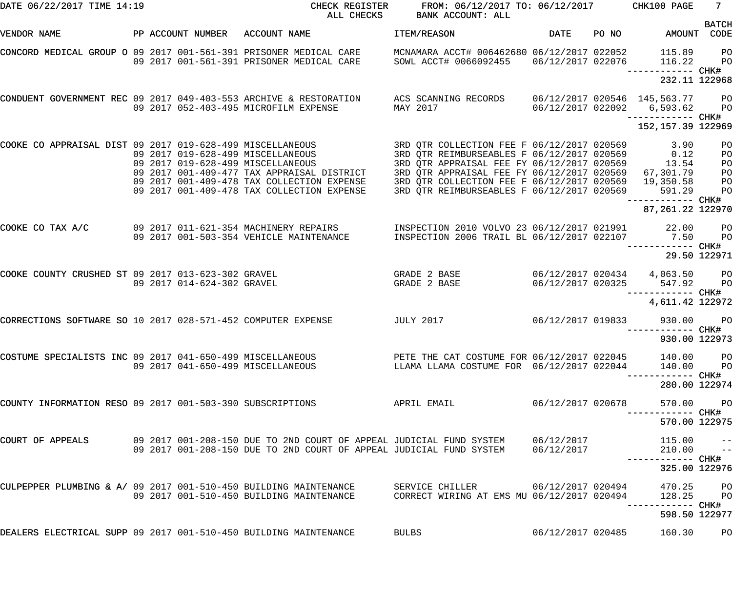DATE 06/22/2017 TIME 14:19 CHECK REGISTER ALL CHECKS FROM: 06/12/2017 TO: 06/12/2017 BANK ACCOUNT: ALL CHK100

| VENDOR NAME | PP | ACCOUNT NUMBER | ACCOUNT NAME | ITEM/REASON | DATE | PO NO | AMOUNT | BATCH CODE |
|---|---|---|---|---|---|---|---|---|
| CONCORD MEDICAL GROUP O | 09 2017 | 001-561-391 | PRISONER MEDICAL CARE | MCNAMARA ACCT# 006462680 | 06/12/2017 | 022052 | 115.89 | PO |
| | 09 2017 | 001-561-391 | PRISONER MEDICAL CARE | SOWL ACCT# 0066092455 | 06/12/2017 | 022076 | 116.22 | PO |
| | | | | | | | ------------ CHK# | |
| | | | | | | | 232.11 | 122968 |
| CONDUENT GOVERNMENT REC | 09 2017 | 049-403-553 | ARCHIVE & RESTORATION | ACS SCANNING RECORDS | 06/12/2017 | 020546 | 145,563.77 | PO |
| | 09 2017 | 052-403-495 | MICROFILM EXPENSE | MAY 2017 | 06/12/2017 | 022092 | 6,593.62 | PO |
| | | | | | | | ------------ CHK# | |
| | | | | | | | 152,157.39 | 122969 |
| COOKE CO APPRAISAL DIST | 09 2017 | 019-628-499 | MISCELLANEOUS | 3RD QTR COLLECTION FEE F | 06/12/2017 | 020569 | 3.90 | PO |
| | 09 2017 | 019-628-499 | MISCELLANEOUS | 3RD QTR REIMBURSEABLES F | 06/12/2017 | 020569 | 0.12 | PO |
| | 09 2017 | 019-628-499 | MISCELLANEOUS | 3RD QTR APPRAISAL FEE FY | 06/12/2017 | 020569 | 13.54 | PO |
| | 09 2017 | 001-409-477 | TAX APPRAISAL DISTRICT | 3RD QTR APPRAISAL FEE FY | 06/12/2017 | 020569 | 67,301.79 | PO |
| | 09 2017 | 001-409-478 | TAX COLLECTION EXPENSE | 3RD QTR COLLECTION FEE F | 06/12/2017 | 020569 | 19,350.58 | PO |
| | 09 2017 | 001-409-478 | TAX COLLECTION EXPENSE | 3RD QTR REIMBURSEABLES F | 06/12/2017 | 020569 | 591.29 | PO |
| | | | | | | | ------------ CHK# | |
| | | | | | | | 87,261.22 | 122970 |
| COOKE CO TAX A/C | 09 2017 | 011-621-354 | MACHINERY REPAIRS | INSPECTION 2010 VOLVO 23 | 06/12/2017 | 021991 | 22.00 | PO |
| | 09 2017 | 001-503-354 | VEHICLE MAINTENANCE | INSPECTION 2006 TRAIL BL | 06/12/2017 | 022107 | 7.50 | PO |
| | | | | | | | ------------ CHK# | |
| | | | | | | | 29.50 | 122971 |
| COOKE COUNTY CRUSHED ST | 09 2017 | 013-623-302 | GRAVEL | GRADE 2 BASE | 06/12/2017 | 020434 | 4,063.50 | PO |
| | 09 2017 | 014-624-302 | GRAVEL | GRADE 2 BASE | 06/12/2017 | 020325 | 547.92 | PO |
| | | | | | | | ------------ CHK# | |
| | | | | | | | 4,611.42 | 122972 |
| CORRECTIONS SOFTWARE SO | 10 2017 | 028-571-452 | COMPUTER EXPENSE | JULY 2017 | 06/12/2017 | 019833 | 930.00 | PO |
| | | | | | | | ------------ CHK# | |
| | | | | | | | 930.00 | 122973 |
| COSTUME SPECIALISTS INC | 09 2017 | 041-650-499 | MISCELLANEOUS | PETE THE CAT COSTUME FOR | 06/12/2017 | 022045 | 140.00 | PO |
| | 09 2017 | 041-650-499 | MISCELLANEOUS | LLAMA LLAMA COSTUME FOR | 06/12/2017 | 022044 | 140.00 | PO |
| | | | | | | | ------------ CHK# | |
| | | | | | | | 280.00 | 122974 |
| COUNTY INFORMATION RESO | 09 2017 | 001-503-390 | SUBSCRIPTIONS | APRIL EMAIL | 06/12/2017 | 020678 | 570.00 | PO |
| | | | | | | | ------------ CHK# | |
| | | | | | | | 570.00 | 122975 |
| COURT OF APPEALS | 09 2017 | 001-208-150 | DUE TO 2ND COURT OF APPEAL | JUDICIAL FUND SYSTEM | 06/12/2017 | | 115.00 | -- |
| | 09 2017 | 001-208-150 | DUE TO 2ND COURT OF APPEAL | JUDICIAL FUND SYSTEM | 06/12/2017 | | 210.00 | -- |
| | | | | | | | ------------ CHK# | |
| | | | | | | | 325.00 | 122976 |
| CULPEPPER PLUMBING & A/ | 09 2017 | 001-510-450 | BUILDING MAINTENANCE | SERVICE CHILLER | 06/12/2017 | 020494 | 470.25 | PO |
| | 09 2017 | 001-510-450 | BUILDING MAINTENANCE | CORRECT WIRING AT EMS MU | 06/12/2017 | 020494 | 128.25 | PO |
| | | | | | | | ------------ CHK# | |
| | | | | | | | 598.50 | 122977 |
| DEALERS ELECTRICAL SUPP | 09 2017 | 001-510-450 | BUILDING MAINTENANCE | BULBS | 06/12/2017 | 020485 | 160.30 | PO |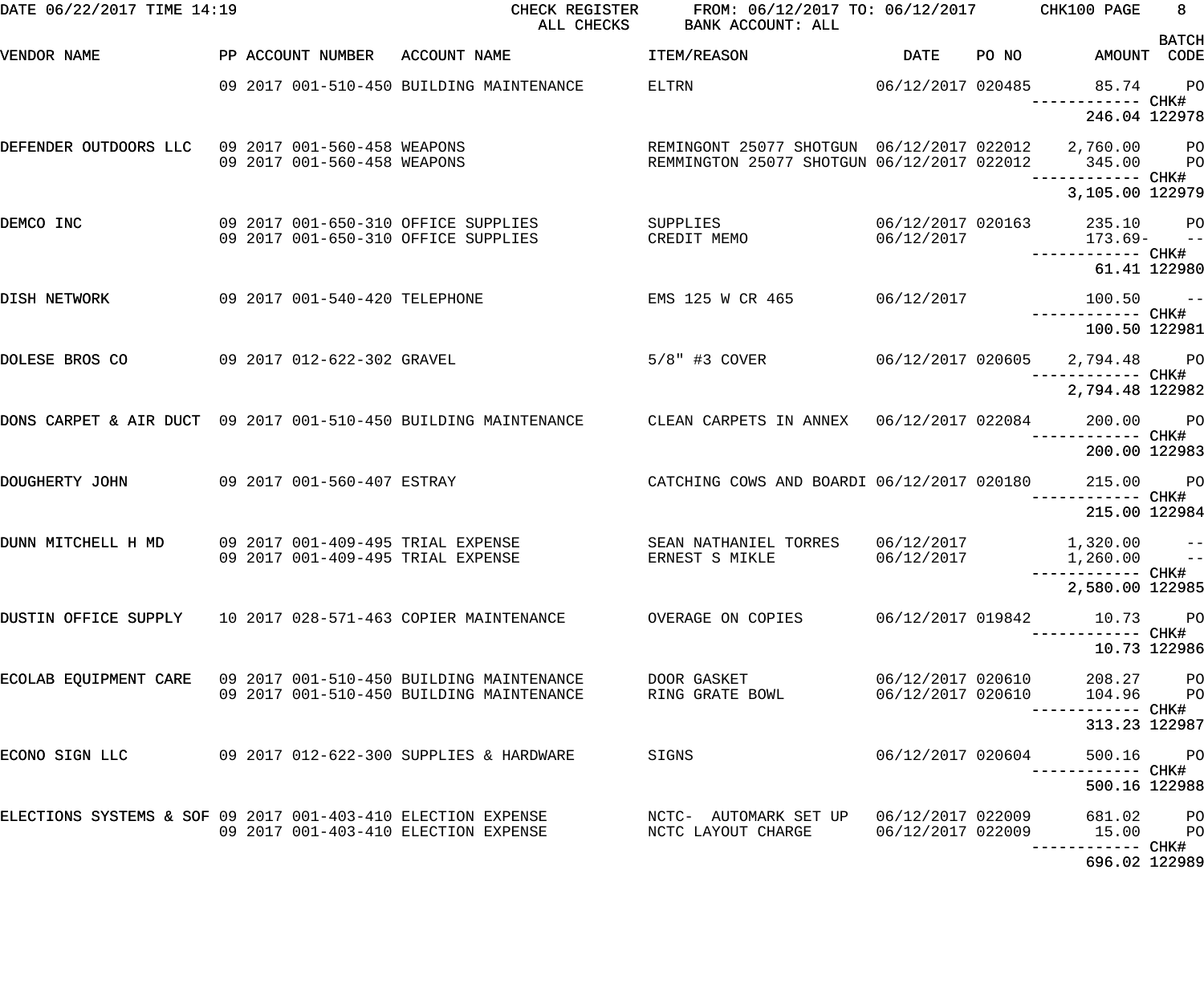DATE 06/22/2017 TIME 14:19 CHECK REGISTER FROM: 06/12/2017 TO: 06/12/2017 CHK100 PAGE 8
ALL CHECKS BANK ACCOUNT: ALL

| VENDOR NAME | PP | ACCOUNT NUMBER | ACCOUNT NAME | ITEM/REASON | DATE | PO NO | AMOUNT | BATCH CODE |
|---|---|---|---|---|---|---|---|---|
| | 09 2017 | 001-510-450 | BUILDING MAINTENANCE | ELTRN | 06/12/2017 | 020485 | 85.74 | PO |
| | | | | | | | ------------ CHK# | |
| | | | | | | | 246.04 | 122978 |
| DEFENDER OUTDOORS LLC | 09 2017 | 001-560-458 | WEAPONS | REMINGONT 25077 SHOTGUN | 06/12/2017 | 022012 | 2,760.00 | PO |
| | 09 2017 | 001-560-458 | WEAPONS | REMMINGTON 25077 SHOTGUN | 06/12/2017 | 022012 | 345.00 | PO |
| | | | | | | | ------------ CHK# | |
| | | | | | | | 3,105.00 | 122979 |
| DEMCO INC | 09 2017 | 001-650-310 | OFFICE SUPPLIES | SUPPLIES | 06/12/2017 | 020163 | 235.10 | PO |
| | 09 2017 | 001-650-310 | OFFICE SUPPLIES | CREDIT MEMO | 06/12/2017 | | 173.69- | -- |
| | | | | | | | ------------ CHK# | |
| | | | | | | | 61.41 | 122980 |
| DISH NETWORK | 09 2017 | 001-540-420 | TELEPHONE | EMS 125 W CR 465 | 06/12/2017 | | 100.50 | -- |
| | | | | | | | ------------ CHK# | |
| | | | | | | | 100.50 | 122981 |
| DOLESE BROS CO | 09 2017 | 012-622-302 | GRAVEL | 5/8" #3 COVER | 06/12/2017 | 020605 | 2,794.48 | PO |
| | | | | | | | ------------ CHK# | |
| | | | | | | | 2,794.48 | 122982 |
| DONS CARPET & AIR DUCT | 09 2017 | 001-510-450 | BUILDING MAINTENANCE | CLEAN CARPETS IN ANNEX | 06/12/2017 | 022084 | 200.00 | PO |
| | | | | | | | ------------ CHK# | |
| | | | | | | | 200.00 | 122983 |
| DOUGHERTY JOHN | 09 2017 | 001-560-407 | ESTRAY | CATCHING COWS AND BOARDI | 06/12/2017 | 020180 | 215.00 | PO |
| | | | | | | | ------------ CHK# | |
| | | | | | | | 215.00 | 122984 |
| DUNN MITCHELL H MD | 09 2017 | 001-409-495 | TRIAL EXPENSE | SEAN NATHANIEL TORRES | 06/12/2017 | | 1,320.00 | -- |
| | 09 2017 | 001-409-495 | TRIAL EXPENSE | ERNEST S MIKLE | 06/12/2017 | | 1,260.00 | -- |
| | | | | | | | ------------ CHK# | |
| | | | | | | | 2,580.00 | 122985 |
| DUSTIN OFFICE SUPPLY | 10 2017 | 028-571-463 | COPIER MAINTENANCE | OVERAGE ON COPIES | 06/12/2017 | 019842 | 10.73 | PO |
| | | | | | | | ------------ CHK# | |
| | | | | | | | 10.73 | 122986 |
| ECOLAB EQUIPMENT CARE | 09 2017 | 001-510-450 | BUILDING MAINTENANCE | DOOR GASKET | 06/12/2017 | 020610 | 208.27 | PO |
| | 09 2017 | 001-510-450 | BUILDING MAINTENANCE | RING GRATE BOWL | 06/12/2017 | 020610 | 104.96 | PO |
| | | | | | | | ------------ CHK# | |
| | | | | | | | 313.23 | 122987 |
| ECONO SIGN LLC | 09 2017 | 012-622-300 | SUPPLIES & HARDWARE | SIGNS | 06/12/2017 | 020604 | 500.16 | PO |
| | | | | | | | ------------ CHK# | |
| | | | | | | | 500.16 | 122988 |
| ELECTIONS SYSTEMS & SOF | 09 2017 | 001-403-410 | ELECTION EXPENSE | NCTC- AUTOMARK SET UP | 06/12/2017 | 022009 | 681.02 | PO |
| | 09 2017 | 001-403-410 | ELECTION EXPENSE | NCTC LAYOUT CHARGE | 06/12/2017 | 022009 | 15.00 | PO |
| | | | | | | | ------------ CHK# | |
| | | | | | | | 696.02 | 122989 |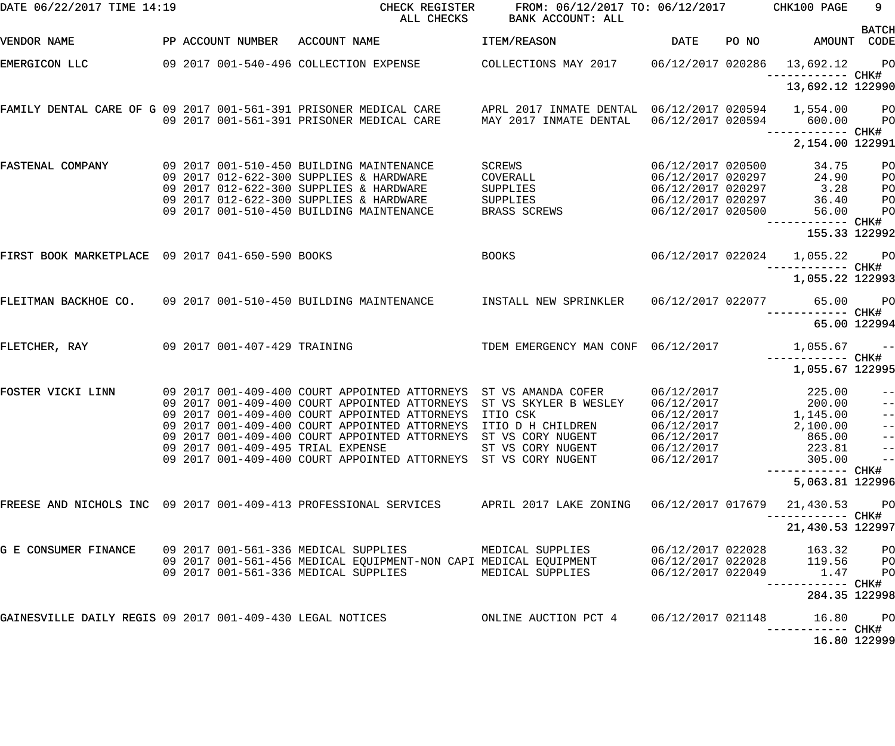DATE 06/22/2017 TIME 14:19 CHECK REGISTER ALL CHECKS FROM: 06/12/2017 TO: 06/12/2017 BANK ACCOUNT: ALL CHK100 PAGE 9

| VENDOR NAME | PP | ACCOUNT NUMBER | ACCOUNT NAME | ITEM/REASON | DATE | PO NO | AMOUNT | BATCH CODE |
|---|---|---|---|---|---|---|---|---|
| EMERGICON LLC | 09 2017 | 001-540-496 | COLLECTION EXPENSE | COLLECTIONS MAY 2017 | 06/12/2017 | 020286 | 13,692.12 | PO |
| | | | | | | | 13,692.12 | CHK# 122990 |
| FAMILY DENTAL CARE OF G | 09 2017 | 001-561-391 | PRISONER MEDICAL CARE | APRL 2017 INMATE DENTAL | 06/12/2017 | 020594 | 1,554.00 | PO |
| | 09 2017 | 001-561-391 | PRISONER MEDICAL CARE | MAY 2017 INMATE DENTAL | 06/12/2017 | 020594 | 600.00 | PO |
| | | | | | | | 2,154.00 | CHK# 122991 |
| FASTENAL COMPANY | 09 2017 | 001-510-450 | BUILDING MAINTENANCE | SCREWS | 06/12/2017 | 020500 | 34.75 | PO |
| | 09 2017 | 012-622-300 | SUPPLIES & HARDWARE | COVERALL | 06/12/2017 | 020297 | 24.90 | PO |
| | 09 2017 | 012-622-300 | SUPPLIES & HARDWARE | SUPPLIES | 06/12/2017 | 020297 | 3.28 | PO |
| | 09 2017 | 012-622-300 | SUPPLIES & HARDWARE | SUPPLIES | 06/12/2017 | 020297 | 36.40 | PO |
| | 09 2017 | 001-510-450 | BUILDING MAINTENANCE | BRASS SCREWS | 06/12/2017 | 020500 | 56.00 | PO |
| | | | | | | | 155.33 | CHK# 122992 |
| FIRST BOOK MARKETPLACE | 09 2017 | 041-650-590 | BOOKS | BOOKS | 06/12/2017 | 022024 | 1,055.22 | PO |
| | | | | | | | 1,055.22 | CHK# 122993 |
| FLEITMAN BACKHOE CO. | 09 2017 | 001-510-450 | BUILDING MAINTENANCE | INSTALL NEW SPRINKLER | 06/12/2017 | 022077 | 65.00 | PO |
| | | | | | | | 65.00 | CHK# 122994 |
| FLETCHER, RAY | 09 2017 | 001-407-429 | TRAINING | TDEM EMERGENCY MAN CONF | 06/12/2017 | | 1,055.67 | -- |
| | | | | | | | 1,055.67 | CHK# 122995 |
| FOSTER VICKI LINN | 09 2017 | 001-409-400 | COURT APPOINTED ATTORNEYS | ST VS AMANDA COFER | 06/12/2017 | | 225.00 | -- |
| | 09 2017 | 001-409-400 | COURT APPOINTED ATTORNEYS | ST VS SKYLER B WESLEY | 06/12/2017 | | 200.00 | -- |
| | 09 2017 | 001-409-400 | COURT APPOINTED ATTORNEYS | ITIO CSK | 06/12/2017 | | 1,145.00 | -- |
| | 09 2017 | 001-409-400 | COURT APPOINTED ATTORNEYS | ITIO D H CHILDREN | 06/12/2017 | | 2,100.00 | -- |
| | 09 2017 | 001-409-400 | COURT APPOINTED ATTORNEYS | ST VS CORY NUGENT | 06/12/2017 | | 865.00 | -- |
| | 09 2017 | 001-409-495 | TRIAL EXPENSE | ST VS CORY NUGENT | 06/12/2017 | | 223.81 | -- |
| | 09 2017 | 001-409-400 | COURT APPOINTED ATTORNEYS | ST VS CORY NUGENT | 06/12/2017 | | 305.00 | -- |
| | | | | | | | 5,063.81 | CHK# 122996 |
| FREESE AND NICHOLS INC | 09 2017 | 001-409-413 | PROFESSIONAL SERVICES | APRIL 2017 LAKE ZONING | 06/12/2017 | 017679 | 21,430.53 | PO |
| | | | | | | | 21,430.53 | CHK# 122997 |
| G E CONSUMER FINANCE | 09 2017 | 001-561-336 | MEDICAL SUPPLIES | MEDICAL SUPPLIES | 06/12/2017 | 022028 | 163.32 | PO |
| | 09 2017 | 001-561-456 | MEDICAL EQUIPMENT-NON CAPI | MEDICAL EQUIPMENT | 06/12/2017 | 022028 | 119.56 | PO |
| | 09 2017 | 001-561-336 | MEDICAL SUPPLIES | MEDICAL SUPPLIES | 06/12/2017 | 022049 | 1.47 | PO |
| | | | | | | | 284.35 | CHK# 122998 |
| GAINESVILLE DAILY REGIS | 09 2017 | 001-409-430 | LEGAL NOTICES | ONLINE AUCTION PCT 4 | 06/12/2017 | 021148 | 16.80 | PO |
| | | | | | | | 16.80 | CHK# 122999 |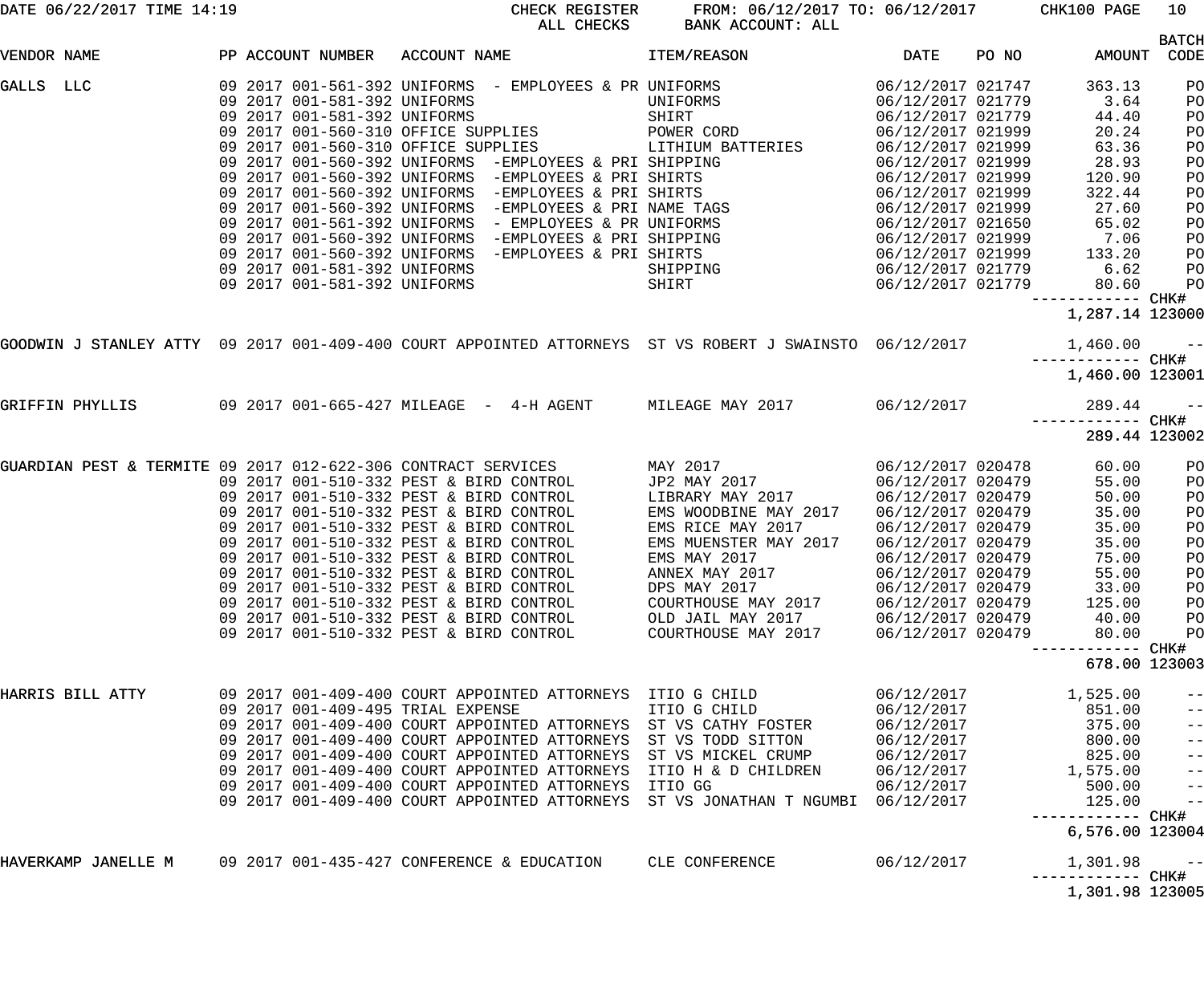DATE 06/22/2017 TIME 14:19 CHECK REGISTER FROM: 06/12/2017 TO: 06/12/2017 CHK100 PAGE 10
ALL CHECKS BANK ACCOUNT: ALL

| VENDOR NAME | PP ACCOUNT NUMBER | ACCOUNT NAME | ITEM/REASON | DATE | PO NO | AMOUNT | BATCH CODE |
|---|---|---|---|---|---|---|---|
| GALLS LLC | 09 2017 001-561-392 | UNIFORMS - EMPLOYEES & PR | UNIFORMS | 06/12/2017 | 021747 | 363.13 | PO |
| | 09 2017 001-581-392 | UNIFORMS | UNIFORMS | 06/12/2017 | 021779 | 3.64 | PO |
| | 09 2017 001-581-392 | UNIFORMS | SHIRT | 06/12/2017 | 021779 | 44.40 | PO |
| | 09 2017 001-560-310 | OFFICE SUPPLIES | POWER CORD | 06/12/2017 | 021999 | 20.24 | PO |
| | 09 2017 001-560-310 | OFFICE SUPPLIES | LITHIUM BATTERIES | 06/12/2017 | 021999 | 63.36 | PO |
| | 09 2017 001-560-392 | UNIFORMS -EMPLOYEES & PRI | SHIPPING | 06/12/2017 | 021999 | 28.93 | PO |
| | 09 2017 001-560-392 | UNIFORMS -EMPLOYEES & PRI | SHIRTS | 06/12/2017 | 021999 | 120.90 | PO |
| | 09 2017 001-560-392 | UNIFORMS -EMPLOYEES & PRI | SHIRTS | 06/12/2017 | 021999 | 322.44 | PO |
| | 09 2017 001-560-392 | UNIFORMS -EMPLOYEES & PRI | NAME TAGS | 06/12/2017 | 021999 | 27.60 | PO |
| | 09 2017 001-561-392 | UNIFORMS - EMPLOYEES & PR | UNIFORMS | 06/12/2017 | 021650 | 65.02 | PO |
| | 09 2017 001-560-392 | UNIFORMS -EMPLOYEES & PRI | SHIPPING | 06/12/2017 | 021999 | 7.06 | PO |
| | 09 2017 001-560-392 | UNIFORMS -EMPLOYEES & PRI | SHIRTS | 06/12/2017 | 021999 | 133.20 | PO |
| | 09 2017 001-581-392 | UNIFORMS | SHIPPING | 06/12/2017 | 021779 | 6.62 | PO |
| | 09 2017 001-581-392 | UNIFORMS | SHIRT | 06/12/2017 | 021779 | 80.60 | PO |
| | | | | | | 1,287.14 | CHK# 123000 |
| GOODWIN J STANLEY ATTY | 09 2017 001-409-400 | COURT APPOINTED ATTORNEYS | ST VS ROBERT J SWAINSTO | 06/12/2017 | | 1,460.00 | -- |
| | | | | | | 1,460.00 | CHK# 123001 |
| GRIFFIN PHYLLIS | 09 2017 001-665-427 | MILEAGE - 4-H AGENT | MILEAGE MAY 2017 | 06/12/2017 | | 289.44 | -- |
| | | | | | | 289.44 | CHK# 123002 |
| GUARDIAN PEST & TERMITE | 09 2017 012-622-306 | CONTRACT SERVICES | MAY 2017 | 06/12/2017 | 020478 | 60.00 | PO |
| | 09 2017 001-510-332 | PEST & BIRD CONTROL | JP2 MAY 2017 | 06/12/2017 | 020479 | 55.00 | PO |
| | 09 2017 001-510-332 | PEST & BIRD CONTROL | LIBRARY MAY 2017 | 06/12/2017 | 020479 | 50.00 | PO |
| | 09 2017 001-510-332 | PEST & BIRD CONTROL | EMS WOODBINE MAY 2017 | 06/12/2017 | 020479 | 35.00 | PO |
| | 09 2017 001-510-332 | PEST & BIRD CONTROL | EMS RICE MAY 2017 | 06/12/2017 | 020479 | 35.00 | PO |
| | 09 2017 001-510-332 | PEST & BIRD CONTROL | EMS MUENSTER MAY 2017 | 06/12/2017 | 020479 | 35.00 | PO |
| | 09 2017 001-510-332 | PEST & BIRD CONTROL | EMS MAY 2017 | 06/12/2017 | 020479 | 75.00 | PO |
| | 09 2017 001-510-332 | PEST & BIRD CONTROL | ANNEX MAY 2017 | 06/12/2017 | 020479 | 55.00 | PO |
| | 09 2017 001-510-332 | PEST & BIRD CONTROL | DPS MAY 2017 | 06/12/2017 | 020479 | 33.00 | PO |
| | 09 2017 001-510-332 | PEST & BIRD CONTROL | COURTHOUSE MAY 2017 | 06/12/2017 | 020479 | 125.00 | PO |
| | 09 2017 001-510-332 | PEST & BIRD CONTROL | OLD JAIL MAY 2017 | 06/12/2017 | 020479 | 40.00 | PO |
| | 09 2017 001-510-332 | PEST & BIRD CONTROL | COURTHOUSE MAY 2017 | 06/12/2017 | 020479 | 80.00 | PO |
| | | | | | | 678.00 | CHK# 123003 |
| HARRIS BILL ATTY | 09 2017 001-409-400 | COURT APPOINTED ATTORNEYS | ITIO G CHILD | 06/12/2017 | | 1,525.00 | -- |
| | 09 2017 001-409-495 | TRIAL EXPENSE | ITIO G CHILD | 06/12/2017 | | 851.00 | -- |
| | 09 2017 001-409-400 | COURT APPOINTED ATTORNEYS | ST VS CATHY FOSTER | 06/12/2017 | | 375.00 | -- |
| | 09 2017 001-409-400 | COURT APPOINTED ATTORNEYS | ST VS TODD SITTON | 06/12/2017 | | 800.00 | -- |
| | 09 2017 001-409-400 | COURT APPOINTED ATTORNEYS | ST VS MICKEL CRUMP | 06/12/2017 | | 825.00 | -- |
| | 09 2017 001-409-400 | COURT APPOINTED ATTORNEYS | ITIO H & D CHILDREN | 06/12/2017 | | 1,575.00 | -- |
| | 09 2017 001-409-400 | COURT APPOINTED ATTORNEYS | ITIO GG | 06/12/2017 | | 500.00 | -- |
| | 09 2017 001-409-400 | COURT APPOINTED ATTORNEYS | ST VS JONATHAN T NGUMBI | 06/12/2017 | | 125.00 | -- |
| | | | | | | 6,576.00 | CHK# 123004 |
| HAVERKAMP JANELLE M | 09 2017 001-435-427 | CONFERENCE & EDUCATION | CLE CONFERENCE | 06/12/2017 | | 1,301.98 | -- |
| | | | | | | 1,301.98 | CHK# 123005 |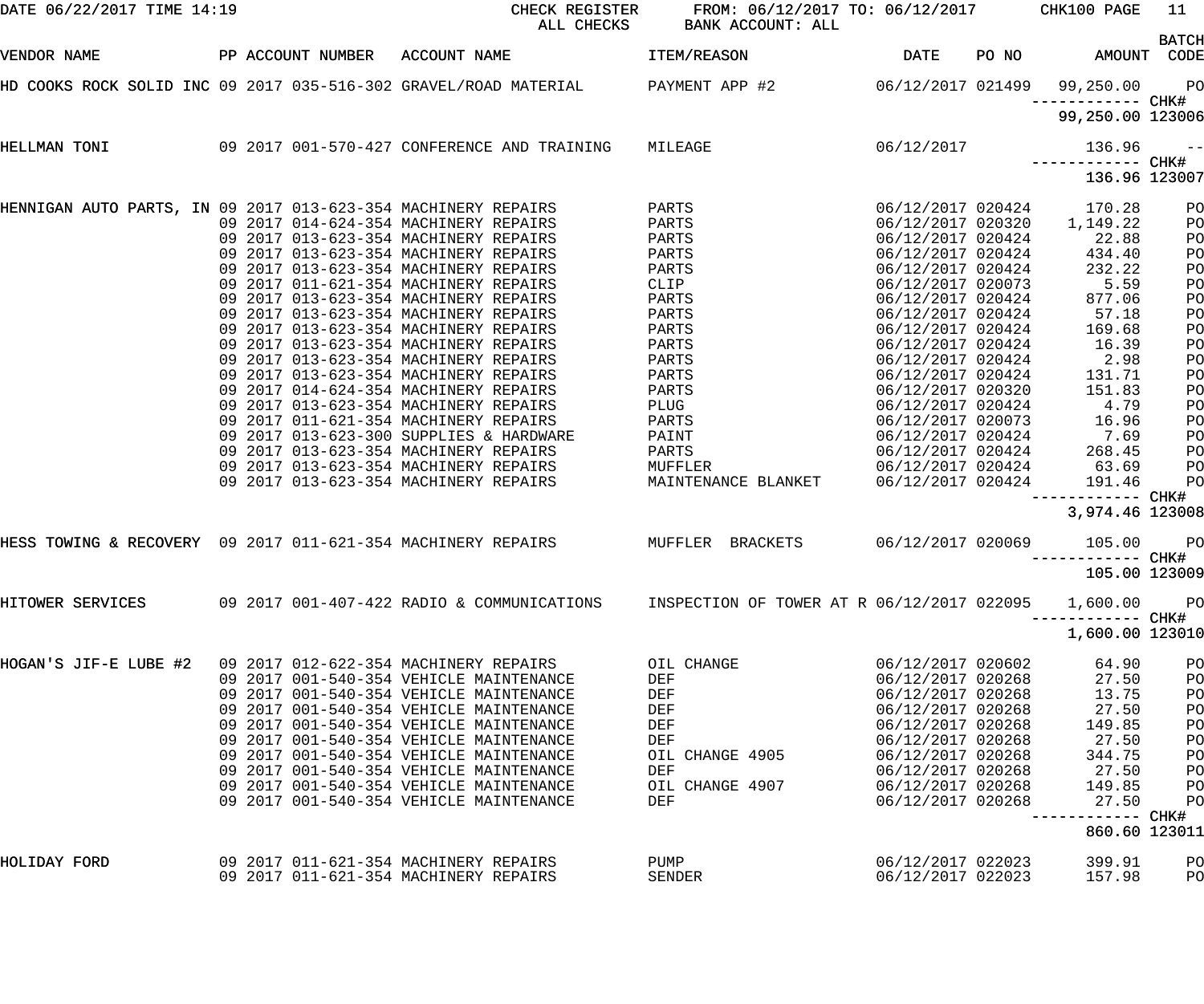DATE 06/22/2017 TIME 14:19 CHECK REGISTER FROM: 06/12/2017 TO: 06/12/2017 CHK100 PAGE 11
ALL CHECKS BANK ACCOUNT: ALL

| VENDOR NAME | PP | ACCOUNT NUMBER | ACCOUNT NAME | ITEM/REASON | DATE | PO NO | AMOUNT | BATCH CODE |
|---|---|---|---|---|---|---|---|---|
| HD COOKS ROCK SOLID INC | 09 2017 | 035-516-302 | GRAVEL/ROAD MATERIAL | PAYMENT APP #2 | 06/12/2017 | 021499 | 99,250.00 | PO |
| | | | | | | | ------------ | CHK# |
| | | | | | | | 99,250.00 | 123006 |
| HELLMAN TONI | 09 2017 | 001-570-427 | CONFERENCE AND TRAINING | MILEAGE | 06/12/2017 | | 136.96 | -- |
| | | | | | | | ------------ | CHK# |
| | | | | | | | 136.96 | 123007 |
| HENNIGAN AUTO PARTS, IN | 09 2017 | 013-623-354 | MACHINERY REPAIRS | PARTS | 06/12/2017 | 020424 | 170.28 | PO |
| | 09 2017 | 014-624-354 | MACHINERY REPAIRS | PARTS | 06/12/2017 | 020320 | 1,149.22 | PO |
| | 09 2017 | 013-623-354 | MACHINERY REPAIRS | PARTS | 06/12/2017 | 020424 | 22.88 | PO |
| | 09 2017 | 013-623-354 | MACHINERY REPAIRS | PARTS | 06/12/2017 | 020424 | 434.40 | PO |
| | 09 2017 | 013-623-354 | MACHINERY REPAIRS | PARTS | 06/12/2017 | 020424 | 232.22 | PO |
| | 09 2017 | 011-621-354 | MACHINERY REPAIRS | CLIP | 06/12/2017 | 020073 | 5.59 | PO |
| | 09 2017 | 013-623-354 | MACHINERY REPAIRS | PARTS | 06/12/2017 | 020424 | 877.06 | PO |
| | 09 2017 | 013-623-354 | MACHINERY REPAIRS | PARTS | 06/12/2017 | 020424 | 57.18 | PO |
| | 09 2017 | 013-623-354 | MACHINERY REPAIRS | PARTS | 06/12/2017 | 020424 | 169.68 | PO |
| | 09 2017 | 013-623-354 | MACHINERY REPAIRS | PARTS | 06/12/2017 | 020424 | 16.39 | PO |
| | 09 2017 | 013-623-354 | MACHINERY REPAIRS | PARTS | 06/12/2017 | 020424 | 2.98 | PO |
| | 09 2017 | 013-623-354 | MACHINERY REPAIRS | PARTS | 06/12/2017 | 020424 | 131.71 | PO |
| | 09 2017 | 014-624-354 | MACHINERY REPAIRS | PARTS | 06/12/2017 | 020320 | 151.83 | PO |
| | 09 2017 | 013-623-354 | MACHINERY REPAIRS | PLUG | 06/12/2017 | 020424 | 4.79 | PO |
| | 09 2017 | 011-621-354 | MACHINERY REPAIRS | PARTS | 06/12/2017 | 020073 | 16.96 | PO |
| | 09 2017 | 013-623-300 | SUPPLIES & HARDWARE | PAINT | 06/12/2017 | 020424 | 7.69 | PO |
| | 09 2017 | 013-623-354 | MACHINERY REPAIRS | PARTS | 06/12/2017 | 020424 | 268.45 | PO |
| | 09 2017 | 013-623-354 | MACHINERY REPAIRS | MUFFLER | 06/12/2017 | 020424 | 63.69 | PO |
| | 09 2017 | 013-623-354 | MACHINERY REPAIRS | MAINTENANCE BLANKET | 06/12/2017 | 020424 | 191.46 | PO |
| | | | | | | | ------------ | CHK# |
| | | | | | | | 3,974.46 | 123008 |
| HESS TOWING & RECOVERY | 09 2017 | 011-621-354 | MACHINERY REPAIRS | MUFFLER BRACKETS | 06/12/2017 | 020069 | 105.00 | PO |
| | | | | | | | ------------ | CHK# |
| | | | | | | | 105.00 | 123009 |
| HITOWER SERVICES | 09 2017 | 001-407-422 | RADIO & COMMUNICATIONS | INSPECTION OF TOWER AT R | 06/12/2017 | 022095 | 1,600.00 | PO |
| | | | | | | | ------------ | CHK# |
| | | | | | | | 1,600.00 | 123010 |
| HOGAN'S JIF-E LUBE #2 | 09 2017 | 012-622-354 | MACHINERY REPAIRS | OIL CHANGE | 06/12/2017 | 020602 | 64.90 | PO |
| | 09 2017 | 001-540-354 | VEHICLE MAINTENANCE | DEF | 06/12/2017 | 020268 | 27.50 | PO |
| | 09 2017 | 001-540-354 | VEHICLE MAINTENANCE | DEF | 06/12/2017 | 020268 | 13.75 | PO |
| | 09 2017 | 001-540-354 | VEHICLE MAINTENANCE | DEF | 06/12/2017 | 020268 | 27.50 | PO |
| | 09 2017 | 001-540-354 | VEHICLE MAINTENANCE | DEF | 06/12/2017 | 020268 | 149.85 | PO |
| | 09 2017 | 001-540-354 | VEHICLE MAINTENANCE | DEF | 06/12/2017 | 020268 | 27.50 | PO |
| | 09 2017 | 001-540-354 | VEHICLE MAINTENANCE | OIL CHANGE 4905 | 06/12/2017 | 020268 | 344.75 | PO |
| | 09 2017 | 001-540-354 | VEHICLE MAINTENANCE | DEF | 06/12/2017 | 020268 | 27.50 | PO |
| | 09 2017 | 001-540-354 | VEHICLE MAINTENANCE | OIL CHANGE 4907 | 06/12/2017 | 020268 | 149.85 | PO |
| | 09 2017 | 001-540-354 | VEHICLE MAINTENANCE | DEF | 06/12/2017 | 020268 | 27.50 | PO |
| | | | | | | | ------------ | CHK# |
| | | | | | | | 860.60 | 123011 |
| HOLIDAY FORD | 09 2017 | 011-621-354 | MACHINERY REPAIRS | PUMP | 06/12/2017 | 022023 | 399.91 | PO |
| | 09 2017 | 011-621-354 | MACHINERY REPAIRS | SENDER | 06/12/2017 | 022023 | 157.98 | PO |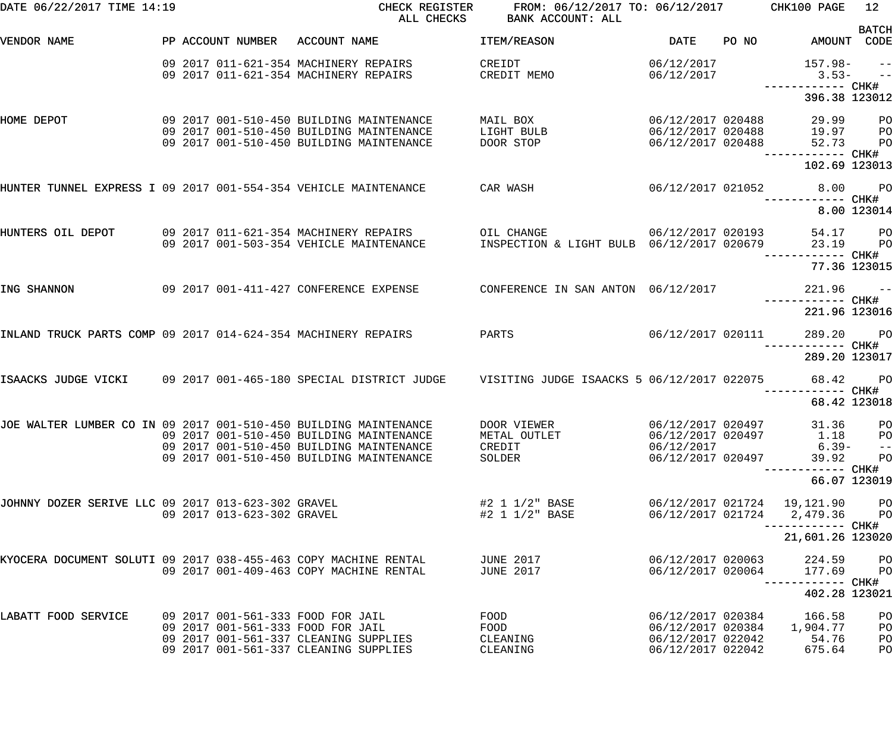DATE 06/22/2017 TIME 14:19 CHECK REGISTER FROM: 06/12/2017 TO: 06/12/2017 CHK100 PAGE 12
ALL CHECKS BANK ACCOUNT: ALL

| VENDOR NAME | PP | ACCOUNT NUMBER | ACCOUNT NAME | ITEM/REASON | DATE | PO NO | AMOUNT | BATCH CODE |
|---|---|---|---|---|---|---|---|---|
| | 09 2017 | 011-621-354 | MACHINERY REPAIRS | CREIDT | 06/12/2017 | | 157.98- | -- |
| | 09 2017 | 011-621-354 | MACHINERY REPAIRS | CREDIT MEMO | 06/12/2017 | | 3.53- | -- |
| | | | | | | | 396.38 | CHK# 123012 |
| HOME DEPOT | 09 2017 | 001-510-450 | BUILDING MAINTENANCE | MAIL BOX | 06/12/2017 | 020488 | 29.99 | PO |
| | 09 2017 | 001-510-450 | BUILDING MAINTENANCE | LIGHT BULB | 06/12/2017 | 020488 | 19.97 | PO |
| | 09 2017 | 001-510-450 | BUILDING MAINTENANCE | DOOR STOP | 06/12/2017 | 020488 | 52.73 | PO |
| | | | | | | | 102.69 | CHK# 123013 |
| HUNTER TUNNEL EXPRESS I | 09 2017 | 001-554-354 | VEHICLE MAINTENANCE | CAR WASH | 06/12/2017 | 021052 | 8.00 | PO |
| | | | | | | | 8.00 | CHK# 123014 |
| HUNTERS OIL DEPOT | 09 2017 | 011-621-354 | MACHINERY REPAIRS | OIL CHANGE | 06/12/2017 | 020193 | 54.17 | PO |
| | 09 2017 | 001-503-354 | VEHICLE MAINTENANCE | INSPECTION & LIGHT BULB | 06/12/2017 | 020679 | 23.19 | PO |
| | | | | | | | 77.36 | CHK# 123015 |
| ING SHANNON | 09 2017 | 001-411-427 | CONFERENCE EXPENSE | CONFERENCE IN SAN ANTON | 06/12/2017 | | 221.96 | -- |
| | | | | | | | 221.96 | CHK# 123016 |
| INLAND TRUCK PARTS COMP | 09 2017 | 014-624-354 | MACHINERY REPAIRS | PARTS | 06/12/2017 | 020111 | 289.20 | PO |
| | | | | | | | 289.20 | CHK# 123017 |
| ISAACKS JUDGE VICKI | 09 2017 | 001-465-180 | SPECIAL DISTRICT JUDGE | VISITING JUDGE ISAACKS 5 | 06/12/2017 | 022075 | 68.42 | PO |
| | | | | | | | 68.42 | CHK# 123018 |
| JOE WALTER LUMBER CO IN | 09 2017 | 001-510-450 | BUILDING MAINTENANCE | DOOR VIEWER | 06/12/2017 | 020497 | 31.36 | PO |
| | 09 2017 | 001-510-450 | BUILDING MAINTENANCE | METAL OUTLET | 06/12/2017 | 020497 | 1.18 | PO |
| | 09 2017 | 001-510-450 | BUILDING MAINTENANCE | CREDIT | 06/12/2017 | | 6.39- | -- |
| | 09 2017 | 001-510-450 | BUILDING MAINTENANCE | SOLDER | 06/12/2017 | 020497 | 39.92 | PO |
| | | | | | | | 66.07 | CHK# 123019 |
| JOHNNY DOZER SERIVE LLC | 09 2017 | 013-623-302 | GRAVEL | #2 1 1/2" BASE | 06/12/2017 | 021724 | 19,121.90 | PO |
| | 09 2017 | 013-623-302 | GRAVEL | #2 1 1/2" BASE | 06/12/2017 | 021724 | 2,479.36 | PO |
| | | | | | | | 21,601.26 | CHK# 123020 |
| KYOCERA DOCUMENT SOLUTI | 09 2017 | 038-455-463 | COPY MACHINE RENTAL | JUNE 2017 | 06/12/2017 | 020063 | 224.59 | PO |
| | 09 2017 | 001-409-463 | COPY MACHINE RENTAL | JUNE 2017 | 06/12/2017 | 020064 | 177.69 | PO |
| | | | | | | | 402.28 | CHK# 123021 |
| LABATT FOOD SERVICE | 09 2017 | 001-561-333 | FOOD FOR JAIL | FOOD | 06/12/2017 | 020384 | 166.58 | PO |
| | 09 2017 | 001-561-333 | FOOD FOR JAIL | FOOD | 06/12/2017 | 020384 | 1,904.77 | PO |
| | 09 2017 | 001-561-337 | CLEANING SUPPLIES | CLEANING | 06/12/2017 | 022042 | 54.76 | PO |
| | 09 2017 | 001-561-337 | CLEANING SUPPLIES | CLEANING | 06/12/2017 | 022042 | 675.64 | PO |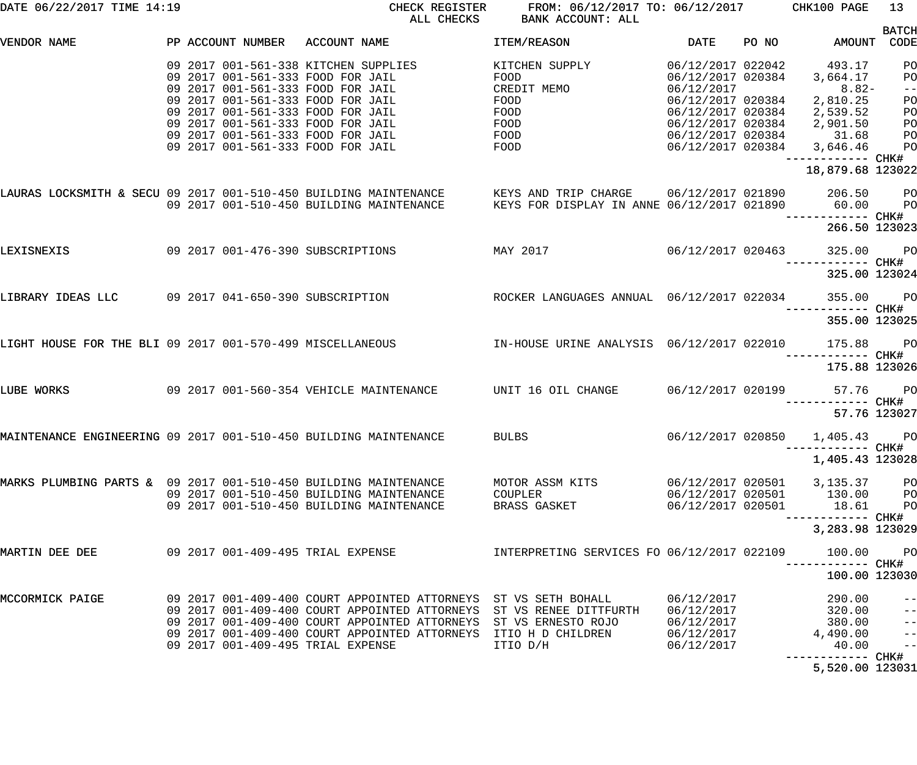CHECK REGISTER — ALL CHECKS — FROM: 06/12/2017 TO: 06/12/2017 — BANK ACCOUNT: ALL

DATE 06/22/2017 TIME 14:19 — CHK100

| VENDOR NAME | PP | ACCOUNT NUMBER | ACCOUNT NAME | ITEM/REASON | DATE | PO NO | AMOUNT | BATCH CODE |
|---|---|---|---|---|---|---|---|---|
| | 09 | 2017 001-561-338 | KITCHEN SUPPLIES | KITCHEN SUPPLY | 06/12/2017 | 022042 | 493.17 | PO |
| | 09 | 2017 001-561-333 | FOOD FOR JAIL | FOOD | 06/12/2017 | 020384 | 3,664.17 | PO |
| | 09 | 2017 001-561-333 | FOOD FOR JAIL | CREDIT MEMO | 06/12/2017 | | 8.82- | -- |
| | 09 | 2017 001-561-333 | FOOD FOR JAIL | FOOD | 06/12/2017 | 020384 | 2,810.25 | PO |
| | 09 | 2017 001-561-333 | FOOD FOR JAIL | FOOD | 06/12/2017 | 020384 | 2,539.52 | PO |
| | 09 | 2017 001-561-333 | FOOD FOR JAIL | FOOD | 06/12/2017 | 020384 | 2,901.50 | PO |
| | 09 | 2017 001-561-333 | FOOD FOR JAIL | FOOD | 06/12/2017 | 020384 | 31.68 | PO |
| | 09 | 2017 001-561-333 | FOOD FOR JAIL | FOOD | 06/12/2017 | 020384 | 3,646.46 | PO |
| | | | | | | | 18,879.68 | CHK# 123022 |
| LAURAS LOCKSMITH & SECU | 09 | 2017 001-510-450 | BUILDING MAINTENANCE | KEYS AND TRIP CHARGE | 06/12/2017 | 021890 | 206.50 | PO |
| | 09 | 2017 001-510-450 | BUILDING MAINTENANCE | KEYS FOR DISPLAY IN ANNE | 06/12/2017 | 021890 | 60.00 | PO |
| | | | | | | | 266.50 | CHK# 123023 |
| LEXISNEXIS | 09 | 2017 001-476-390 | SUBSCRIPTIONS | MAY 2017 | 06/12/2017 | 020463 | 325.00 | PO |
| | | | | | | | 325.00 | CHK# 123024 |
| LIBRARY IDEAS LLC | 09 | 2017 041-650-390 | SUBSCRIPTION | ROCKER LANGUAGES ANNUAL | 06/12/2017 | 022034 | 355.00 | PO |
| | | | | | | | 355.00 | CHK# 123025 |
| LIGHT HOUSE FOR THE BLI | 09 | 2017 001-570-499 | MISCELLANEOUS | IN-HOUSE URINE ANALYSIS | 06/12/2017 | 022010 | 175.88 | PO |
| | | | | | | | 175.88 | CHK# 123026 |
| LUBE WORKS | 09 | 2017 001-560-354 | VEHICLE MAINTENANCE | UNIT 16 OIL CHANGE | 06/12/2017 | 020199 | 57.76 | PO |
| | | | | | | | 57.76 | CHK# 123027 |
| MAINTENANCE ENGINEERING | 09 | 2017 001-510-450 | BUILDING MAINTENANCE | BULBS | 06/12/2017 | 020850 | 1,405.43 | PO |
| | | | | | | | 1,405.43 | CHK# 123028 |
| MARKS PLUMBING PARTS & | 09 | 2017 001-510-450 | BUILDING MAINTENANCE | MOTOR ASSM KITS | 06/12/2017 | 020501 | 3,135.37 | PO |
| | 09 | 2017 001-510-450 | BUILDING MAINTENANCE | COUPLER | 06/12/2017 | 020501 | 130.00 | PO |
| | 09 | 2017 001-510-450 | BUILDING MAINTENANCE | BRASS GASKET | 06/12/2017 | 020501 | 18.61 | PO |
| | | | | | | | 3,283.98 | CHK# 123029 |
| MARTIN DEE DEE | 09 | 2017 001-409-495 | TRIAL EXPENSE | INTERPRETING SERVICES FO | 06/12/2017 | 022109 | 100.00 | PO |
| | | | | | | | 100.00 | CHK# 123030 |
| MCCORMICK PAIGE | 09 | 2017 001-409-400 | COURT APPOINTED ATTORNEYS | ST VS SETH BOHALL | 06/12/2017 | | 290.00 | -- |
| | 09 | 2017 001-409-400 | COURT APPOINTED ATTORNEYS | ST VS RENEE DITTFURTH | 06/12/2017 | | 320.00 | -- |
| | 09 | 2017 001-409-400 | COURT APPOINTED ATTORNEYS | ST VS ERNESTO ROJO | 06/12/2017 | | 380.00 | -- |
| | 09 | 2017 001-409-400 | COURT APPOINTED ATTORNEYS | ITIO H D CHILDREN | 06/12/2017 | | 4,490.00 | -- |
| | 09 | 2017 001-409-495 | TRIAL EXPENSE | ITIO D/H | 06/12/2017 | | 40.00 | -- |
| | | | | | | | 5,520.00 | CHK# 123031 |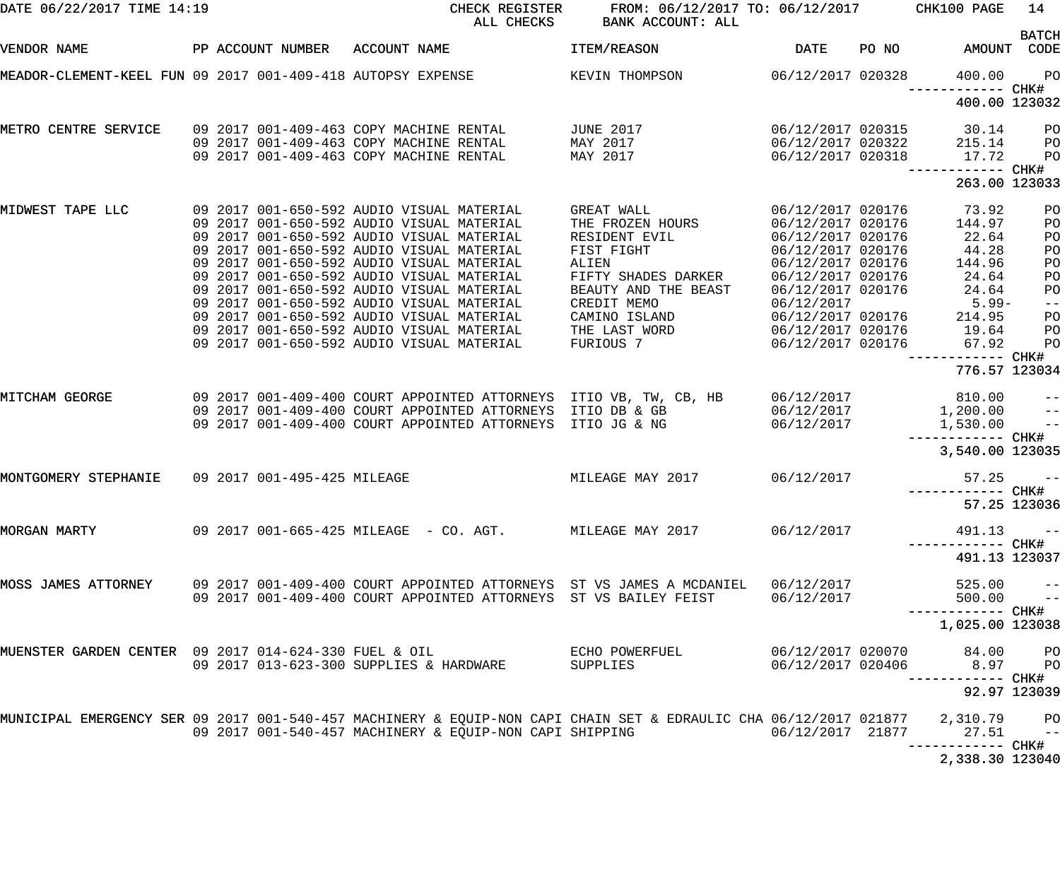DATE 06/22/2017 TIME 14:19 CHECK REGISTER ALL CHECKS FROM: 06/12/2017 TO: 06/12/2017 BANK ACCOUNT: ALL CHK100 PAGE 14

| VENDOR NAME | PP | ACCOUNT NUMBER | ACCOUNT NAME | ITEM/REASON | DATE | PO NO | AMOUNT | BATCH CODE |
|---|---|---|---|---|---|---|---|---|
| MEADOR-CLEMENT-KEEL FUN | 09 2017 | 001-409-418 | AUTOPSY EXPENSE | KEVIN THOMPSON | 06/12/2017 | 020328 | 400.00 | PO |
| | | | | | | | ------------ CHK# | |
| | | | | | | | 400.00 | 123032 |
| METRO CENTRE SERVICE | 09 2017 | 001-409-463 | COPY MACHINE RENTAL | JUNE 2017 | 06/12/2017 | 020315 | 30.14 | PO |
| | 09 2017 | 001-409-463 | COPY MACHINE RENTAL | MAY 2017 | 06/12/2017 | 020322 | 215.14 | PO |
| | 09 2017 | 001-409-463 | COPY MACHINE RENTAL | MAY 2017 | 06/12/2017 | 020318 | 17.72 | PO |
| | | | | | | | ------------ CHK# | |
| | | | | | | | 263.00 | 123033 |
| MIDWEST TAPE LLC | 09 2017 | 001-650-592 | AUDIO VISUAL MATERIAL | GREAT WALL | 06/12/2017 | 020176 | 73.92 | PO |
| | 09 2017 | 001-650-592 | AUDIO VISUAL MATERIAL | THE FROZEN HOURS | 06/12/2017 | 020176 | 144.97 | PO |
| | 09 2017 | 001-650-592 | AUDIO VISUAL MATERIAL | RESIDENT EVIL | 06/12/2017 | 020176 | 22.64 | PO |
| | 09 2017 | 001-650-592 | AUDIO VISUAL MATERIAL | FIST FIGHT | 06/12/2017 | 020176 | 44.28 | PO |
| | 09 2017 | 001-650-592 | AUDIO VISUAL MATERIAL | ALIEN | 06/12/2017 | 020176 | 144.96 | PO |
| | 09 2017 | 001-650-592 | AUDIO VISUAL MATERIAL | FIFTY SHADES DARKER | 06/12/2017 | 020176 | 24.64 | PO |
| | 09 2017 | 001-650-592 | AUDIO VISUAL MATERIAL | BEAUTY AND THE BEAST | 06/12/2017 | 020176 | 24.64 | PO |
| | 09 2017 | 001-650-592 | AUDIO VISUAL MATERIAL | CREDIT MEMO | 06/12/2017 | | 5.99- | -- |
| | 09 2017 | 001-650-592 | AUDIO VISUAL MATERIAL | CAMINO ISLAND | 06/12/2017 | 020176 | 214.95 | PO |
| | 09 2017 | 001-650-592 | AUDIO VISUAL MATERIAL | THE LAST WORD | 06/12/2017 | 020176 | 19.64 | PO |
| | 09 2017 | 001-650-592 | AUDIO VISUAL MATERIAL | FURIOUS 7 | 06/12/2017 | 020176 | 67.92 | PO |
| | | | | | | | ------------ CHK# | |
| | | | | | | | 776.57 | 123034 |
| MITCHAM GEORGE | 09 2017 | 001-409-400 | COURT APPOINTED ATTORNEYS | ITIO VB, TW, CB, HB | 06/12/2017 | | 810.00 | -- |
| | 09 2017 | 001-409-400 | COURT APPOINTED ATTORNEYS | ITIO DB & GB | 06/12/2017 | | 1,200.00 | -- |
| | 09 2017 | 001-409-400 | COURT APPOINTED ATTORNEYS | ITIO JG & NG | 06/12/2017 | | 1,530.00 | -- |
| | | | | | | | ------------ CHK# | |
| | | | | | | | 3,540.00 | 123035 |
| MONTGOMERY STEPHANIE | 09 2017 | 001-495-425 | MILEAGE | MILEAGE MAY 2017 | 06/12/2017 | | 57.25 | -- |
| | | | | | | | ------------ CHK# | |
| | | | | | | | 57.25 | 123036 |
| MORGAN MARTY | 09 2017 | 001-665-425 | MILEAGE - CO. AGT. | MILEAGE MAY 2017 | 06/12/2017 | | 491.13 | -- |
| | | | | | | | ------------ CHK# | |
| | | | | | | | 491.13 | 123037 |
| MOSS JAMES ATTORNEY | 09 2017 | 001-409-400 | COURT APPOINTED ATTORNEYS | ST VS JAMES A MCDANIEL | 06/12/2017 | | 525.00 | -- |
| | 09 2017 | 001-409-400 | COURT APPOINTED ATTORNEYS | ST VS BAILEY FEIST | 06/12/2017 | | 500.00 | -- |
| | | | | | | | ------------ CHK# | |
| | | | | | | | 1,025.00 | 123038 |
| MUENSTER GARDEN CENTER | 09 2017 | 014-624-330 | FUEL & OIL | ECHO POWERFUEL | 06/12/2017 | 020070 | 84.00 | PO |
| | 09 2017 | 013-623-300 | SUPPLIES & HARDWARE | SUPPLIES | 06/12/2017 | 020406 | 8.97 | PO |
| | | | | | | | ------------ CHK# | |
| | | | | | | | 92.97 | 123039 |
| MUNICIPAL EMERGENCY SER | 09 2017 | 001-540-457 | MACHINERY & EQUIP-NON CAPI | CHAIN SET & EDRAULIC CHA | 06/12/2017 | 021877 | 2,310.79 | PO |
| | 09 2017 | 001-540-457 | MACHINERY & EQUIP-NON CAPI | SHIPPING | 06/12/2017 | 21877 | 27.51 | -- |
| | | | | | | | ------------ CHK# | |
| | | | | | | | 2,338.30 | 123040 |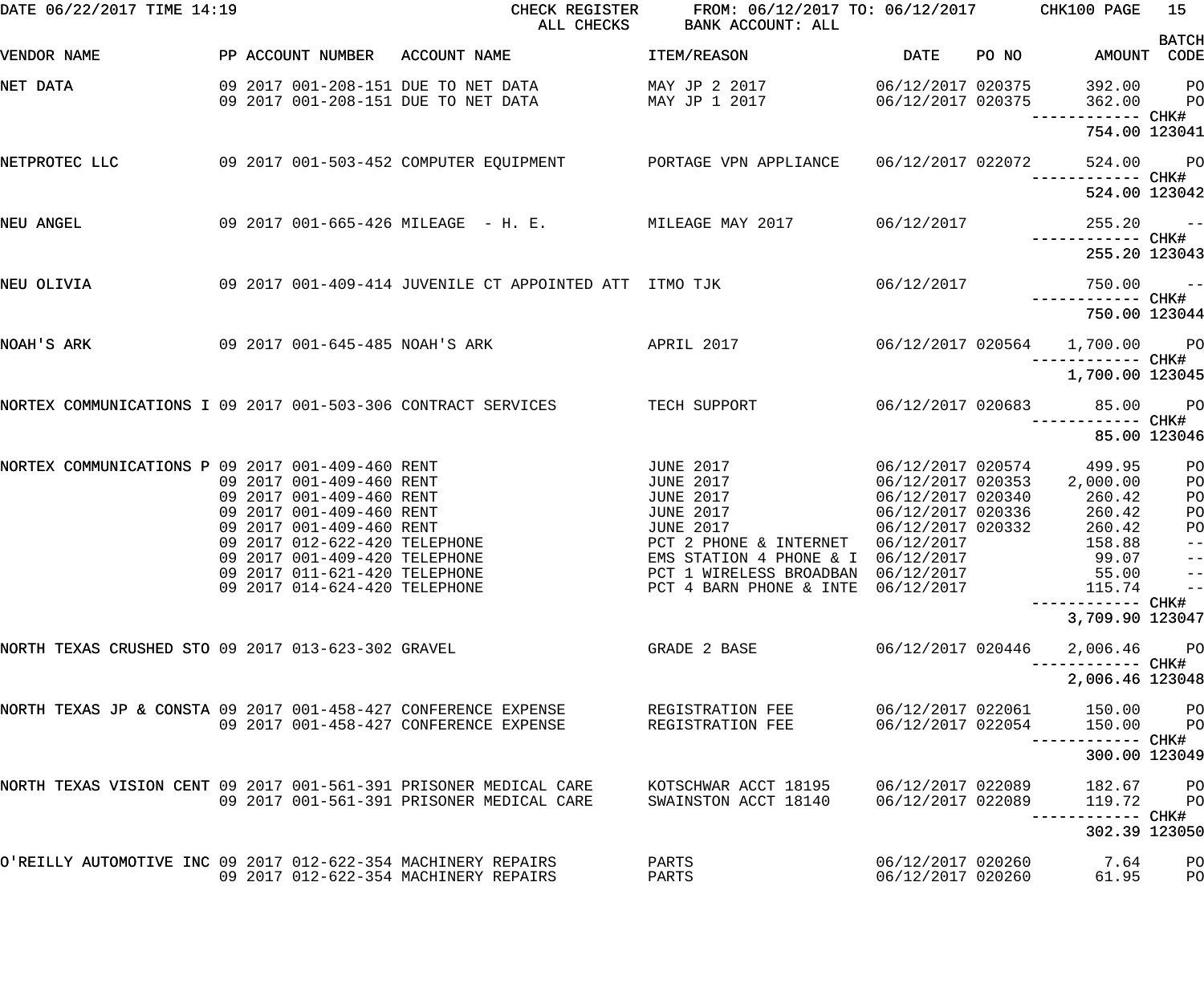DATE 06/22/2017 TIME 14:19 CHECK REGISTER ALL CHECKS FROM: 06/12/2017 TO: 06/12/2017 BANK ACCOUNT: ALL CHK100 PAGE 15

| VENDOR NAME | PP | ACCOUNT NUMBER | ACCOUNT NAME | ITEM/REASON | DATE | PO NO | AMOUNT | BATCH CODE |
|---|---|---|---|---|---|---|---|---|
| NET DATA | 09 2017 | 001-208-151 | DUE TO NET DATA | MAY JP 2 2017 | 06/12/2017 | 020375 | 392.00 | PO |
| | 09 2017 | 001-208-151 | DUE TO NET DATA | MAY JP 1 2017 | 06/12/2017 | 020375 | 362.00 | PO |
| | | | | | | | 754.00 | CHK# 123041 |
| NETPROTEC LLC | 09 2017 | 001-503-452 | COMPUTER EQUIPMENT | PORTAGE VPN APPLIANCE | 06/12/2017 | 022072 | 524.00 | PO |
| | | | | | | | 524.00 | CHK# 123042 |
| NEU ANGEL | 09 2017 | 001-665-426 | MILEAGE - H. E. | MILEAGE MAY 2017 | 06/12/2017 | | 255.20 | -- |
| | | | | | | | 255.20 | CHK# 123043 |
| NEU OLIVIA | 09 2017 | 001-409-414 | JUVENILE CT APPOINTED ATT | ITMO TJK | 06/12/2017 | | 750.00 | -- |
| | | | | | | | 750.00 | CHK# 123044 |
| NOAH'S ARK | 09 2017 | 001-645-485 | NOAH'S ARK | APRIL 2017 | 06/12/2017 | 020564 | 1,700.00 | PO |
| | | | | | | | 1,700.00 | CHK# 123045 |
| NORTEX COMMUNICATIONS I | 09 2017 | 001-503-306 | CONTRACT SERVICES | TECH SUPPORT | 06/12/2017 | 020683 | 85.00 | PO |
| | | | | | | | 85.00 | CHK# 123046 |
| NORTEX COMMUNICATIONS P | 09 2017 | 001-409-460 | RENT | JUNE 2017 | 06/12/2017 | 020574 | 499.95 | PO |
| | 09 2017 | 001-409-460 | RENT | JUNE 2017 | 06/12/2017 | 020353 | 2,000.00 | PO |
| | 09 2017 | 001-409-460 | RENT | JUNE 2017 | 06/12/2017 | 020340 | 260.42 | PO |
| | 09 2017 | 001-409-460 | RENT | JUNE 2017 | 06/12/2017 | 020336 | 260.42 | PO |
| | 09 2017 | 001-409-460 | RENT | JUNE 2017 | 06/12/2017 | 020332 | 260.42 | PO |
| | 09 2017 | 012-622-420 | TELEPHONE | PCT 2 PHONE & INTERNET | 06/12/2017 | | 158.88 | -- |
| | 09 2017 | 001-409-420 | TELEPHONE | EMS STATION 4 PHONE & I | 06/12/2017 | | 99.07 | -- |
| | 09 2017 | 011-621-420 | TELEPHONE | PCT 1 WIRELESS BROADBAN | 06/12/2017 | | 55.00 | -- |
| | 09 2017 | 014-624-420 | TELEPHONE | PCT 4 BARN PHONE & INTE | 06/12/2017 | | 115.74 | -- |
| | | | | | | | 3,709.90 | CHK# 123047 |
| NORTH TEXAS CRUSHED STO | 09 2017 | 013-623-302 | GRAVEL | GRADE 2 BASE | 06/12/2017 | 020446 | 2,006.46 | PO |
| | | | | | | | 2,006.46 | CHK# 123048 |
| NORTH TEXAS JP & CONSTA | 09 2017 | 001-458-427 | CONFERENCE EXPENSE | REGISTRATION FEE | 06/12/2017 | 022061 | 150.00 | PO |
| | 09 2017 | 001-458-427 | CONFERENCE EXPENSE | REGISTRATION FEE | 06/12/2017 | 022054 | 150.00 | PO |
| | | | | | | | 300.00 | CHK# 123049 |
| NORTH TEXAS VISION CENT | 09 2017 | 001-561-391 | PRISONER MEDICAL CARE | KOTSCHWAR ACCT 18195 | 06/12/2017 | 022089 | 182.67 | PO |
| | 09 2017 | 001-561-391 | PRISONER MEDICAL CARE | SWAINSTON ACCT 18140 | 06/12/2017 | 022089 | 119.72 | PO |
| | | | | | | | 302.39 | CHK# 123050 |
| O'REILLY AUTOMOTIVE INC | 09 2017 | 012-622-354 | MACHINERY REPAIRS | PARTS | 06/12/2017 | 020260 | 7.64 | PO |
| | 09 2017 | 012-622-354 | MACHINERY REPAIRS | PARTS | 06/12/2017 | 020260 | 61.95 | PO |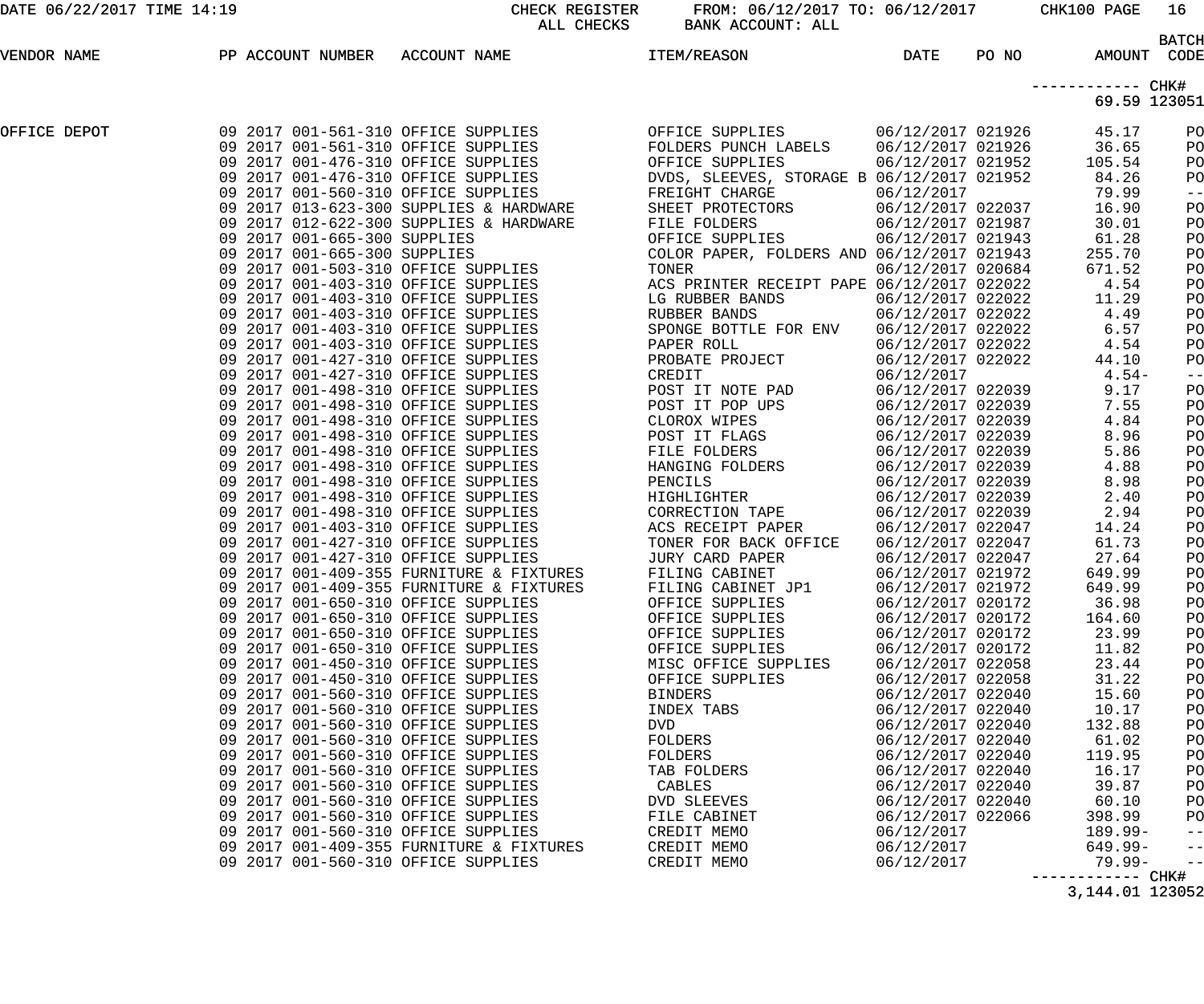DATE 06/22/2017 TIME 14:19 CHECK REGISTER FROM: 06/12/2017 TO: 06/12/2017 CHK100 PAGE 16

ALL CHECKS BANK ACCOUNT: ALL

| VENDOR NAME | PP | ACCOUNT NUMBER | ACCOUNT NAME | ITEM/REASON | DATE | PO NO | AMOUNT | BATCH CODE |
|---|---|---|---|---|---|---|---|---|
| | | | | | | | ------------ CHK# | |
| | | | | | | | 69.59 | 123051 |
| OFFICE DEPOT | 09 | 2017 001-561-310 | OFFICE SUPPLIES | OFFICE SUPPLIES | 06/12/2017 | 021926 | 45.17 | PO |
| | 09 | 2017 001-561-310 | OFFICE SUPPLIES | FOLDERS PUNCH LABELS | 06/12/2017 | 021926 | 36.65 | PO |
| | 09 | 2017 001-476-310 | OFFICE SUPPLIES | OFFICE SUPPLIES | 06/12/2017 | 021952 | 105.54 | PO |
| | 09 | 2017 001-476-310 | OFFICE SUPPLIES | DVDS, SLEEVES, STORAGE B | 06/12/2017 | 021952 | 84.26 | PO |
| | 09 | 2017 001-560-310 | OFFICE SUPPLIES | FREIGHT CHARGE | 06/12/2017 | | 79.99 | -- |
| | 09 | 2017 013-623-300 | SUPPLIES & HARDWARE | SHEET PROTECTORS | 06/12/2017 | 022037 | 16.90 | PO |
| | 09 | 2017 012-622-300 | SUPPLIES & HARDWARE | FILE FOLDERS | 06/12/2017 | 021987 | 30.01 | PO |
| | 09 | 2017 001-665-300 | SUPPLIES | OFFICE SUPPLIES | 06/12/2017 | 021943 | 61.28 | PO |
| | 09 | 2017 001-665-300 | SUPPLIES | COLOR PAPER, FOLDERS AND | 06/12/2017 | 021943 | 255.70 | PO |
| | 09 | 2017 001-503-310 | OFFICE SUPPLIES | TONER | 06/12/2017 | 020684 | 671.52 | PO |
| | 09 | 2017 001-403-310 | OFFICE SUPPLIES | ACS PRINTER RECEIPT PAPE | 06/12/2017 | 022022 | 4.54 | PO |
| | 09 | 2017 001-403-310 | OFFICE SUPPLIES | LG RUBBER BANDS | 06/12/2017 | 022022 | 11.29 | PO |
| | 09 | 2017 001-403-310 | OFFICE SUPPLIES | RUBBER BANDS | 06/12/2017 | 022022 | 4.49 | PO |
| | 09 | 2017 001-403-310 | OFFICE SUPPLIES | SPONGE BOTTLE FOR ENV | 06/12/2017 | 022022 | 6.57 | PO |
| | 09 | 2017 001-403-310 | OFFICE SUPPLIES | PAPER ROLL | 06/12/2017 | 022022 | 4.54 | PO |
| | 09 | 2017 001-427-310 | OFFICE SUPPLIES | PROBATE PROJECT | 06/12/2017 | 022022 | 44.10 | PO |
| | 09 | 2017 001-427-310 | OFFICE SUPPLIES | CREDIT | 06/12/2017 | | 4.54- | -- |
| | 09 | 2017 001-498-310 | OFFICE SUPPLIES | POST IT NOTE PAD | 06/12/2017 | 022039 | 9.17 | PO |
| | 09 | 2017 001-498-310 | OFFICE SUPPLIES | POST IT POP UPS | 06/12/2017 | 022039 | 7.55 | PO |
| | 09 | 2017 001-498-310 | OFFICE SUPPLIES | CLOROX WIPES | 06/12/2017 | 022039 | 4.84 | PO |
| | 09 | 2017 001-498-310 | OFFICE SUPPLIES | POST IT FLAGS | 06/12/2017 | 022039 | 8.96 | PO |
| | 09 | 2017 001-498-310 | OFFICE SUPPLIES | FILE FOLDERS | 06/12/2017 | 022039 | 5.86 | PO |
| | 09 | 2017 001-498-310 | OFFICE SUPPLIES | HANGING FOLDERS | 06/12/2017 | 022039 | 4.88 | PO |
| | 09 | 2017 001-498-310 | OFFICE SUPPLIES | PENCILS | 06/12/2017 | 022039 | 8.98 | PO |
| | 09 | 2017 001-498-310 | OFFICE SUPPLIES | HIGHLIGHTER | 06/12/2017 | 022039 | 2.40 | PO |
| | 09 | 2017 001-498-310 | OFFICE SUPPLIES | CORRECTION TAPE | 06/12/2017 | 022039 | 2.94 | PO |
| | 09 | 2017 001-403-310 | OFFICE SUPPLIES | ACS RECEIPT PAPER | 06/12/2017 | 022047 | 14.24 | PO |
| | 09 | 2017 001-427-310 | OFFICE SUPPLIES | TONER FOR BACK OFFICE | 06/12/2017 | 022047 | 61.73 | PO |
| | 09 | 2017 001-427-310 | OFFICE SUPPLIES | JURY CARD PAPER | 06/12/2017 | 022047 | 27.64 | PO |
| | 09 | 2017 001-409-355 | FURNITURE & FIXTURES | FILING CABINET | 06/12/2017 | 021972 | 649.99 | PO |
| | 09 | 2017 001-409-355 | FURNITURE & FIXTURES | FILING CABINET JP1 | 06/12/2017 | 021972 | 649.99 | PO |
| | 09 | 2017 001-650-310 | OFFICE SUPPLIES | OFFICE SUPPLIES | 06/12/2017 | 020172 | 36.98 | PO |
| | 09 | 2017 001-650-310 | OFFICE SUPPLIES | OFFICE SUPPLIES | 06/12/2017 | 020172 | 164.60 | PO |
| | 09 | 2017 001-650-310 | OFFICE SUPPLIES | OFFICE SUPPLIES | 06/12/2017 | 020172 | 23.99 | PO |
| | 09 | 2017 001-650-310 | OFFICE SUPPLIES | OFFICE SUPPLIES | 06/12/2017 | 020172 | 11.82 | PO |
| | 09 | 2017 001-450-310 | OFFICE SUPPLIES | MISC OFFICE SUPPLIES | 06/12/2017 | 022058 | 23.44 | PO |
| | 09 | 2017 001-450-310 | OFFICE SUPPLIES | OFFICE SUPPLIES | 06/12/2017 | 022058 | 31.22 | PO |
| | 09 | 2017 001-560-310 | OFFICE SUPPLIES | BINDERS | 06/12/2017 | 022040 | 15.60 | PO |
| | 09 | 2017 001-560-310 | OFFICE SUPPLIES | INDEX TABS | 06/12/2017 | 022040 | 10.17 | PO |
| | 09 | 2017 001-560-310 | OFFICE SUPPLIES | DVD | 06/12/2017 | 022040 | 132.88 | PO |
| | 09 | 2017 001-560-310 | OFFICE SUPPLIES | FOLDERS | 06/12/2017 | 022040 | 61.02 | PO |
| | 09 | 2017 001-560-310 | OFFICE SUPPLIES | FOLDERS | 06/12/2017 | 022040 | 119.95 | PO |
| | 09 | 2017 001-560-310 | OFFICE SUPPLIES | TAB FOLDERS | 06/12/2017 | 022040 | 16.17 | PO |
| | 09 | 2017 001-560-310 | OFFICE SUPPLIES | CABLES | 06/12/2017 | 022040 | 39.87 | PO |
| | 09 | 2017 001-560-310 | OFFICE SUPPLIES | DVD SLEEVES | 06/12/2017 | 022040 | 60.10 | PO |
| | 09 | 2017 001-560-310 | OFFICE SUPPLIES | FILE CABINET | 06/12/2017 | 022066 | 398.99 | PO |
| | 09 | 2017 001-560-310 | OFFICE SUPPLIES | CREDIT MEMO | 06/12/2017 | | 189.99- | -- |
| | 09 | 2017 001-409-355 | FURNITURE & FIXTURES | CREDIT MEMO | 06/12/2017 | | 649.99- | -- |
| | 09 | 2017 001-560-310 | OFFICE SUPPLIES | CREDIT MEMO | 06/12/2017 | | 79.99- | -- |
| | | | | | | | ------------ CHK# | |
| | | | | | | | 3,144.01 | 123052 |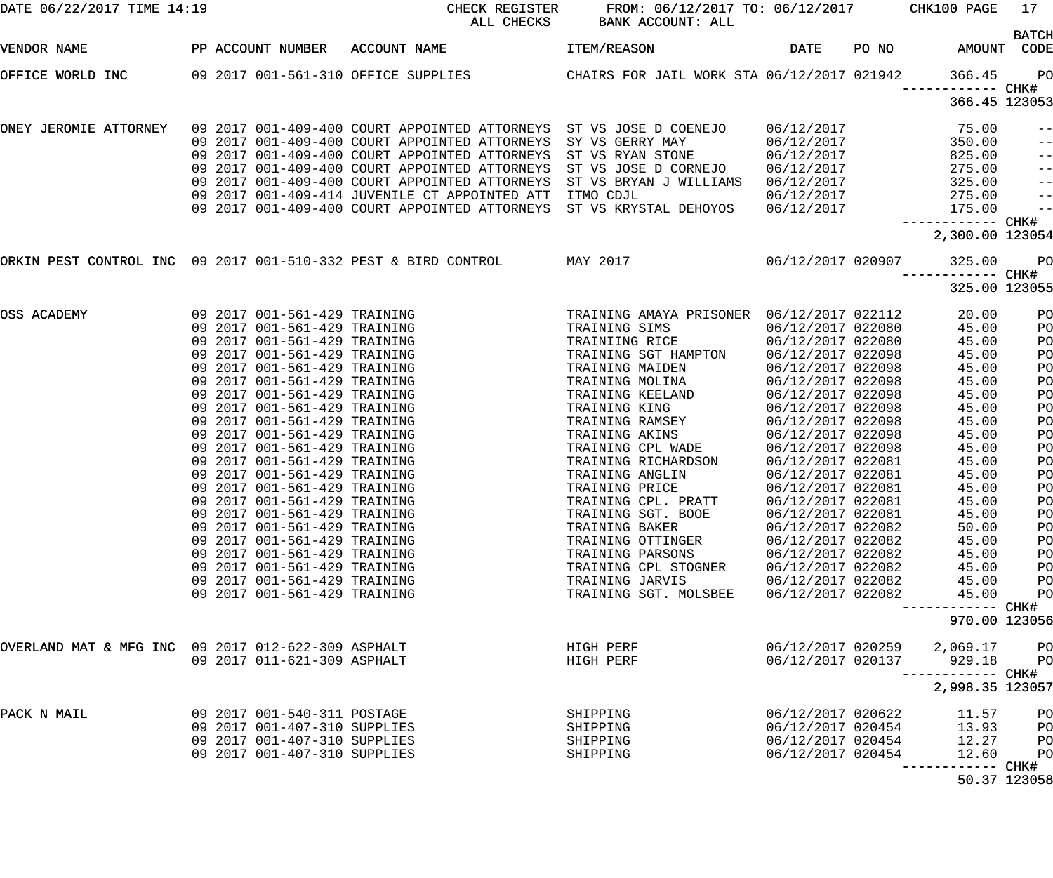DATE 06/22/2017 TIME 14:19 CHECK REGISTER ALL CHECKS FROM: 06/12/2017 TO: 06/12/2017 BANK ACCOUNT: ALL CHK100 PAGE 17

| VENDOR NAME | PP ACCOUNT NUMBER | ACCOUNT NAME | ITEM/REASON | DATE | PO NO | AMOUNT | BATCH CODE |
|---|---|---|---|---|---|---|---|
| OFFICE WORLD INC | 09 2017 001-561-310 | OFFICE SUPPLIES | CHAIRS FOR JAIL WORK STA | 06/12/2017 | 021942 | 366.45 | PO |
| | | | | | | ------------ | CHK# |
| | | | | | | 366.45 | 123053 |
| ONEY JEROMIE ATTORNEY | 09 2017 001-409-400 | COURT APPOINTED ATTORNEYS | ST VS JOSE D COENEJO | 06/12/2017 | | 75.00 | -- |
| | 09 2017 001-409-400 | COURT APPOINTED ATTORNEYS | SY VS GERRY MAY | 06/12/2017 | | 350.00 | -- |
| | 09 2017 001-409-400 | COURT APPOINTED ATTORNEYS | ST VS RYAN STONE | 06/12/2017 | | 825.00 | -- |
| | 09 2017 001-409-400 | COURT APPOINTED ATTORNEYS | ST VS JOSE D CORNEJO | 06/12/2017 | | 275.00 | -- |
| | 09 2017 001-409-400 | COURT APPOINTED ATTORNEYS | ST VS BRYAN J WILLIAMS | 06/12/2017 | | 325.00 | -- |
| | 09 2017 001-409-414 | JUVENILE CT APPOINTED ATT | ITMO CDJL | 06/12/2017 | | 275.00 | -- |
| | 09 2017 001-409-400 | COURT APPOINTED ATTORNEYS | ST VS KRYSTAL DEHOYOS | 06/12/2017 | | 175.00 | -- |
| | | | | | | ------------ | CHK# |
| | | | | | | 2,300.00 | 123054 |
| ORKIN PEST CONTROL INC | 09 2017 001-510-332 | PEST & BIRD CONTROL | MAY 2017 | 06/12/2017 | 020907 | 325.00 | PO |
| | | | | | | ------------ | CHK# |
| | | | | | | 325.00 | 123055 |
| OSS ACADEMY | 09 2017 001-561-429 | TRAINING | TRAINING AMAYA PRISONER | 06/12/2017 | 022112 | 20.00 | PO |
| | 09 2017 001-561-429 | TRAINING | TRAINING SIMS | 06/12/2017 | 022080 | 45.00 | PO |
| | 09 2017 001-561-429 | TRAINING | TRAINIING RICE | 06/12/2017 | 022080 | 45.00 | PO |
| | 09 2017 001-561-429 | TRAINING | TRAINING SGT HAMPTON | 06/12/2017 | 022098 | 45.00 | PO |
| | 09 2017 001-561-429 | TRAINING | TRAINING MAIDEN | 06/12/2017 | 022098 | 45.00 | PO |
| | 09 2017 001-561-429 | TRAINING | TRAINING MOLINA | 06/12/2017 | 022098 | 45.00 | PO |
| | 09 2017 001-561-429 | TRAINING | TRAINING KEELAND | 06/12/2017 | 022098 | 45.00 | PO |
| | 09 2017 001-561-429 | TRAINING | TRAINING KING | 06/12/2017 | 022098 | 45.00 | PO |
| | 09 2017 001-561-429 | TRAINING | TRAINING RAMSEY | 06/12/2017 | 022098 | 45.00 | PO |
| | 09 2017 001-561-429 | TRAINING | TRAINING AKINS | 06/12/2017 | 022098 | 45.00 | PO |
| | 09 2017 001-561-429 | TRAINING | TRAINING CPL WADE | 06/12/2017 | 022098 | 45.00 | PO |
| | 09 2017 001-561-429 | TRAINING | TRAINING RICHARDSON | 06/12/2017 | 022081 | 45.00 | PO |
| | 09 2017 001-561-429 | TRAINING | TRAINING ANGLIN | 06/12/2017 | 022081 | 45.00 | PO |
| | 09 2017 001-561-429 | TRAINING | TRAINING PRICE | 06/12/2017 | 022081 | 45.00 | PO |
| | 09 2017 001-561-429 | TRAINING | TRAINING CPL. PRATT | 06/12/2017 | 022081 | 45.00 | PO |
| | 09 2017 001-561-429 | TRAINING | TRAINING SGT. BOOE | 06/12/2017 | 022081 | 45.00 | PO |
| | 09 2017 001-561-429 | TRAINING | TRAINING BAKER | 06/12/2017 | 022082 | 50.00 | PO |
| | 09 2017 001-561-429 | TRAINING | TRAINING OTTINGER | 06/12/2017 | 022082 | 45.00 | PO |
| | 09 2017 001-561-429 | TRAINING | TRAINING PARSONS | 06/12/2017 | 022082 | 45.00 | PO |
| | 09 2017 001-561-429 | TRAINING | TRAINING CPL STOGNER | 06/12/2017 | 022082 | 45.00 | PO |
| | 09 2017 001-561-429 | TRAINING | TRAINING JARVIS | 06/12/2017 | 022082 | 45.00 | PO |
| | 09 2017 001-561-429 | TRAINING | TRAINING SGT. MOLSBEE | 06/12/2017 | 022082 | 45.00 | PO |
| | | | | | | ------------ | CHK# |
| | | | | | | 970.00 | 123056 |
| OVERLAND MAT & MFG INC | 09 2017 012-622-309 | ASPHALT | HIGH PERF | 06/12/2017 | 020259 | 2,069.17 | PO |
| | 09 2017 011-621-309 | ASPHALT | HIGH PERF | 06/12/2017 | 020137 | 929.18 | PO |
| | | | | | | ------------ | CHK# |
| | | | | | | 2,998.35 | 123057 |
| PACK N MAIL | 09 2017 001-540-311 | POSTAGE | SHIPPING | 06/12/2017 | 020622 | 11.57 | PO |
| | 09 2017 001-407-310 | SUPPLIES | SHIPPING | 06/12/2017 | 020454 | 13.93 | PO |
| | 09 2017 001-407-310 | SUPPLIES | SHIPPING | 06/12/2017 | 020454 | 12.27 | PO |
| | 09 2017 001-407-310 | SUPPLIES | SHIPPING | 06/12/2017 | 020454 | 12.60 | PO |
| | | | | | | ------------ | CHK# |
| | | | | | | 50.37 | 123058 |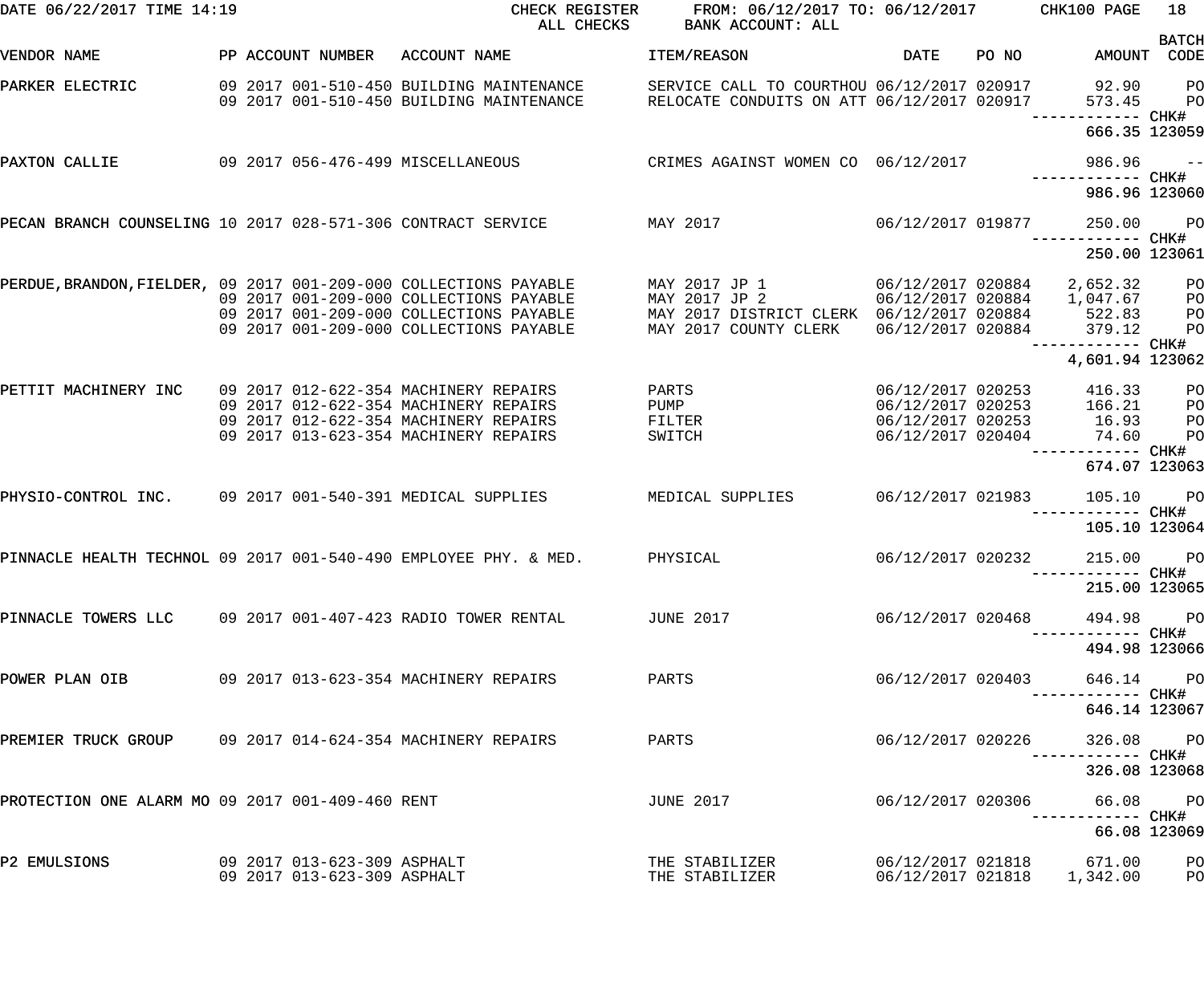DATE 06/22/2017 TIME 14:19 CHECK REGISTER ALL CHECKS FROM: 06/12/2017 TO: 06/12/2017 BANK ACCOUNT: ALL CHK100 PAGE 18

| VENDOR NAME | PP | ACCOUNT NUMBER | ACCOUNT NAME | ITEM/REASON | DATE | PO NO | AMOUNT | BATCH CODE |
|---|---|---|---|---|---|---|---|---|
| PARKER ELECTRIC | 09 2017 | 001-510-450 | BUILDING MAINTENANCE | SERVICE CALL TO COURTHOU | 06/12/2017 | 020917 | 92.90 | PO |
| | 09 2017 | 001-510-450 | BUILDING MAINTENANCE | RELOCATE CONDUITS ON ATT | 06/12/2017 | 020917 | 573.45 | PO |
| | | | | | | | 666.35 | CHK# 123059 |
| PAXTON CALLIE | 09 2017 | 056-476-499 | MISCELLANEOUS | CRIMES AGAINST WOMEN CO | 06/12/2017 | | 986.96 | -- |
| | | | | | | | 986.96 | CHK# 123060 |
| PECAN BRANCH COUNSELING | 10 2017 | 028-571-306 | CONTRACT SERVICE | MAY 2017 | 06/12/2017 | 019877 | 250.00 | PO |
| | | | | | | | 250.00 | CHK# 123061 |
| PERDUE,BRANDON,FIELDER, | 09 2017 | 001-209-000 | COLLECTIONS PAYABLE | MAY 2017 JP 1 | 06/12/2017 | 020884 | 2,652.32 | PO |
| | 09 2017 | 001-209-000 | COLLECTIONS PAYABLE | MAY 2017 JP 2 | 06/12/2017 | 020884 | 1,047.67 | PO |
| | 09 2017 | 001-209-000 | COLLECTIONS PAYABLE | MAY 2017 DISTRICT CLERK | 06/12/2017 | 020884 | 522.83 | PO |
| | 09 2017 | 001-209-000 | COLLECTIONS PAYABLE | MAY 2017 COUNTY CLERK | 06/12/2017 | 020884 | 379.12 | PO |
| | | | | | | | 4,601.94 | CHK# 123062 |
| PETTIT MACHINERY INC | 09 2017 | 012-622-354 | MACHINERY REPAIRS | PARTS | 06/12/2017 | 020253 | 416.33 | PO |
| | 09 2017 | 012-622-354 | MACHINERY REPAIRS | PUMP | 06/12/2017 | 020253 | 166.21 | PO |
| | 09 2017 | 012-622-354 | MACHINERY REPAIRS | FILTER | 06/12/2017 | 020253 | 16.93 | PO |
| | 09 2017 | 013-623-354 | MACHINERY REPAIRS | SWITCH | 06/12/2017 | 020404 | 74.60 | PO |
| | | | | | | | 674.07 | CHK# 123063 |
| PHYSIO-CONTROL INC. | 09 2017 | 001-540-391 | MEDICAL SUPPLIES | MEDICAL SUPPLIES | 06/12/2017 | 021983 | 105.10 | PO |
| | | | | | | | 105.10 | CHK# 123064 |
| PINNACLE HEALTH TECHNOL | 09 2017 | 001-540-490 | EMPLOYEE PHY. & MED. | PHYSICAL | 06/12/2017 | 020232 | 215.00 | PO |
| | | | | | | | 215.00 | CHK# 123065 |
| PINNACLE TOWERS LLC | 09 2017 | 001-407-423 | RADIO TOWER RENTAL | JUNE 2017 | 06/12/2017 | 020468 | 494.98 | PO |
| | | | | | | | 494.98 | CHK# 123066 |
| POWER PLAN OIB | 09 2017 | 013-623-354 | MACHINERY REPAIRS | PARTS | 06/12/2017 | 020403 | 646.14 | PO |
| | | | | | | | 646.14 | CHK# 123067 |
| PREMIER TRUCK GROUP | 09 2017 | 014-624-354 | MACHINERY REPAIRS | PARTS | 06/12/2017 | 020226 | 326.08 | PO |
| | | | | | | | 326.08 | CHK# 123068 |
| PROTECTION ONE ALARM MO | 09 2017 | 001-409-460 | RENT | JUNE 2017 | 06/12/2017 | 020306 | 66.08 | PO |
| | | | | | | | 66.08 | CHK# 123069 |
| P2 EMULSIONS | 09 2017 | 013-623-309 | ASPHALT | THE STABILIZER | 06/12/2017 | 021818 | 671.00 | PO |
| | 09 2017 | 013-623-309 | ASPHALT | THE STABILIZER | 06/12/2017 | 021818 | 1,342.00 | PO |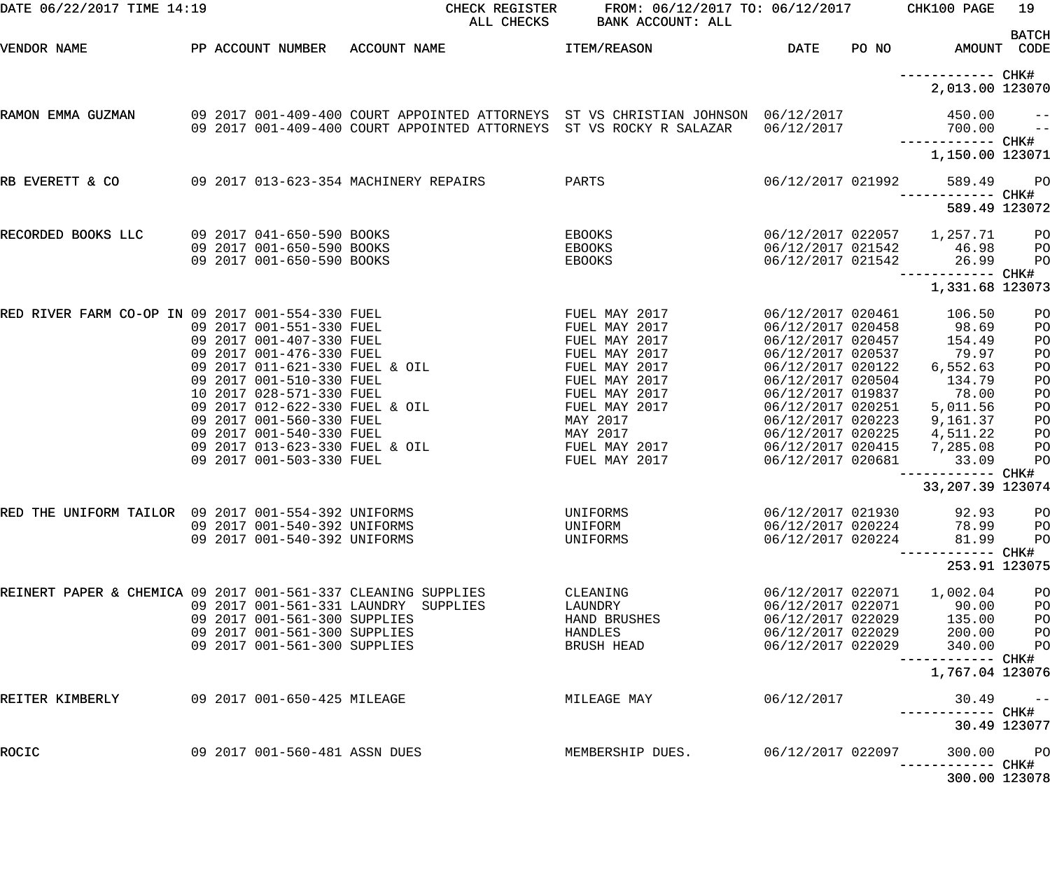DATE 06/22/2017 TIME 14:19 CHECK REGISTER FROM: 06/12/2017 TO: 06/12/2017 CHK100 PAGE 19

ALL CHECKS BANK ACCOUNT: ALL

| VENDOR NAME | PP ACCOUNT NUMBER | ACCOUNT NAME | ITEM/REASON | DATE | PO NO | AMOUNT | BATCH CODE |
|---|---|---|---|---|---|---|---|
| | | | | | | ------------ | CHK# |
| | | | | | | 2,013.00 | 123070 |
| RAMON EMMA GUZMAN | 09 2017 001-409-400 | COURT APPOINTED ATTORNEYS | ST VS CHRISTIAN JOHNSON | 06/12/2017 | | 450.00 | -- |
| | 09 2017 001-409-400 | COURT APPOINTED ATTORNEYS | ST VS ROCKY R SALAZAR | 06/12/2017 | | 700.00 | -- |
| | | | | | | ------------ | CHK# |
| | | | | | | 1,150.00 | 123071 |
| RB EVERETT & CO | 09 2017 013-623-354 | MACHINERY REPAIRS | PARTS | 06/12/2017 | 021992 | 589.49 | PO |
| | | | | | | ------------ | CHK# |
| | | | | | | 589.49 | 123072 |
| RECORDED BOOKS LLC | 09 2017 041-650-590 | BOOKS | EBOOKS | 06/12/2017 | 022057 | 1,257.71 | PO |
| | 09 2017 001-650-590 | BOOKS | EBOOKS | 06/12/2017 | 021542 | 46.98 | PO |
| | 09 2017 001-650-590 | BOOKS | EBOOKS | 06/12/2017 | 021542 | 26.99 | PO |
| | | | | | | ------------ | CHK# |
| | | | | | | 1,331.68 | 123073 |
| RED RIVER FARM CO-OP IN | 09 2017 001-554-330 | FUEL | FUEL MAY 2017 | 06/12/2017 | 020461 | 106.50 | PO |
| | 09 2017 001-551-330 | FUEL | FUEL MAY 2017 | 06/12/2017 | 020458 | 98.69 | PO |
| | 09 2017 001-407-330 | FUEL | FUEL MAY 2017 | 06/12/2017 | 020457 | 154.49 | PO |
| | 09 2017 001-476-330 | FUEL | FUEL MAY 2017 | 06/12/2017 | 020537 | 79.97 | PO |
| | 09 2017 011-621-330 | FUEL & OIL | FUEL MAY 2017 | 06/12/2017 | 020122 | 6,552.63 | PO |
| | 09 2017 001-510-330 | FUEL | FUEL MAY 2017 | 06/12/2017 | 020504 | 134.79 | PO |
| | 10 2017 028-571-330 | FUEL | FUEL MAY 2017 | 06/12/2017 | 019837 | 78.00 | PO |
| | 09 2017 012-622-330 | FUEL & OIL | FUEL MAY 2017 | 06/12/2017 | 020251 | 5,011.56 | PO |
| | 09 2017 001-560-330 | FUEL | MAY 2017 | 06/12/2017 | 020223 | 9,161.37 | PO |
| | 09 2017 001-540-330 | FUEL | MAY 2017 | 06/12/2017 | 020225 | 4,511.22 | PO |
| | 09 2017 013-623-330 | FUEL & OIL | FUEL MAY 2017 | 06/12/2017 | 020415 | 7,285.08 | PO |
| | 09 2017 001-503-330 | FUEL | FUEL MAY 2017 | 06/12/2017 | 020681 | 33.09 | PO |
| | | | | | | ------------ | CHK# |
| | | | | | | 33,207.39 | 123074 |
| RED THE UNIFORM TAILOR | 09 2017 001-554-392 | UNIFORMS | UNIFORMS | 06/12/2017 | 021930 | 92.93 | PO |
| | 09 2017 001-540-392 | UNIFORMS | UNIFORM | 06/12/2017 | 020224 | 78.99 | PO |
| | 09 2017 001-540-392 | UNIFORMS | UNIFORMS | 06/12/2017 | 020224 | 81.99 | PO |
| | | | | | | ------------ | CHK# |
| | | | | | | 253.91 | 123075 |
| REINERT PAPER & CHEMICA | 09 2017 001-561-337 | CLEANING SUPPLIES | CLEANING | 06/12/2017 | 022071 | 1,002.04 | PO |
| | 09 2017 001-561-331 | LAUNDRY SUPPLIES | LAUNDRY | 06/12/2017 | 022071 | 90.00 | PO |
| | 09 2017 001-561-300 | SUPPLIES | HAND BRUSHES | 06/12/2017 | 022029 | 135.00 | PO |
| | 09 2017 001-561-300 | SUPPLIES | HANDLES | 06/12/2017 | 022029 | 200.00 | PO |
| | 09 2017 001-561-300 | SUPPLIES | BRUSH HEAD | 06/12/2017 | 022029 | 340.00 | PO |
| | | | | | | ------------ | CHK# |
| | | | | | | 1,767.04 | 123076 |
| REITER KIMBERLY | 09 2017 001-650-425 | MILEAGE | MILEAGE MAY | 06/12/2017 | | 30.49 | -- |
| | | | | | | ------------ | CHK# |
| | | | | | | 30.49 | 123077 |
| ROCIC | 09 2017 001-560-481 | ASSN DUES | MEMBERSHIP DUES. | 06/12/2017 | 022097 | 300.00 | PO |
| | | | | | | ------------ | CHK# |
| | | | | | | 300.00 | 123078 |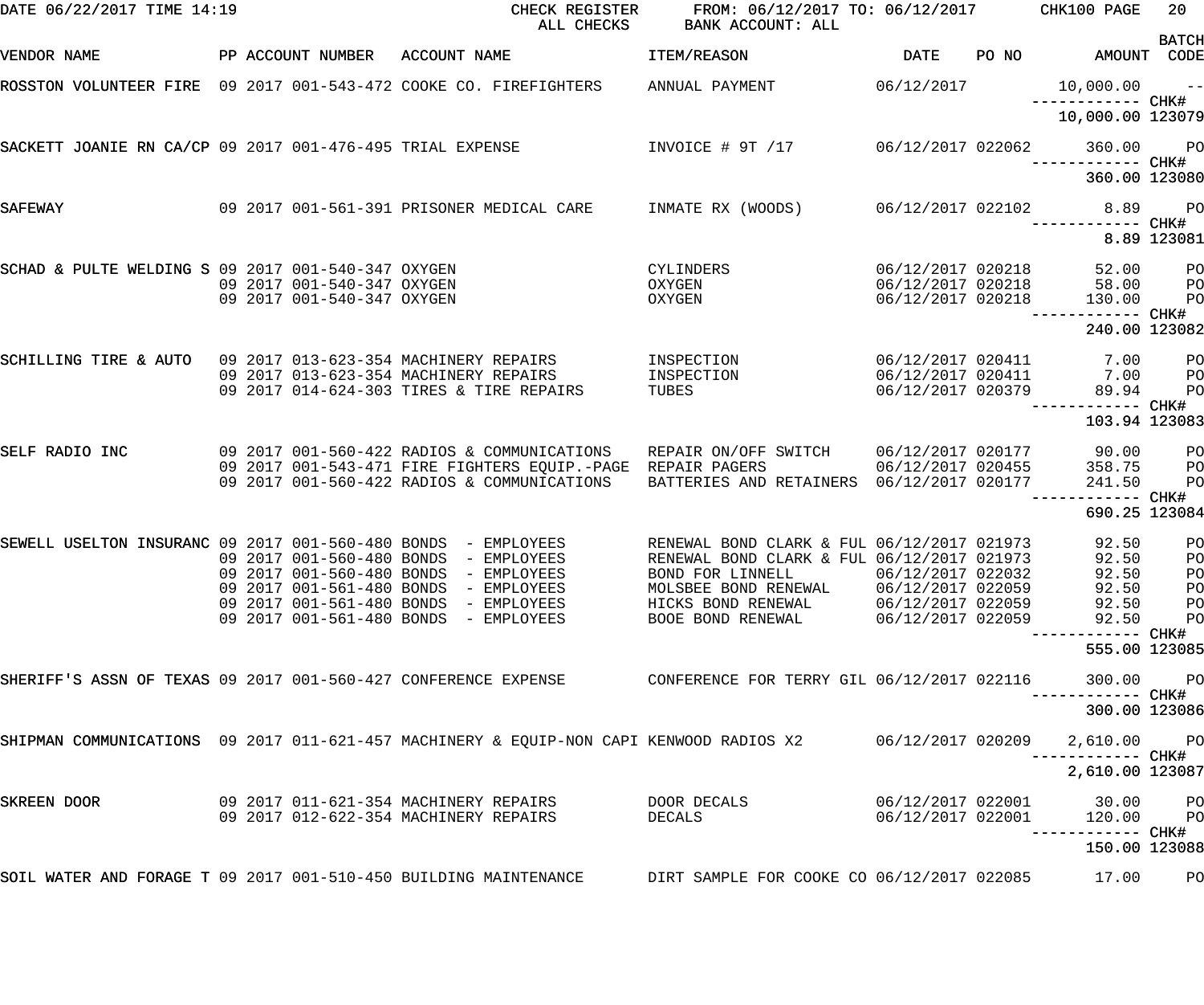DATE 06/22/2017 TIME 14:19 CHECK REGISTER FROM: 06/12/2017 TO: 06/12/2017 CHK100 PAGE 20
ALL CHECKS BANK ACCOUNT: ALL

| VENDOR NAME | PP | ACCOUNT NUMBER | ACCOUNT NAME | ITEM/REASON | DATE | PO NO | AMOUNT | BATCH CODE |
|---|---|---|---|---|---|---|---|---|
| ROSSTON VOLUNTEER FIRE | 09 | 2017 001-543-472 | COOKE CO. FIREFIGHTERS | ANNUAL PAYMENT | 06/12/2017 | | 10,000.00 | -- |
| | | | | | | | ------------ | CHK# |
| | | | | | | | 10,000.00 | 123079 |
| SACKETT JOANIE RN CA/CP | 09 | 2017 001-476-495 | TRIAL EXPENSE | INVOICE # 9T /17 | 06/12/2017 | 022062 | 360.00 | PO |
| | | | | | | | ------------ | CHK# |
| | | | | | | | 360.00 | 123080 |
| SAFEWAY | 09 | 2017 001-561-391 | PRISONER MEDICAL CARE | INMATE RX (WOODS) | 06/12/2017 | 022102 | 8.89 | PO |
| | | | | | | | ------------ | CHK# |
| | | | | | | | 8.89 | 123081 |
| SCHAD & PULTE WELDING S | 09 | 2017 001-540-347 | OXYGEN | CYLINDERS | 06/12/2017 | 020218 | 52.00 | PO |
| | 09 | 2017 001-540-347 | OXYGEN | OXYGEN | 06/12/2017 | 020218 | 58.00 | PO |
| | 09 | 2017 001-540-347 | OXYGEN | OXYGEN | 06/12/2017 | 020218 | 130.00 | PO |
| | | | | | | | ------------ | CHK# |
| | | | | | | | 240.00 | 123082 |
| SCHILLING TIRE & AUTO | 09 | 2017 013-623-354 | MACHINERY REPAIRS | INSPECTION | 06/12/2017 | 020411 | 7.00 | PO |
| | 09 | 2017 013-623-354 | MACHINERY REPAIRS | INSPECTION | 06/12/2017 | 020411 | 7.00 | PO |
| | 09 | 2017 014-624-303 | TIRES & TIRE REPAIRS | TUBES | 06/12/2017 | 020379 | 89.94 | PO |
| | | | | | | | ------------ | CHK# |
| | | | | | | | 103.94 | 123083 |
| SELF RADIO INC | 09 | 2017 001-560-422 | RADIOS & COMMUNICATIONS | REPAIR ON/OFF SWITCH | 06/12/2017 | 020177 | 90.00 | PO |
| | 09 | 2017 001-543-471 | FIRE FIGHTERS EQUIP.-PAGE | REPAIR PAGERS | 06/12/2017 | 020455 | 358.75 | PO |
| | 09 | 2017 001-560-422 | RADIOS & COMMUNICATIONS | BATTERIES AND RETAINERS | 06/12/2017 | 020177 | 241.50 | PO |
| | | | | | | | ------------ | CHK# |
| | | | | | | | 690.25 | 123084 |
| SEWELL USELTON INSURANC | 09 | 2017 001-560-480 | BONDS - EMPLOYEES | RENEWAL BOND CLARK & FUL | 06/12/2017 | 021973 | 92.50 | PO |
| | 09 | 2017 001-560-480 | BONDS - EMPLOYEES | RENEWAL BOND CLARK & FUL | 06/12/2017 | 021973 | 92.50 | PO |
| | 09 | 2017 001-560-480 | BONDS - EMPLOYEES | BOND FOR LINNELL | 06/12/2017 | 022032 | 92.50 | PO |
| | 09 | 2017 001-561-480 | BONDS - EMPLOYEES | MOLSBEE BOND RENEWAL | 06/12/2017 | 022059 | 92.50 | PO |
| | 09 | 2017 001-561-480 | BONDS - EMPLOYEES | HICKS BOND RENEWAL | 06/12/2017 | 022059 | 92.50 | PO |
| | 09 | 2017 001-561-480 | BONDS - EMPLOYEES | BOOE BOND RENEWAL | 06/12/2017 | 022059 | 92.50 | PO |
| | | | | | | | ------------ | CHK# |
| | | | | | | | 555.00 | 123085 |
| SHERIFF'S ASSN OF TEXAS | 09 | 2017 001-560-427 | CONFERENCE EXPENSE | CONFERENCE FOR TERRY GIL | 06/12/2017 | 022116 | 300.00 | PO |
| | | | | | | | ------------ | CHK# |
| | | | | | | | 300.00 | 123086 |
| SHIPMAN COMMUNICATIONS | 09 | 2017 011-621-457 | MACHINERY & EQUIP-NON CAPI | KENWOOD RADIOS X2 | 06/12/2017 | 020209 | 2,610.00 | PO |
| | | | | | | | ------------ | CHK# |
| | | | | | | | 2,610.00 | 123087 |
| SKREEN DOOR | 09 | 2017 011-621-354 | MACHINERY REPAIRS | DOOR DECALS | 06/12/2017 | 022001 | 30.00 | PO |
| | 09 | 2017 012-622-354 | MACHINERY REPAIRS | DECALS | 06/12/2017 | 022001 | 120.00 | PO |
| | | | | | | | ------------ | CHK# |
| | | | | | | | 150.00 | 123088 |
| SOIL WATER AND FORAGE T | 09 | 2017 001-510-450 | BUILDING MAINTENANCE | DIRT SAMPLE FOR COOKE CO | 06/12/2017 | 022085 | 17.00 | PO |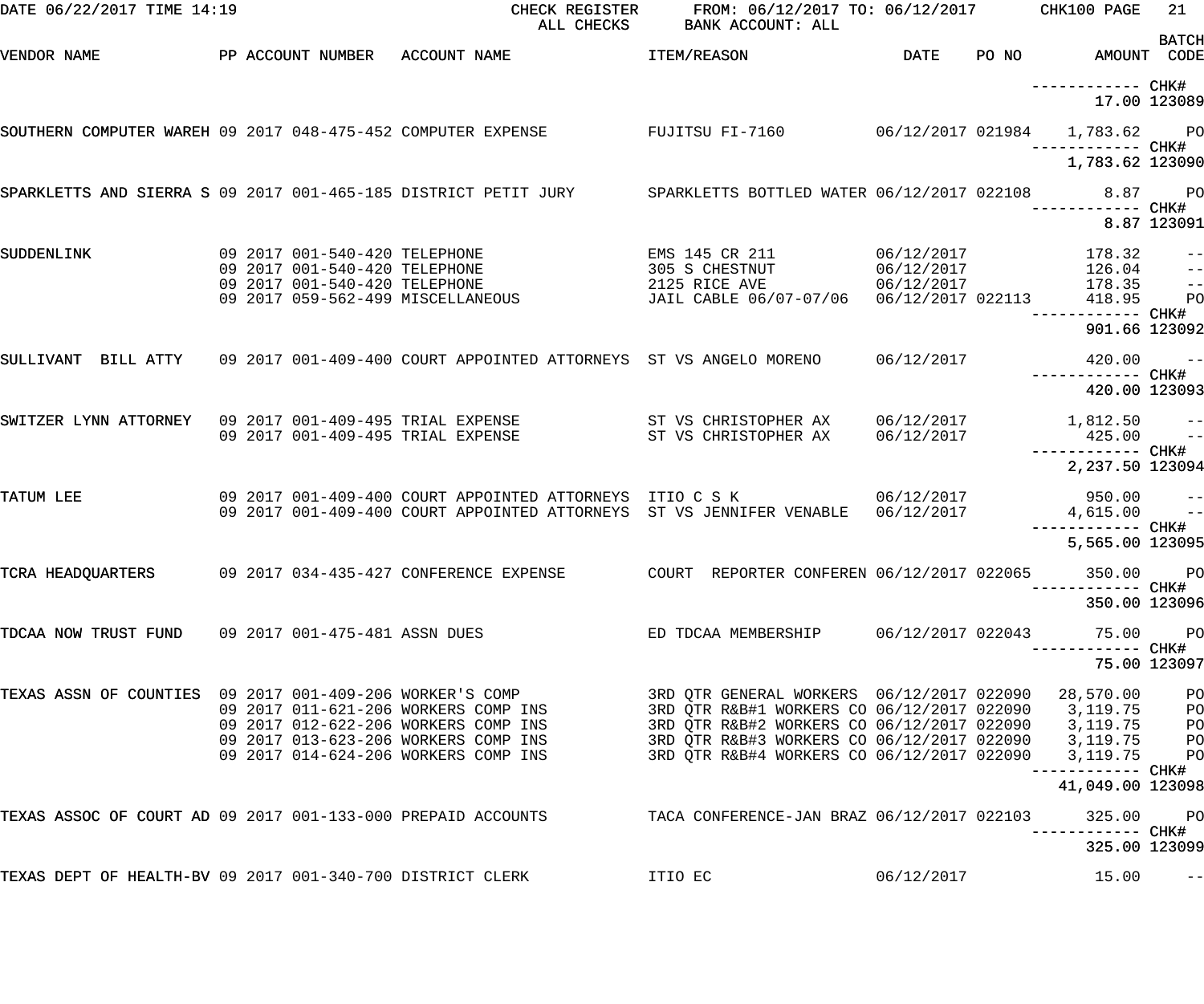DATE 06/22/2017 TIME 14:19 CHECK REGISTER FROM: 06/12/2017 TO: 06/12/2017 CHK100 PAGE 21

ALL CHECKS BANK ACCOUNT: ALL

| VENDOR NAME | PP ACCOUNT NUMBER | ACCOUNT NAME | ITEM/REASON | DATE | PO NO | AMOUNT | BATCH CODE |
|---|---|---|---|---|---|---|---|
| | | | | | | ------------ | CHK# |
| | | | | | | 17.00 | 123089 |
| SOUTHERN COMPUTER WAREH | 09 2017 048-475-452 | COMPUTER EXPENSE | FUJITSU FI-7160 | 06/12/2017 | 021984 | 1,783.62 | PO |
| | | | | | | ------------ | CHK# |
| | | | | | | 1,783.62 | 123090 |
| SPARKLETTS AND SIERRA S | 09 2017 001-465-185 | DISTRICT PETIT JURY | SPARKLETTS BOTTLED WATER | 06/12/2017 | 022108 | 8.87 | PO |
| | | | | | | ------------ | CHK# |
| | | | | | | 8.87 | 123091 |
| SUDDENLINK | 09 2017 001-540-420 | TELEPHONE | EMS 145 CR 211 | 06/12/2017 | | 178.32 | -- |
| | 09 2017 001-540-420 | TELEPHONE | 305 S CHESTNUT | 06/12/2017 | | 126.04 | -- |
| | 09 2017 001-540-420 | TELEPHONE | 2125 RICE AVE | 06/12/2017 | | 178.35 | -- |
| | 09 2017 059-562-499 | MISCELLANEOUS | JAIL CABLE 06/07-07/06 | 06/12/2017 | 022113 | 418.95 | PO |
| | | | | | | ------------ | CHK# |
| | | | | | | 901.66 | 123092 |
| SULLIVANT BILL ATTY | 09 2017 001-409-400 | COURT APPOINTED ATTORNEYS | ST VS ANGELO MORENO | 06/12/2017 | | 420.00 | -- |
| | | | | | | ------------ | CHK# |
| | | | | | | 420.00 | 123093 |
| SWITZER LYNN ATTORNEY | 09 2017 001-409-495 | TRIAL EXPENSE | ST VS CHRISTOPHER AX | 06/12/2017 | | 1,812.50 | -- |
| | 09 2017 001-409-495 | TRIAL EXPENSE | ST VS CHRISTOPHER AX | 06/12/2017 | | 425.00 | -- |
| | | | | | | ------------ | CHK# |
| | | | | | | 2,237.50 | 123094 |
| TATUM LEE | 09 2017 001-409-400 | COURT APPOINTED ATTORNEYS | ITIO C S K | 06/12/2017 | | 950.00 | -- |
| | 09 2017 001-409-400 | COURT APPOINTED ATTORNEYS | ST VS JENNIFER VENABLE | 06/12/2017 | | 4,615.00 | -- |
| | | | | | | ------------ | CHK# |
| | | | | | | 5,565.00 | 123095 |
| TCRA HEADQUARTERS | 09 2017 034-435-427 | CONFERENCE EXPENSE | COURT REPORTER CONFEREN | 06/12/2017 | 022065 | 350.00 | PO |
| | | | | | | ------------ | CHK# |
| | | | | | | 350.00 | 123096 |
| TDCAA NOW TRUST FUND | 09 2017 001-475-481 | ASSN DUES | ED TDCAA MEMBERSHIP | 06/12/2017 | 022043 | 75.00 | PO |
| | | | | | | ------------ | CHK# |
| | | | | | | 75.00 | 123097 |
| TEXAS ASSN OF COUNTIES | 09 2017 001-409-206 | WORKER'S COMP | 3RD QTR GENERAL WORKERS | 06/12/2017 | 022090 | 28,570.00 | PO |
| | 09 2017 011-621-206 | WORKERS COMP INS | 3RD QTR R&B#1 WORKERS CO | 06/12/2017 | 022090 | 3,119.75 | PO |
| | 09 2017 012-622-206 | WORKERS COMP INS | 3RD QTR R&B#2 WORKERS CO | 06/12/2017 | 022090 | 3,119.75 | PO |
| | 09 2017 013-623-206 | WORKERS COMP INS | 3RD QTR R&B#3 WORKERS CO | 06/12/2017 | 022090 | 3,119.75 | PO |
| | 09 2017 014-624-206 | WORKERS COMP INS | 3RD QTR R&B#4 WORKERS CO | 06/12/2017 | 022090 | 3,119.75 | PO |
| | | | | | | ------------ | CHK# |
| | | | | | | 41,049.00 | 123098 |
| TEXAS ASSOC OF COURT AD | 09 2017 001-133-000 | PREPAID ACCOUNTS | TACA CONFERENCE-JAN BRAZ | 06/12/2017 | 022103 | 325.00 | PO |
| | | | | | | ------------ | CHK# |
| | | | | | | 325.00 | 123099 |
| TEXAS DEPT OF HEALTH-BV | 09 2017 001-340-700 | DISTRICT CLERK | ITIO EC | 06/12/2017 | | 15.00 | -- |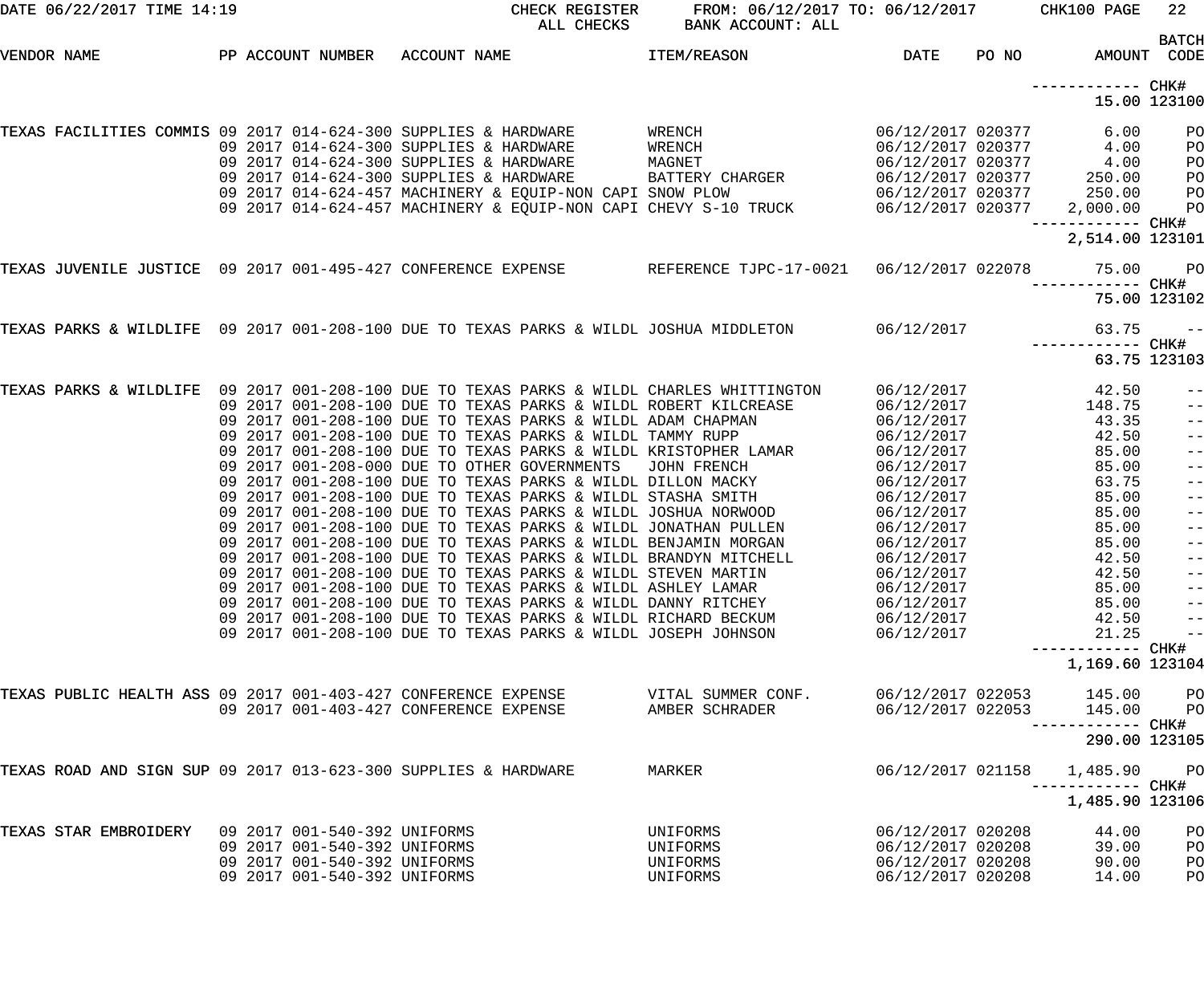DATE 06/22/2017 TIME 14:19 CHECK REGISTER FROM: 06/12/2017 TO: 06/12/2017 CHK100 PAGE 22
ALL CHECKS BANK ACCOUNT: ALL

| VENDOR NAME | PP | ACCOUNT NUMBER | ACCOUNT NAME | ITEM/REASON | DATE | PO NO | AMOUNT | BATCH CODE |
|---|---|---|---|---|---|---|---|---|
| | | | | | | | ------------ | CHK# |
| | | | | | | | 15.00 | 123100 |
| TEXAS FACILITIES COMMIS | 09 2017 | 014-624-300 | SUPPLIES & HARDWARE | WRENCH | 06/12/2017 | 020377 | 6.00 | PO |
| | 09 2017 | 014-624-300 | SUPPLIES & HARDWARE | WRENCH | 06/12/2017 | 020377 | 4.00 | PO |
| | 09 2017 | 014-624-300 | SUPPLIES & HARDWARE | MAGNET | 06/12/2017 | 020377 | 4.00 | PO |
| | 09 2017 | 014-624-300 | SUPPLIES & HARDWARE | BATTERY CHARGER | 06/12/2017 | 020377 | 250.00 | PO |
| | 09 2017 | 014-624-457 | MACHINERY & EQUIP-NON CAPI | SNOW PLOW | 06/12/2017 | 020377 | 250.00 | PO |
| | 09 2017 | 014-624-457 | MACHINERY & EQUIP-NON CAPI | CHEVY S-10 TRUCK | 06/12/2017 | 020377 | 2,000.00 | PO |
| | | | | | | | ------------ | CHK# |
| | | | | | | | 2,514.00 | 123101 |
| TEXAS JUVENILE JUSTICE | 09 2017 | 001-495-427 | CONFERENCE EXPENSE | REFERENCE TJPC-17-0021 | 06/12/2017 | 022078 | 75.00 | PO |
| | | | | | | | ------------ | CHK# |
| | | | | | | | 75.00 | 123102 |
| TEXAS PARKS & WILDLIFE | 09 2017 | 001-208-100 | DUE TO TEXAS PARKS & WILDL | JOSHUA MIDDLETON | 06/12/2017 | | 63.75 | -- |
| | | | | | | | ------------ | CHK# |
| | | | | | | | 63.75 | 123103 |
| TEXAS PARKS & WILDLIFE | 09 2017 | 001-208-100 | DUE TO TEXAS PARKS & WILDL | CHARLES WHITTINGTON | 06/12/2017 | | 42.50 | -- |
| | 09 2017 | 001-208-100 | DUE TO TEXAS PARKS & WILDL | ROBERT KILCREASE | 06/12/2017 | | 148.75 | -- |
| | 09 2017 | 001-208-100 | DUE TO TEXAS PARKS & WILDL | ADAM CHAPMAN | 06/12/2017 | | 43.35 | -- |
| | 09 2017 | 001-208-100 | DUE TO TEXAS PARKS & WILDL | TAMMY RUPP | 06/12/2017 | | 42.50 | -- |
| | 09 2017 | 001-208-100 | DUE TO TEXAS PARKS & WILDL | KRISTOPHER LAMAR | 06/12/2017 | | 85.00 | -- |
| | 09 2017 | 001-208-000 | DUE TO OTHER GOVERNMENTS | JOHN FRENCH | 06/12/2017 | | 85.00 | -- |
| | 09 2017 | 001-208-100 | DUE TO TEXAS PARKS & WILDL | DILLON MACKY | 06/12/2017 | | 63.75 | -- |
| | 09 2017 | 001-208-100 | DUE TO TEXAS PARKS & WILDL | STASHA SMITH | 06/12/2017 | | 85.00 | -- |
| | 09 2017 | 001-208-100 | DUE TO TEXAS PARKS & WILDL | JOSHUA NORWOOD | 06/12/2017 | | 85.00 | -- |
| | 09 2017 | 001-208-100 | DUE TO TEXAS PARKS & WILDL | JONATHAN PULLEN | 06/12/2017 | | 85.00 | -- |
| | 09 2017 | 001-208-100 | DUE TO TEXAS PARKS & WILDL | BENJAMIN MORGAN | 06/12/2017 | | 85.00 | -- |
| | 09 2017 | 001-208-100 | DUE TO TEXAS PARKS & WILDL | BRANDYN MITCHELL | 06/12/2017 | | 42.50 | -- |
| | 09 2017 | 001-208-100 | DUE TO TEXAS PARKS & WILDL | STEVEN MARTIN | 06/12/2017 | | 42.50 | -- |
| | 09 2017 | 001-208-100 | DUE TO TEXAS PARKS & WILDL | ASHLEY LAMAR | 06/12/2017 | | 85.00 | -- |
| | 09 2017 | 001-208-100 | DUE TO TEXAS PARKS & WILDL | DANNY RITCHEY | 06/12/2017 | | 85.00 | -- |
| | 09 2017 | 001-208-100 | DUE TO TEXAS PARKS & WILDL | RICHARD BECKUM | 06/12/2017 | | 42.50 | -- |
| | 09 2017 | 001-208-100 | DUE TO TEXAS PARKS & WILDL | JOSEPH JOHNSON | 06/12/2017 | | 21.25 | -- |
| | | | | | | | ------------ | CHK# |
| | | | | | | | 1,169.60 | 123104 |
| TEXAS PUBLIC HEALTH ASS | 09 2017 | 001-403-427 | CONFERENCE EXPENSE | VITAL SUMMER CONF. | 06/12/2017 | 022053 | 145.00 | PO |
| | 09 2017 | 001-403-427 | CONFERENCE EXPENSE | AMBER SCHRADER | 06/12/2017 | 022053 | 145.00 | PO |
| | | | | | | | ------------ | CHK# |
| | | | | | | | 290.00 | 123105 |
| TEXAS ROAD AND SIGN SUP | 09 2017 | 013-623-300 | SUPPLIES & HARDWARE | MARKER | 06/12/2017 | 021158 | 1,485.90 | PO |
| | | | | | | | ------------ | CHK# |
| | | | | | | | 1,485.90 | 123106 |
| TEXAS STAR EMBROIDERY | 09 2017 | 001-540-392 | UNIFORMS | UNIFORMS | 06/12/2017 | 020208 | 44.00 | PO |
| | 09 2017 | 001-540-392 | UNIFORMS | UNIFORMS | 06/12/2017 | 020208 | 39.00 | PO |
| | 09 2017 | 001-540-392 | UNIFORMS | UNIFORMS | 06/12/2017 | 020208 | 90.00 | PO |
| | 09 2017 | 001-540-392 | UNIFORMS | UNIFORMS | 06/12/2017 | 020208 | 14.00 | PO |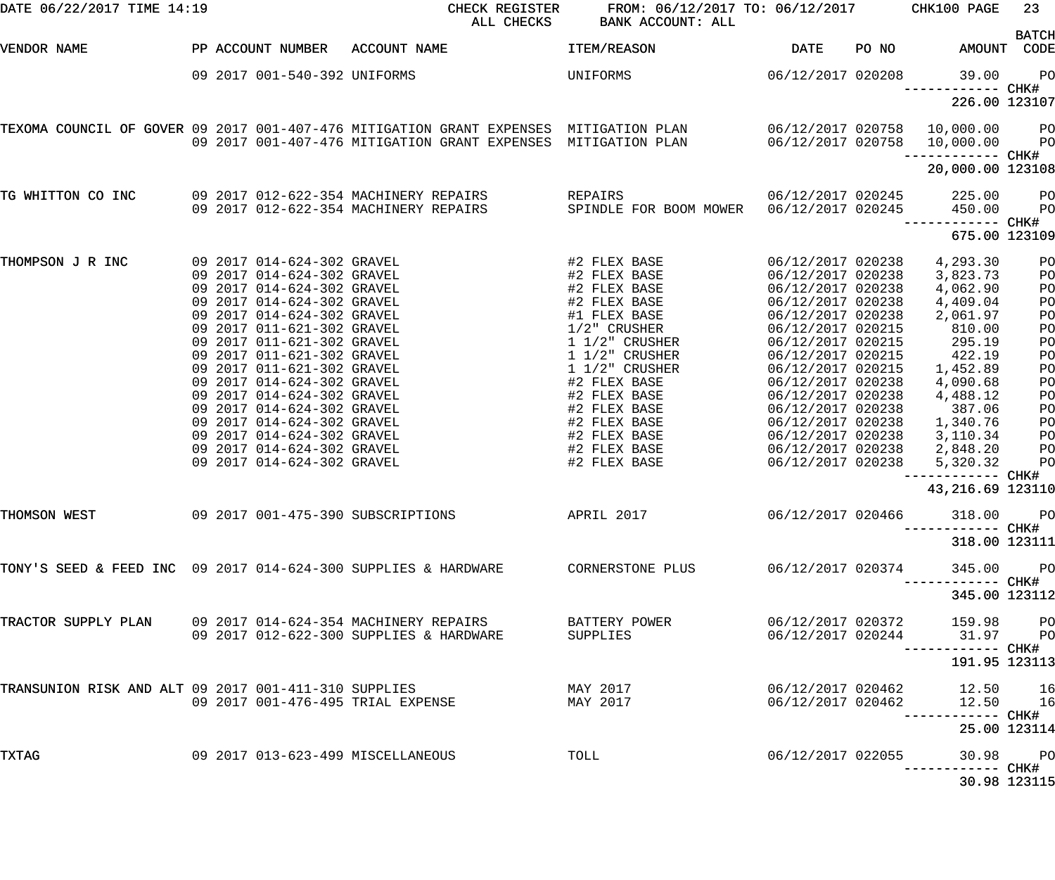DATE 06/22/2017 TIME 14:19 CHECK REGISTER FROM: 06/12/2017 TO: 06/12/2017 CHK100 PAGE 23
ALL CHECKS BANK ACCOUNT: ALL

| VENDOR NAME | PP | ACCOUNT NUMBER | ACCOUNT NAME | ITEM/REASON | DATE | PO NO | AMOUNT | BATCH CODE |
|---|---|---|---|---|---|---|---|---|
| | 09 | 2017 001-540-392 | UNIFORMS | UNIFORMS | 06/12/2017 | 020208 | 39.00 | PO |
| | | | | | | | ------------ | CHK# |
| | | | | | | | 226.00 | 123107 |
| TEXOMA COUNCIL OF GOVER | 09 | 2017 001-407-476 | MITIGATION GRANT EXPENSES | MITIGATION PLAN | 06/12/2017 | 020758 | 10,000.00 | PO |
| | 09 | 2017 001-407-476 | MITIGATION GRANT EXPENSES | MITIGATION PLAN | 06/12/2017 | 020758 | 10,000.00 | PO |
| | | | | | | | ------------ | CHK# |
| | | | | | | | 20,000.00 | 123108 |
| TG WHITTON CO INC | 09 | 2017 012-622-354 | MACHINERY REPAIRS | REPAIRS | 06/12/2017 | 020245 | 225.00 | PO |
| | 09 | 2017 012-622-354 | MACHINERY REPAIRS | SPINDLE FOR BOOM MOWER | 06/12/2017 | 020245 | 450.00 | PO |
| | | | | | | | ------------ | CHK# |
| | | | | | | | 675.00 | 123109 |
| THOMPSON J R INC | 09 | 2017 014-624-302 | GRAVEL | #2 FLEX BASE | 06/12/2017 | 020238 | 4,293.30 | PO |
| | 09 | 2017 014-624-302 | GRAVEL | #2 FLEX BASE | 06/12/2017 | 020238 | 3,823.73 | PO |
| | 09 | 2017 014-624-302 | GRAVEL | #2 FLEX BASE | 06/12/2017 | 020238 | 4,062.90 | PO |
| | 09 | 2017 014-624-302 | GRAVEL | #2 FLEX BASE | 06/12/2017 | 020238 | 4,409.04 | PO |
| | 09 | 2017 014-624-302 | GRAVEL | #1 FLEX BASE | 06/12/2017 | 020238 | 2,061.97 | PO |
| | 09 | 2017 011-621-302 | GRAVEL | 1/2" CRUSHER | 06/12/2017 | 020215 | 810.00 | PO |
| | 09 | 2017 011-621-302 | GRAVEL | 1 1/2" CRUSHER | 06/12/2017 | 020215 | 295.19 | PO |
| | 09 | 2017 011-621-302 | GRAVEL | 1 1/2" CRUSHER | 06/12/2017 | 020215 | 422.19 | PO |
| | 09 | 2017 011-621-302 | GRAVEL | 1 1/2" CRUSHER | 06/12/2017 | 020215 | 1,452.89 | PO |
| | 09 | 2017 014-624-302 | GRAVEL | #2 FLEX BASE | 06/12/2017 | 020238 | 4,090.68 | PO |
| | 09 | 2017 014-624-302 | GRAVEL | #2 FLEX BASE | 06/12/2017 | 020238 | 4,488.12 | PO |
| | 09 | 2017 014-624-302 | GRAVEL | #2 FLEX BASE | 06/12/2017 | 020238 | 387.06 | PO |
| | 09 | 2017 014-624-302 | GRAVEL | #2 FLEX BASE | 06/12/2017 | 020238 | 1,340.76 | PO |
| | 09 | 2017 014-624-302 | GRAVEL | #2 FLEX BASE | 06/12/2017 | 020238 | 3,110.34 | PO |
| | 09 | 2017 014-624-302 | GRAVEL | #2 FLEX BASE | 06/12/2017 | 020238 | 2,848.20 | PO |
| | 09 | 2017 014-624-302 | GRAVEL | #2 FLEX BASE | 06/12/2017 | 020238 | 5,320.32 | PO |
| | | | | | | | ------------ | CHK# |
| | | | | | | | 43,216.69 | 123110 |
| THOMSON WEST | 09 | 2017 001-475-390 | SUBSCRIPTIONS | APRIL 2017 | 06/12/2017 | 020466 | 318.00 | PO |
| | | | | | | | ------------ | CHK# |
| | | | | | | | 318.00 | 123111 |
| TONY'S SEED & FEED INC | 09 | 2017 014-624-300 | SUPPLIES & HARDWARE | CORNERSTONE PLUS | 06/12/2017 | 020374 | 345.00 | PO |
| | | | | | | | ------------ | CHK# |
| | | | | | | | 345.00 | 123112 |
| TRACTOR SUPPLY PLAN | 09 | 2017 014-624-354 | MACHINERY REPAIRS | BATTERY POWER | 06/12/2017 | 020372 | 159.98 | PO |
| | 09 | 2017 012-622-300 | SUPPLIES & HARDWARE | SUPPLIES | 06/12/2017 | 020244 | 31.97 | PO |
| | | | | | | | ------------ | CHK# |
| | | | | | | | 191.95 | 123113 |
| TRANSUNION RISK AND ALT | 09 | 2017 001-411-310 | SUPPLIES | MAY 2017 | 06/12/2017 | 020462 | 12.50 | 16 |
| | 09 | 2017 001-476-495 | TRIAL EXPENSE | MAY 2017 | 06/12/2017 | 020462 | 12.50 | 16 |
| | | | | | | | ------------ | CHK# |
| | | | | | | | 25.00 | 123114 |
| TXTAG | 09 | 2017 013-623-499 | MISCELLANEOUS | TOLL | 06/12/2017 | 022055 | 30.98 | PO |
| | | | | | | | ------------ | CHK# |
| | | | | | | | 30.98 | 123115 |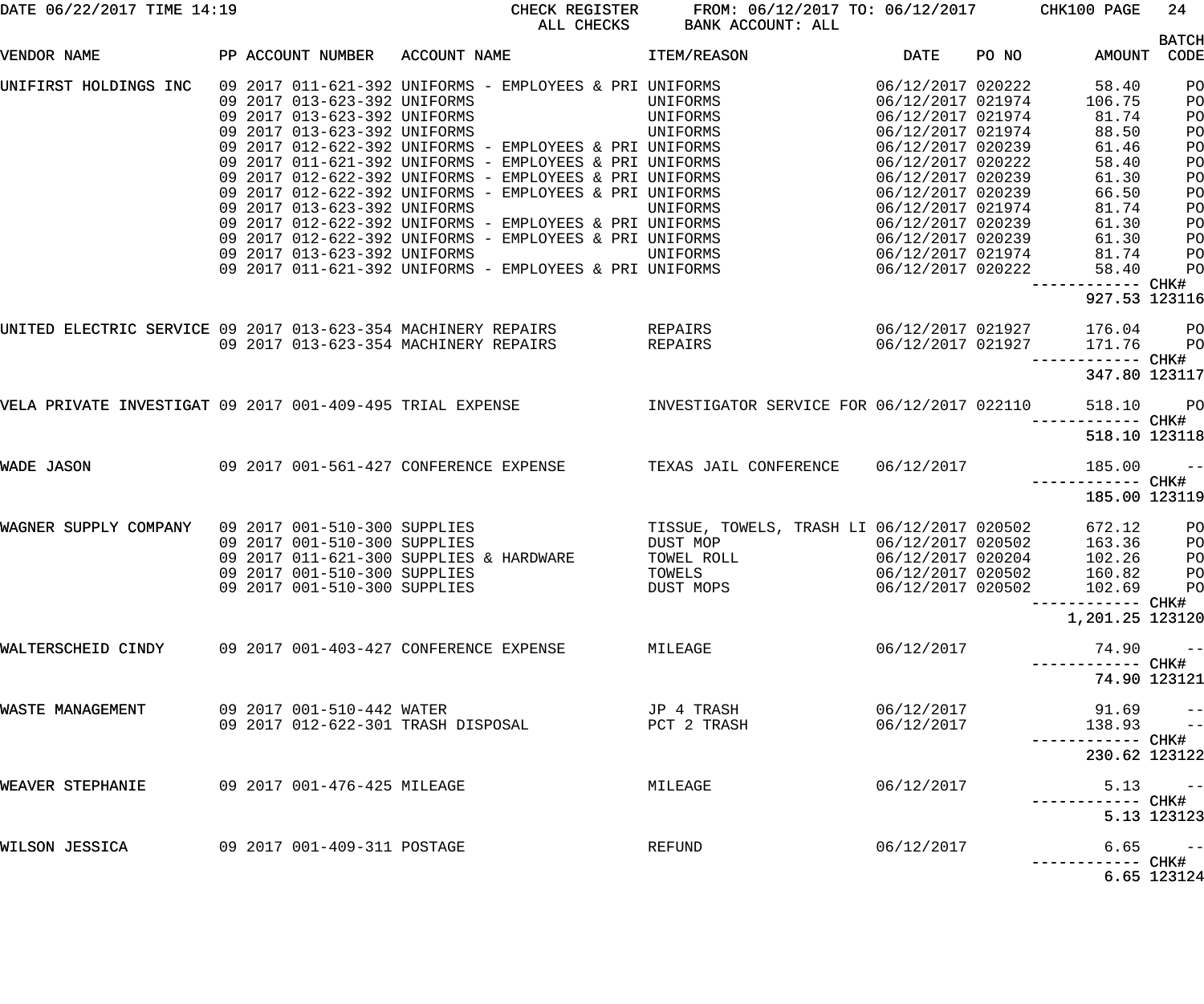DATE 06/22/2017 TIME 14:19 CHECK REGISTER ALL CHECKS FROM: 06/12/2017 TO: 06/12/2017 BANK ACCOUNT: ALL CHK100

| VENDOR NAME | PP | ACCOUNT NUMBER | ACCOUNT NAME | ITEM/REASON | DATE | PO NO | AMOUNT | BATCH CODE |
|---|---|---|---|---|---|---|---|---|
| UNIFIRST HOLDINGS INC | 09 | 2017 011-621-392 | UNIFORMS - EMPLOYEES & PRI | UNIFORMS | 06/12/2017 | 020222 | 58.40 | PO |
| | 09 | 2017 013-623-392 | UNIFORMS | UNIFORMS | 06/12/2017 | 021974 | 106.75 | PO |
| | 09 | 2017 013-623-392 | UNIFORMS | UNIFORMS | 06/12/2017 | 021974 | 81.74 | PO |
| | 09 | 2017 013-623-392 | UNIFORMS | UNIFORMS | 06/12/2017 | 021974 | 88.50 | PO |
| | 09 | 2017 012-622-392 | UNIFORMS - EMPLOYEES & PRI | UNIFORMS | 06/12/2017 | 020239 | 61.46 | PO |
| | 09 | 2017 011-621-392 | UNIFORMS - EMPLOYEES & PRI | UNIFORMS | 06/12/2017 | 020222 | 58.40 | PO |
| | 09 | 2017 012-622-392 | UNIFORMS - EMPLOYEES & PRI | UNIFORMS | 06/12/2017 | 020239 | 61.30 | PO |
| | 09 | 2017 012-622-392 | UNIFORMS - EMPLOYEES & PRI | UNIFORMS | 06/12/2017 | 020239 | 66.50 | PO |
| | 09 | 2017 013-623-392 | UNIFORMS | UNIFORMS | 06/12/2017 | 021974 | 81.74 | PO |
| | 09 | 2017 012-622-392 | UNIFORMS - EMPLOYEES & PRI | UNIFORMS | 06/12/2017 | 020239 | 61.30 | PO |
| | 09 | 2017 012-622-392 | UNIFORMS - EMPLOYEES & PRI | UNIFORMS | 06/12/2017 | 020239 | 61.30 | PO |
| | 09 | 2017 013-623-392 | UNIFORMS | UNIFORMS | 06/12/2017 | 021974 | 81.74 | PO |
| | 09 | 2017 011-621-392 | UNIFORMS - EMPLOYEES & PRI | UNIFORMS | 06/12/2017 | 020222 | 58.40 | PO |
| | | | | | | | 927.53 | CHK# 123116 |
| UNITED ELECTRIC SERVICE | 09 | 2017 013-623-354 | MACHINERY REPAIRS | REPAIRS | 06/12/2017 | 021927 | 176.04 | PO |
| | 09 | 2017 013-623-354 | MACHINERY REPAIRS | REPAIRS | 06/12/2017 | 021927 | 171.76 | PO |
| | | | | | | | 347.80 | CHK# 123117 |
| VELA PRIVATE INVESTIGAT | 09 | 2017 001-409-495 | TRIAL EXPENSE | INVESTIGATOR SERVICE FOR | 06/12/2017 | 022110 | 518.10 | PO |
| | | | | | | | 518.10 | CHK# 123118 |
| WADE JASON | 09 | 2017 001-561-427 | CONFERENCE EXPENSE | TEXAS JAIL CONFERENCE | 06/12/2017 | | 185.00 | -- |
| | | | | | | | 185.00 | CHK# 123119 |
| WAGNER SUPPLY COMPANY | 09 | 2017 001-510-300 | SUPPLIES | TISSUE, TOWELS, TRASH LI | 06/12/2017 | 020502 | 672.12 | PO |
| | 09 | 2017 001-510-300 | SUPPLIES | DUST MOP | 06/12/2017 | 020502 | 163.36 | PO |
| | 09 | 2017 011-621-300 | SUPPLIES & HARDWARE | TOWEL ROLL | 06/12/2017 | 020204 | 102.26 | PO |
| | 09 | 2017 001-510-300 | SUPPLIES | TOWELS | 06/12/2017 | 020502 | 160.82 | PO |
| | 09 | 2017 001-510-300 | SUPPLIES | DUST MOPS | 06/12/2017 | 020502 | 102.69 | PO |
| | | | | | | | 1,201.25 | CHK# 123120 |
| WALTERSCHEID CINDY | 09 | 2017 001-403-427 | CONFERENCE EXPENSE | MILEAGE | 06/12/2017 | | 74.90 | -- |
| | | | | | | | 74.90 | CHK# 123121 |
| WASTE MANAGEMENT | 09 | 2017 001-510-442 | WATER | JP 4 TRASH | 06/12/2017 | | 91.69 | -- |
| | 09 | 2017 012-622-301 | TRASH DISPOSAL | PCT 2 TRASH | 06/12/2017 | | 138.93 | -- |
| | | | | | | | 230.62 | CHK# 123122 |
| WEAVER STEPHANIE | 09 | 2017 001-476-425 | MILEAGE | MILEAGE | 06/12/2017 | | 5.13 | -- |
| | | | | | | | 5.13 | CHK# 123123 |
| WILSON JESSICA | 09 | 2017 001-409-311 | POSTAGE | REFUND | 06/12/2017 | | 6.65 | -- |
| | | | | | | | 6.65 | CHK# 123124 |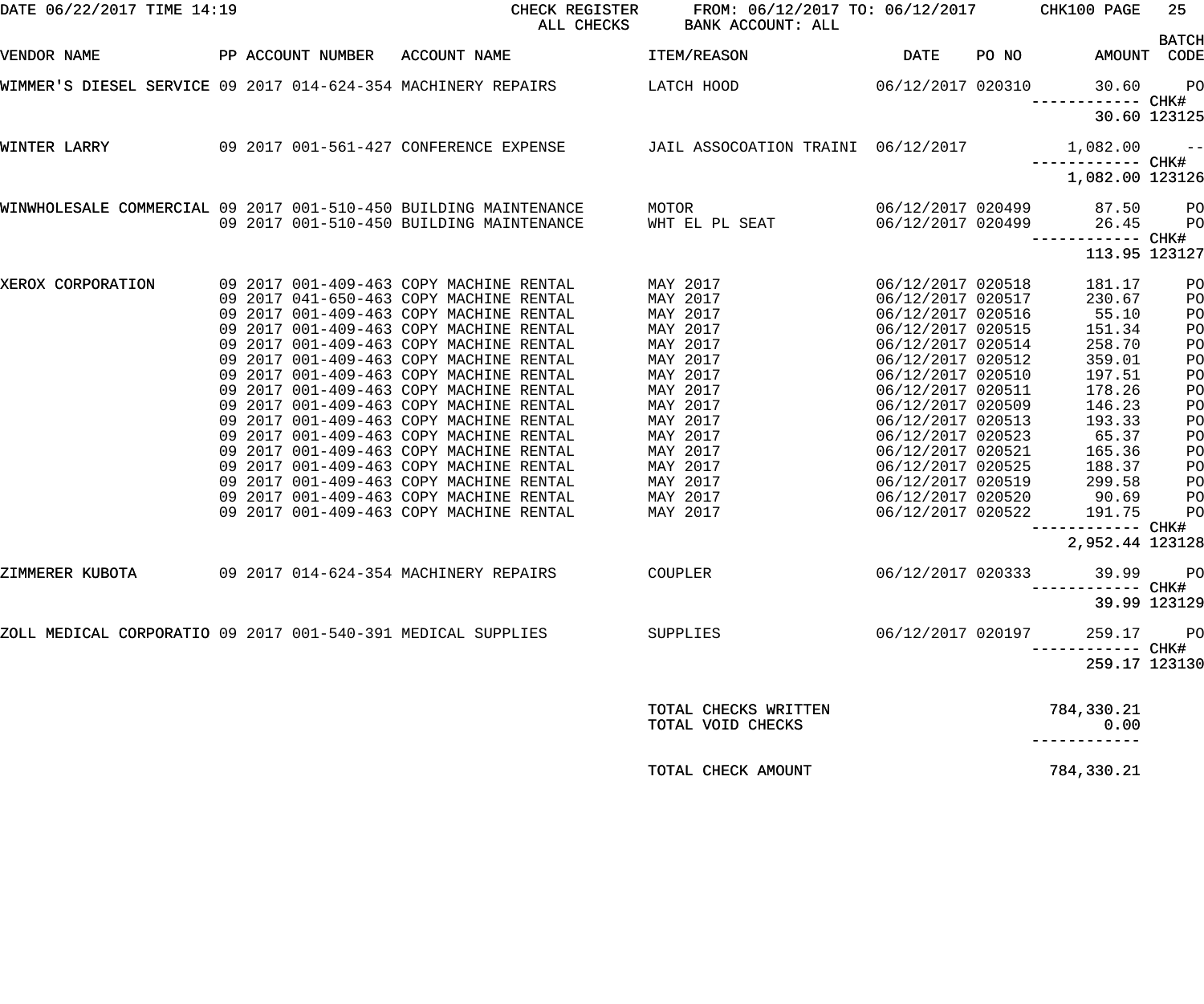DATE 06/22/2017 TIME 14:19 CHECK REGISTER ALL CHECKS FROM: 06/12/2017 TO: 06/12/2017 BANK ACCOUNT: ALL CHK100 PAGE 25

| VENDOR NAME | PP | ACCOUNT NUMBER | ACCOUNT NAME | ITEM/REASON | DATE | PO NO | AMOUNT | BATCH CODE |
|---|---|---|---|---|---|---|---|---|
| WIMMER'S DIESEL SERVICE | 09 2017 | 014-624-354 | MACHINERY REPAIRS | LATCH HOOD | 06/12/2017 | 020310 | 30.60 | PO |
| | | | | | | | ------------ | CHK# |
| | | | | | | | 30.60 | 123125 |
| WINTER LARRY | 09 2017 | 001-561-427 | CONFERENCE EXPENSE | JAIL ASSOCOATION TRAINI | 06/12/2017 | | 1,082.00 | -- |
| | | | | | | | ------------ | CHK# |
| | | | | | | | 1,082.00 | 123126 |
| WINWHOLESALE COMMERCIAL | 09 2017 | 001-510-450 | BUILDING MAINTENANCE | MOTOR | 06/12/2017 | 020499 | 87.50 | PO |
| | 09 2017 | 001-510-450 | BUILDING MAINTENANCE | WHT EL PL SEAT | 06/12/2017 | 020499 | 26.45 | PO |
| | | | | | | | ------------ | CHK# |
| | | | | | | | 113.95 | 123127 |
| XEROX CORPORATION | 09 2017 | 001-409-463 | COPY MACHINE RENTAL | MAY 2017 | 06/12/2017 | 020518 | 181.17 | PO |
| | 09 2017 | 041-650-463 | COPY MACHINE RENTAL | MAY 2017 | 06/12/2017 | 020517 | 230.67 | PO |
| | 09 2017 | 001-409-463 | COPY MACHINE RENTAL | MAY 2017 | 06/12/2017 | 020516 | 55.10 | PO |
| | 09 2017 | 001-409-463 | COPY MACHINE RENTAL | MAY 2017 | 06/12/2017 | 020515 | 151.34 | PO |
| | 09 2017 | 001-409-463 | COPY MACHINE RENTAL | MAY 2017 | 06/12/2017 | 020514 | 258.70 | PO |
| | 09 2017 | 001-409-463 | COPY MACHINE RENTAL | MAY 2017 | 06/12/2017 | 020512 | 359.01 | PO |
| | 09 2017 | 001-409-463 | COPY MACHINE RENTAL | MAY 2017 | 06/12/2017 | 020510 | 197.51 | PO |
| | 09 2017 | 001-409-463 | COPY MACHINE RENTAL | MAY 2017 | 06/12/2017 | 020511 | 178.26 | PO |
| | 09 2017 | 001-409-463 | COPY MACHINE RENTAL | MAY 2017 | 06/12/2017 | 020509 | 146.23 | PO |
| | 09 2017 | 001-409-463 | COPY MACHINE RENTAL | MAY 2017 | 06/12/2017 | 020513 | 193.33 | PO |
| | 09 2017 | 001-409-463 | COPY MACHINE RENTAL | MAY 2017 | 06/12/2017 | 020523 | 65.37 | PO |
| | 09 2017 | 001-409-463 | COPY MACHINE RENTAL | MAY 2017 | 06/12/2017 | 020521 | 165.36 | PO |
| | 09 2017 | 001-409-463 | COPY MACHINE RENTAL | MAY 2017 | 06/12/2017 | 020525 | 188.37 | PO |
| | 09 2017 | 001-409-463 | COPY MACHINE RENTAL | MAY 2017 | 06/12/2017 | 020519 | 299.58 | PO |
| | 09 2017 | 001-409-463 | COPY MACHINE RENTAL | MAY 2017 | 06/12/2017 | 020520 | 90.69 | PO |
| | 09 2017 | 001-409-463 | COPY MACHINE RENTAL | MAY 2017 | 06/12/2017 | 020522 | 191.75 | PO |
| | | | | | | | ------------ | CHK# |
| | | | | | | | 2,952.44 | 123128 |
| ZIMMERER KUBOTA | 09 2017 | 014-624-354 | MACHINERY REPAIRS | COUPLER | 06/12/2017 | 020333 | 39.99 | PO |
| | | | | | | | ------------ | CHK# |
| | | | | | | | 39.99 | 123129 |
| ZOLL MEDICAL CORPORATIO | 09 2017 | 001-540-391 | MEDICAL SUPPLIES | SUPPLIES | 06/12/2017 | 020197 | 259.17 | PO |
| | | | | | | | ------------ | CHK# |
| | | | | | | | 259.17 | 123130 |

| | |
|---|---|
| TOTAL CHECKS WRITTEN | 784,330.21 |
| TOTAL VOID CHECKS | 0.00 |
| | ------------ |
| TOTAL CHECK AMOUNT | 784,330.21 |